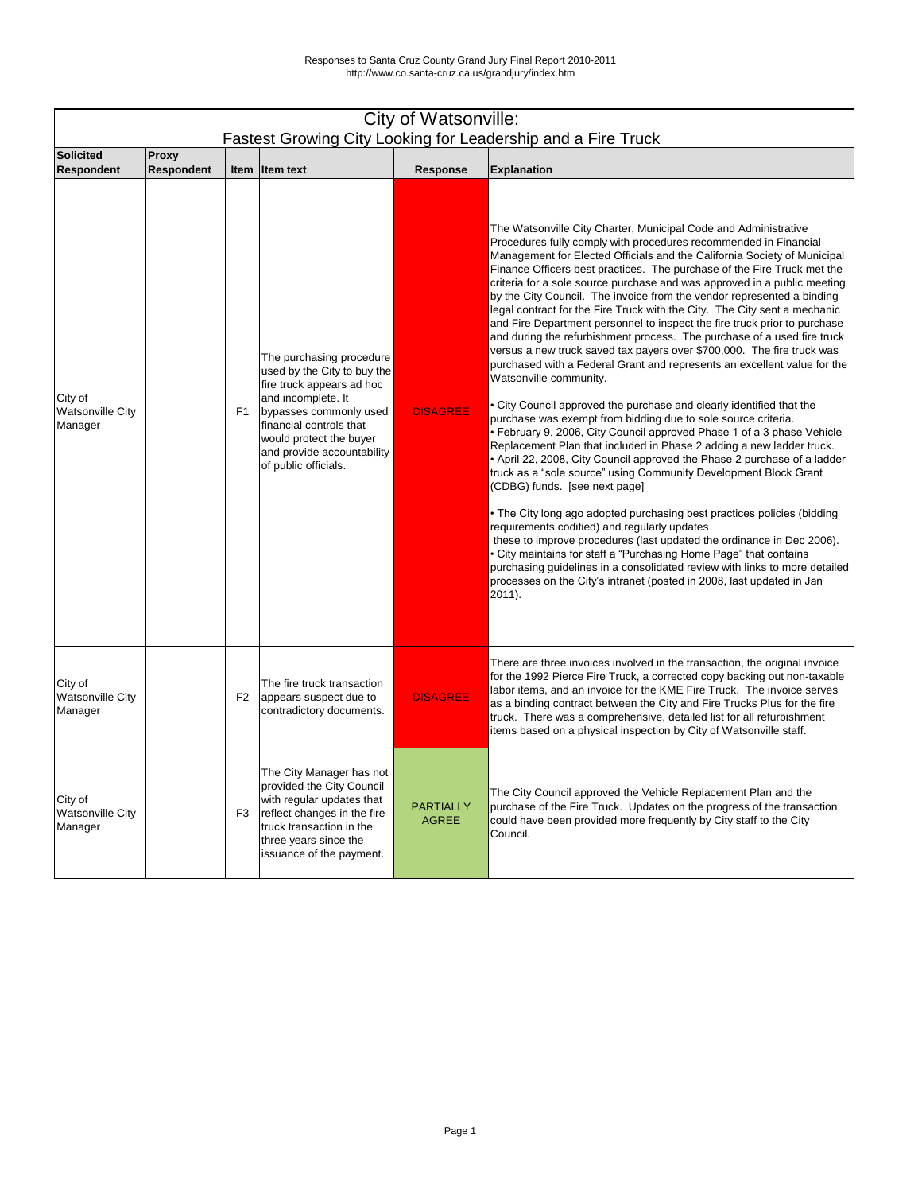# City of Watsonville:
## Fastest Growing City Looking for Leadership and a Fire Truck

| Solicited Respondent | Proxy Respondent | Item | Item text | Response | Explanation |
|---|---|---|---|---|---|
| City of Watsonville City Manager | | F1 | The purchasing procedure used by the City to buy the fire truck appears ad hoc and incomplete. It bypasses commonly used financial controls that would protect the buyer and provide accountability of public officials. | DISAGREE | The Watsonville City Charter, Municipal Code and Administrative Procedures fully comply with procedures recommended in Financial Management for Elected Officials and the California Society of Municipal Finance Officers best practices. The purchase of the Fire Truck met the criteria for a sole source purchase and was approved in a public meeting by the City Council. The invoice from the vendor represented a binding legal contract for the Fire Truck with the City. The City sent a mechanic and Fire Department personnel to inspect the fire truck prior to purchase and during the refurbishment process. The purchase of a used fire truck versus a new truck saved tax payers over $700,000. The fire truck was purchased with a Federal Grant and represents an excellent value for the Watsonville community.<br><br>• City Council approved the purchase and clearly identified that the purchase was exempt from bidding due to sole source criteria.<br>• February 9, 2006, City Council approved Phase 1 of a 3 phase Vehicle Replacement Plan that included in Phase 2 adding a new ladder truck.<br>• April 22, 2008, City Council approved the Phase 2 purchase of a ladder truck as a "sole source" using Community Development Block Grant (CDBG) funds. [see next page]<br><br>• The City long ago adopted purchasing best practices policies (bidding requirements codified) and regularly updates these to improve procedures (last updated the ordinance in Dec 2006).<br>• City maintains for staff a "Purchasing Home Page" that contains purchasing guidelines in a consolidated review with links to more detailed processes on the City's intranet (posted in 2008, last updated in Jan 2011). |
| City of Watsonville City Manager | | F2 | The fire truck transaction appears suspect due to contradictory documents. | DISAGREE | There are three invoices involved in the transaction, the original invoice for the 1992 Pierce Fire Truck, a corrected copy backing out non-taxable labor items, and an invoice for the KME Fire Truck. The invoice serves as a binding contract between the City and Fire Trucks Plus for the fire truck. There was a comprehensive, detailed list for all refurbishment items based on a physical inspection by City of Watsonville staff. |
| City of Watsonville City Manager | | F3 | The City Manager has not provided the City Council with regular updates that reflect changes in the fire truck transaction in the three years since the issuance of the payment. | PARTIALLY AGREE | The City Council approved the Vehicle Replacement Plan and the purchase of the Fire Truck. Updates on the progress of the transaction could have been provided more frequently by City staff to the City Council. |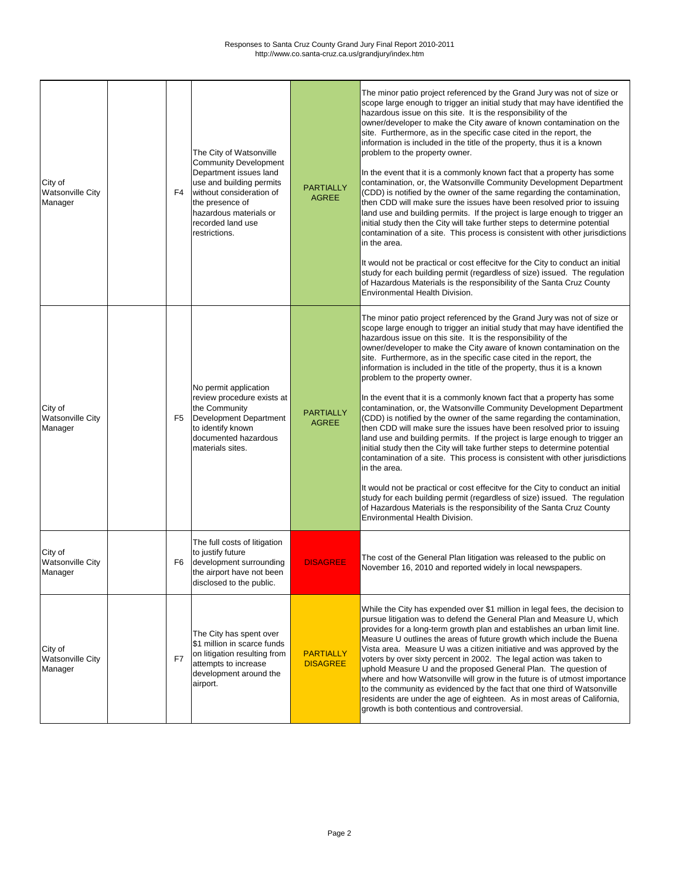| City of Watsonville City Manager | | F4 | The City of Watsonville Community Development Department issues land use and building permits without consideration of the presence of hazardous materials or recorded land use restrictions. | PARTIALLY AGREE | The minor patio project referenced by the Grand Jury was not of size or scope large enough to trigger an initial study that may have identified the hazardous issue on this site. It is the responsibility of the owner/developer to make the City aware of known contamination on the site. Furthermore, as in the specific case cited in the report, the information is included in the title of the property, thus it is a known problem to the property owner.<br><br>In the event that it is a commonly known fact that a property has some contamination, or, the Watsonville Community Development Department (CDD) is notified by the owner of the same regarding the contamination, then CDD will make sure the issues have been resolved prior to issuing land use and building permits. If the project is large enough to trigger an initial study then the City will take further steps to determine potential contamination of a site. This process is consistent with other jurisdictions in the area.<br><br>It would not be practical or cost effecitve for the City to conduct an initial study for each building permit (regardless of size) issued. The regulation of Hazardous Materials is the responsibility of the Santa Cruz County Environmental Health Division. |
|---|---|---|---|---|---|
| City of Watsonville City Manager | | F5 | No permit application review procedure exists at the Community Development Department to identify known documented hazardous materials sites. | PARTIALLY AGREE | The minor patio project referenced by the Grand Jury was not of size or scope large enough to trigger an initial study that may have identified the hazardous issue on this site. It is the responsibility of the owner/developer to make the City aware of known contamination on the site. Furthermore, as in the specific case cited in the report, the information is included in the title of the property, thus it is a known problem to the property owner.<br><br>In the event that it is a commonly known fact that a property has some contamination, or, the Watsonville Community Development Department (CDD) is notified by the owner of the same regarding the contamination, then CDD will make sure the issues have been resolved prior to issuing land use and building permits. If the project is large enough to trigger an initial study then the City will take further steps to determine potential contamination of a site. This process is consistent with other jurisdictions in the area.<br><br>It would not be practical or cost effecitve for the City to conduct an initial study for each building permit (regardless of size) issued. The regulation of Hazardous Materials is the responsibility of the Santa Cruz County Environmental Health Division. |
| City of Watsonville City Manager | | F6 | The full costs of litigation to justify future development surrounding the airport have not been disclosed to the public. | DISAGREE | The cost of the General Plan litigation was released to the public on November 16, 2010 and reported widely in local newspapers. |
| City of Watsonville City Manager | | F7 | The City has spent over $1 million in scarce funds on litigation resulting from attempts to increase development around the airport. | PARTIALLY DISAGREE | While the City has expended over $1 million in legal fees, the decision to pursue litigation was to defend the General Plan and Measure U, which provides for a long-term growth plan and establishes an urban limit line. Measure U outlines the areas of future growth which include the Buena Vista area. Measure U was a citizen initiative and was approved by the voters by over sixty percent in 2002. The legal action was taken to uphold Measure U and the proposed General Plan. The question of where and how Watsonville will grow in the future is of utmost importance to the community as evidenced by the fact that one third of Watsonville residents are under the age of eighteen. As in most areas of California, growth is both contentious and controversial. |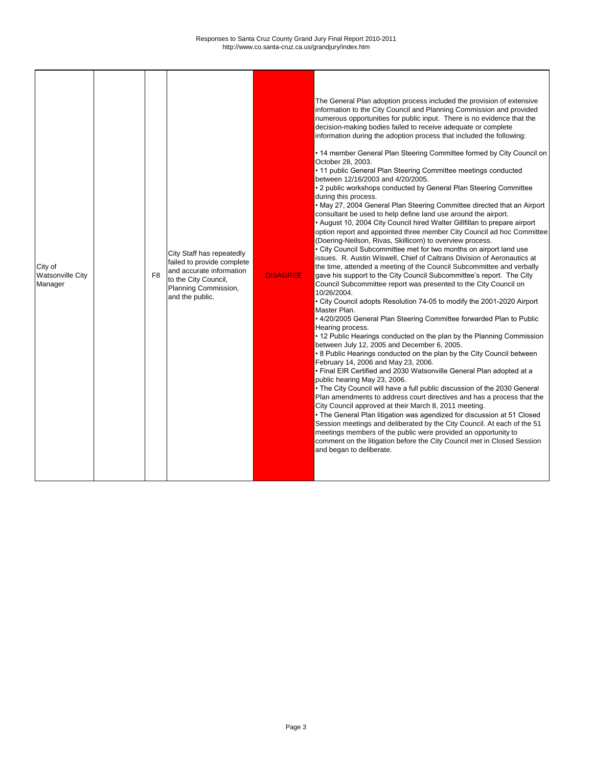| City of Watsonville City Manager | | F8 | City Staff has repeatedly failed to provide complete and accurate information to the City Council, Planning Commission, and the public. | DISAGREE | The General Plan adoption process included the provision of extensive information to the City Council and Planning Commission and provided numerous opportunities for public input. There is no evidence that the decision-making bodies failed to receive adequate or complete information during the adoption process that included the following:<br><br>• 14 member General Plan Steering Committee formed by City Council on October 28, 2003.<br>• 11 public General Plan Steering Committee meetings conducted between 12/16/2003 and 4/20/2005.<br>• 2 public workshops conducted by General Plan Steering Committee during this process.<br>• May 27, 2004 General Plan Steering Committee directed that an Airport consultant be used to help define land use around the airport.<br>• August 10, 2004 City Council hired Walter Gillfillan to prepare airport option report and appointed three member City Council ad hoc Committee (Doering-Neilson, Rivas, Skillicorn) to overview process.<br>• City Council Subcommittee met for two months on airport land use issues. R. Austin Wiswell, Chief of Caltrans Division of Aeronautics at the time, attended a meeting of the Council Subcommittee and verbally gave his support to the City Council Subcommittee's report. The City Council Subcommittee report was presented to the City Council on 10/26/2004.<br>• City Council adopts Resolution 74-05 to modify the 2001-2020 Airport Master Plan.<br>• 4/20/2005 General Plan Steering Committee forwarded Plan to Public Hearing process.<br>• 12 Public Hearings conducted on the plan by the Planning Commission between July 12, 2005 and December 6, 2005.<br>• 8 Public Hearings conducted on the plan by the City Council between February 14, 2006 and May 23, 2006.<br>• Final EIR Certified and 2030 Watsonville General Plan adopted at a public hearing May 23, 2006.<br>• The City Council will have a full public discussion of the 2030 General Plan amendments to address court directives and has a process that the City Council approved at their March 8, 2011 meeting.<br>• The General Plan litigation was agendized for discussion at 51 Closed Session meetings and deliberated by the City Council. At each of the 51 meetings members of the public were provided an opportunity to comment on the litigation before the City Council met in Closed Session and began to deliberate. |
|---|---|---|---|---|---|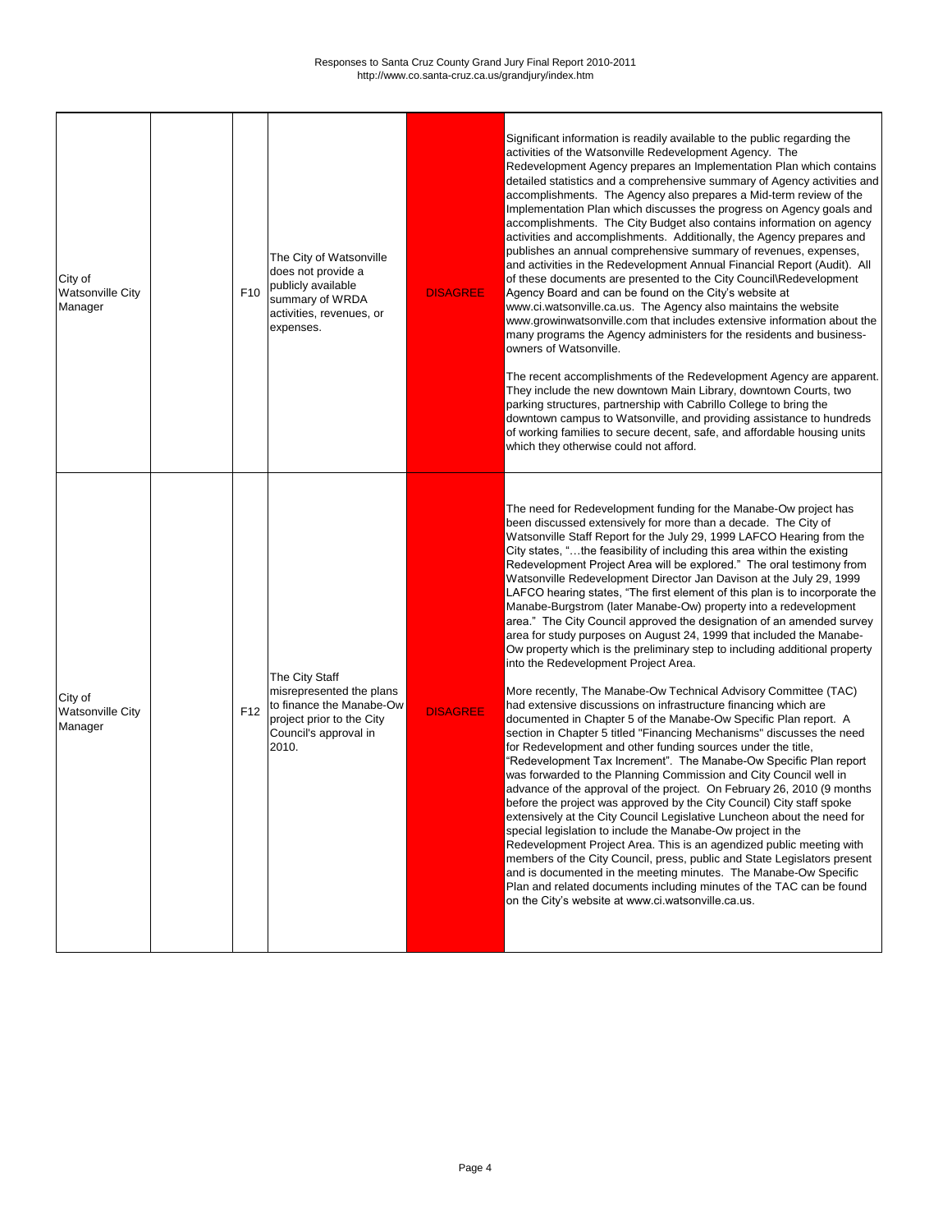| City of Watsonville City Manager | | F10 | The City of Watsonville does not provide a publicly available summary of WRDA activities, revenues, or expenses. | DISAGREE | Significant information is readily available to the public regarding the activities of the Watsonville Redevelopment Agency. The Redevelopment Agency prepares an Implementation Plan which contains detailed statistics and a comprehensive summary of Agency activities and accomplishments. The Agency also prepares a Mid-term review of the Implementation Plan which discusses the progress on Agency goals and accomplishments. The City Budget also contains information on agency activities and accomplishments. Additionally, the Agency prepares and publishes an annual comprehensive summary of revenues, expenses, and activities in the Redevelopment Annual Financial Report (Audit). All of these documents are presented to the City Council\Redevelopment Agency Board and can be found on the City's website at www.ci.watsonville.ca.us. The Agency also maintains the website www.growinwatsonville.com that includes extensive information about the many programs the Agency administers for the residents and business-owners of Watsonville.<br><br>The recent accomplishments of the Redevelopment Agency are apparent. They include the new downtown Main Library, downtown Courts, two parking structures, partnership with Cabrillo College to bring the downtown campus to Watsonville, and providing assistance to hundreds of working families to secure decent, safe, and affordable housing units which they otherwise could not afford. |
|---|---|---|---|---|---|
| City of Watsonville City Manager | | F12 | The City Staff misrepresented the plans to finance the Manabe-Ow project prior to the City Council's approval in 2010. | DISAGREE | The need for Redevelopment funding for the Manabe-Ow project has been discussed extensively for more than a decade. The City of Watsonville Staff Report for the July 29, 1999 LAFCO Hearing from the City states, "…the feasibility of including this area within the existing Redevelopment Project Area will be explored." The oral testimony from Watsonville Redevelopment Director Jan Davison at the July 29, 1999 LAFCO hearing states, "The first element of this plan is to incorporate the Manabe-Burgstrom (later Manabe-Ow) property into a redevelopment area." The City Council approved the designation of an amended survey area for study purposes on August 24, 1999 that included the Manabe-Ow property which is the preliminary step to including additional property into the Redevelopment Project Area.<br><br>More recently, The Manabe-Ow Technical Advisory Committee (TAC) had extensive discussions on infrastructure financing which are documented in Chapter 5 of the Manabe-Ow Specific Plan report. A section in Chapter 5 titled "Financing Mechanisms" discusses the need for Redevelopment and other funding sources under the title, "Redevelopment Tax Increment". The Manabe-Ow Specific Plan report was forwarded to the Planning Commission and City Council well in advance of the approval of the project. On February 26, 2010 (9 months before the project was approved by the City Council) City staff spoke extensively at the City Council Legislative Luncheon about the need for special legislation to include the Manabe-Ow project in the Redevelopment Project Area. This is an agendized public meeting with members of the City Council, press, public and State Legislators present and is documented in the meeting minutes. The Manabe-Ow Specific Plan and related documents including minutes of the TAC can be found on the City's website at www.ci.watsonville.ca.us. |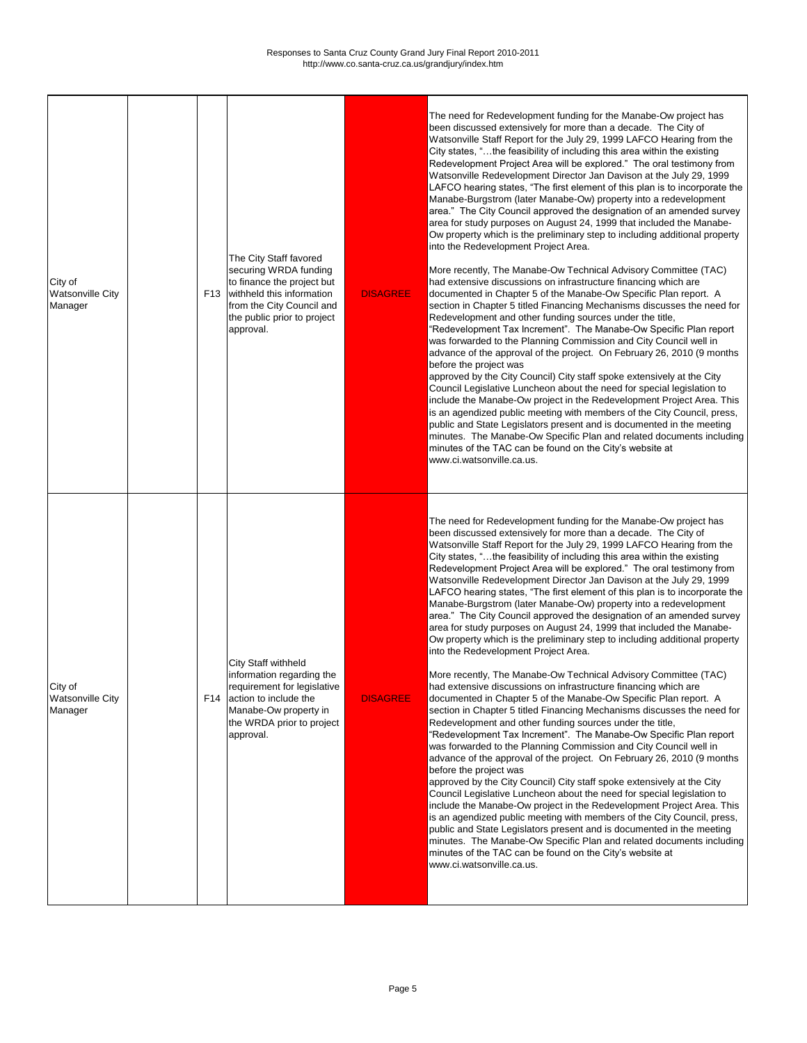| City of Watsonville City Manager | | F13 | The City Staff favored securing WRDA funding to finance the project but withheld this information from the City Council and the public prior to project approval. | DISAGREE | The need for Redevelopment funding for the Manabe-Ow project has been discussed extensively for more than a decade. The City of Watsonville Staff Report for the July 29, 1999 LAFCO Hearing from the City states, "…the feasibility of including this area within the existing Redevelopment Project Area will be explored." The oral testimony from Watsonville Redevelopment Director Jan Davison at the July 29, 1999 LAFCO hearing states, "The first element of this plan is to incorporate the Manabe-Burgstrom (later Manabe-Ow) property into a redevelopment area." The City Council approved the designation of an amended survey area for study purposes on August 24, 1999 that included the Manabe-Ow property which is the preliminary step to including additional property into the Redevelopment Project Area.<br><br>More recently, The Manabe-Ow Technical Advisory Committee (TAC) had extensive discussions on infrastructure financing which are documented in Chapter 5 of the Manabe-Ow Specific Plan report. A section in Chapter 5 titled Financing Mechanisms discusses the need for Redevelopment and other funding sources under the title, "Redevelopment Tax Increment". The Manabe-Ow Specific Plan report was forwarded to the Planning Commission and City Council well in advance of the approval of the project. On February 26, 2010 (9 months before the project was approved by the City Council) City staff spoke extensively at the City Council Legislative Luncheon about the need for special legislation to include the Manabe-Ow project in the Redevelopment Project Area. This is an agendized public meeting with members of the City Council, press, public and State Legislators present and is documented in the meeting minutes. The Manabe-Ow Specific Plan and related documents including minutes of the TAC can be found on the City's website at www.ci.watsonville.ca.us. |
|---|---|---|---|---|---|
| City of Watsonville City Manager | | F14 | City Staff withheld information regarding the requirement for legislative action to include the Manabe-Ow property in the WRDA prior to project approval. | DISAGREE | The need for Redevelopment funding for the Manabe-Ow project has been discussed extensively for more than a decade. The City of Watsonville Staff Report for the July 29, 1999 LAFCO Hearing from the City states, "…the feasibility of including this area within the existing Redevelopment Project Area will be explored." The oral testimony from Watsonville Redevelopment Director Jan Davison at the July 29, 1999 LAFCO hearing states, "The first element of this plan is to incorporate the Manabe-Burgstrom (later Manabe-Ow) property into a redevelopment area." The City Council approved the designation of an amended survey area for study purposes on August 24, 1999 that included the Manabe-Ow property which is the preliminary step to including additional property into the Redevelopment Project Area.<br><br>More recently, The Manabe-Ow Technical Advisory Committee (TAC) had extensive discussions on infrastructure financing which are documented in Chapter 5 of the Manabe-Ow Specific Plan report. A section in Chapter 5 titled Financing Mechanisms discusses the need for Redevelopment and other funding sources under the title, "Redevelopment Tax Increment". The Manabe-Ow Specific Plan report was forwarded to the Planning Commission and City Council well in advance of the approval of the project. On February 26, 2010 (9 months before the project was approved by the City Council) City staff spoke extensively at the City Council Legislative Luncheon about the need for special legislation to include the Manabe-Ow project in the Redevelopment Project Area. This is an agendized public meeting with members of the City Council, press, public and State Legislators present and is documented in the meeting minutes. The Manabe-Ow Specific Plan and related documents including minutes of the TAC can be found on the City's website at www.ci.watsonville.ca.us. |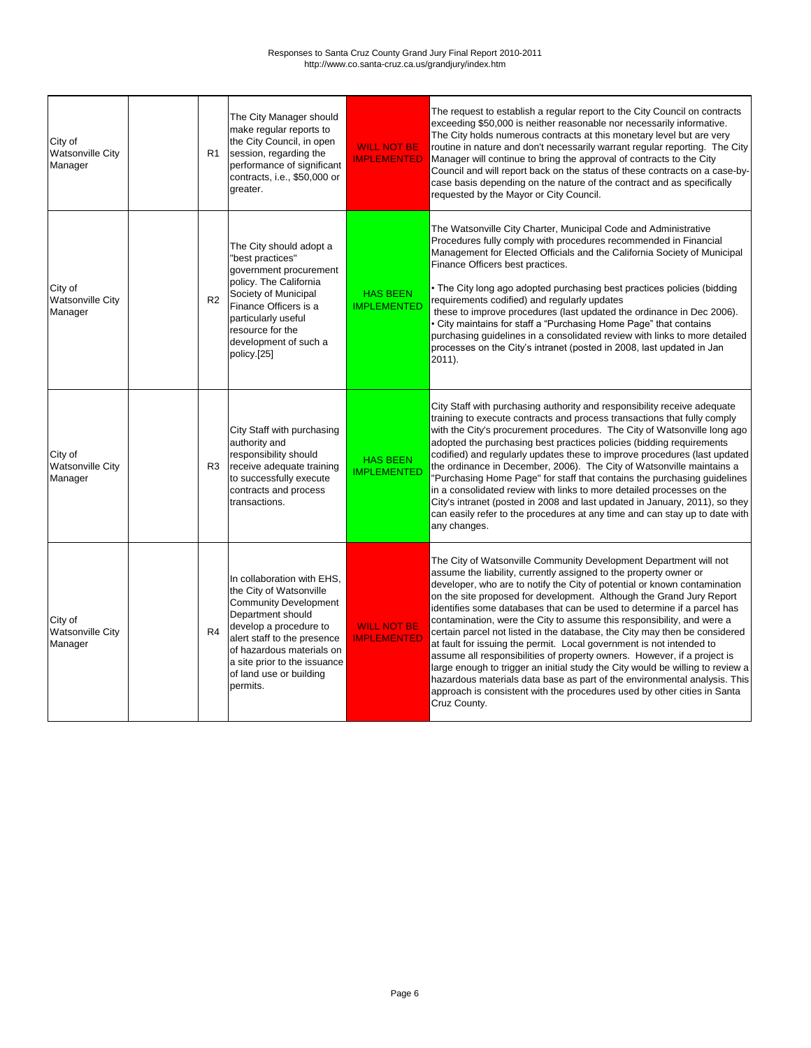Responses to Santa Cruz County Grand Jury Final Report 2010-2011
http://www.co.santa-cruz.ca.us/grandjury/index.htm

| | | | | | |
|---|---|---|---|---|---|
| City of Watsonville City Manager | | R1 | The City Manager should make regular reports to the City Council, in open session, regarding the performance of significant contracts, i.e., $50,000 or greater. | WILL NOT BE IMPLEMENTED | The request to establish a regular report to the City Council on contracts exceeding $50,000 is neither reasonable nor necessarily informative. The City holds numerous contracts at this monetary level but are very routine in nature and don't necessarily warrant regular reporting. The City Manager will continue to bring the approval of contracts to the City Council and will report back on the status of these contracts on a case-by-case basis depending on the nature of the contract and as specifically requested by the Mayor or City Council. |
| City of Watsonville City Manager | | R2 | The City should adopt a "best practices" government procurement policy. The California Society of Municipal Finance Officers is a particularly useful resource for the development of such a policy.[25] | HAS BEEN IMPLEMENTED | The Watsonville City Charter, Municipal Code and Administrative Procedures fully comply with procedures recommended in Financial Management for Elected Officials and the California Society of Municipal Finance Officers best practices.<br><br>• The City long ago adopted purchasing best practices policies (bidding requirements codified) and regularly updates these to improve procedures (last updated the ordinance in Dec 2006).<br>• City maintains for staff a "Purchasing Home Page" that contains purchasing guidelines in a consolidated review with links to more detailed processes on the City's intranet (posted in 2008, last updated in Jan 2011). |
| City of Watsonville City Manager | | R3 | City Staff with purchasing authority and responsibility should receive adequate training to successfully execute contracts and process transactions. | HAS BEEN IMPLEMENTED | City Staff with purchasing authority and responsibility receive adequate training to execute contracts and process transactions that fully comply with the City's procurement procedures. The City of Watsonville long ago adopted the purchasing best practices policies (bidding requirements codified) and regularly updates these to improve procedures (last updated the ordinance in December, 2006). The City of Watsonville maintains a "Purchasing Home Page" for staff that contains the purchasing guidelines in a consolidated review with links to more detailed processes on the City's intranet (posted in 2008 and last updated in January, 2011), so they can easily refer to the procedures at any time and can stay up to date with any changes. |
| City of Watsonville City Manager | | R4 | In collaboration with EHS, the City of Watsonville Community Development Department should develop a procedure to alert staff to the presence of hazardous materials on a site prior to the issuance of land use or building permits. | WILL NOT BE IMPLEMENTED | The City of Watsonville Community Development Department will not assume the liability, currently assigned to the property owner or developer, who are to notify the City of potential or known contamination on the site proposed for development. Although the Grand Jury Report identifies some databases that can be used to determine if a parcel has contamination, were the City to assume this responsibility, and were a certain parcel not listed in the database, the City may then be considered at fault for issuing the permit. Local government is not intended to assume all responsibilities of property owners. However, if a project is large enough to trigger an initial study the City would be willing to review a hazardous materials data base as part of the environmental analysis. This approach is consistent with the procedures used by other cities in Santa Cruz County. |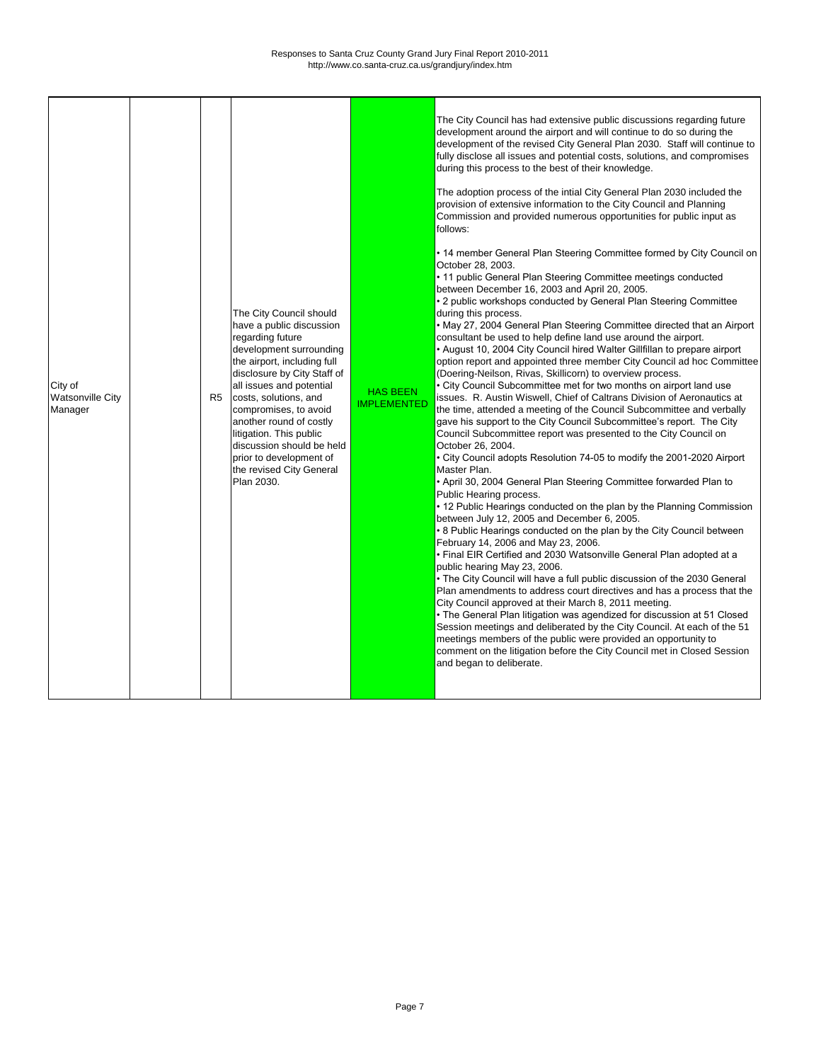Responses to Santa Cruz County Grand Jury Final Report 2010-2011
http://www.co.santa-cruz.ca.us/grandjury/index.htm

| | | | | | |
|---|---|---|---|---|---|
| City of Watsonville City Manager | | R5 | The City Council should have a public discussion regarding future development surrounding the airport, including full disclosure by City Staff of all issues and potential costs, solutions, and compromises, to avoid another round of costly litigation. This public discussion should be held prior to development of the revised City General Plan 2030. | HAS BEEN IMPLEMENTED | The City Council has had extensive public discussions regarding future development around the airport and will continue to do so during the development of the revised City General Plan 2030. Staff will continue to fully disclose all issues and potential costs, solutions, and compromises during this process to the best of their knowledge.<br><br>The adoption process of the intial City General Plan 2030 included the provision of extensive information to the City Council and Planning Commission and provided numerous opportunities for public input as follows:<br><br>• 14 member General Plan Steering Committee formed by City Council on October 28, 2003.<br>• 11 public General Plan Steering Committee meetings conducted between December 16, 2003 and April 20, 2005.<br>• 2 public workshops conducted by General Plan Steering Committee during this process.<br>• May 27, 2004 General Plan Steering Committee directed that an Airport consultant be used to help define land use around the airport.<br>• August 10, 2004 City Council hired Walter Gillfillan to prepare airport option report and appointed three member City Council ad hoc Committee (Doering-Neilson, Rivas, Skillicorn) to overview process.<br>• City Council Subcommittee met for two months on airport land use issues. R. Austin Wiswell, Chief of Caltrans Division of Aeronautics at the time, attended a meeting of the Council Subcommittee and verbally gave his support to the City Council Subcommittee's report. The City Council Subcommittee report was presented to the City Council on October 26, 2004.<br>• City Council adopts Resolution 74-05 to modify the 2001-2020 Airport Master Plan.<br>• April 30, 2004 General Plan Steering Committee forwarded Plan to Public Hearing process.<br>• 12 Public Hearings conducted on the plan by the Planning Commission between July 12, 2005 and December 6, 2005.<br>• 8 Public Hearings conducted on the plan by the City Council between February 14, 2006 and May 23, 2006.<br>• Final EIR Certified and 2030 Watsonville General Plan adopted at a public hearing May 23, 2006.<br>• The City Council will have a full public discussion of the 2030 General Plan amendments to address court directives and has a process that the City Council approved at their March 8, 2011 meeting.<br>• The General Plan litigation was agendized for discussion at 51 Closed Session meetings and deliberated by the City Council. At each of the 51 meetings members of the public were provided an opportunity to comment on the litigation before the City Council met in Closed Session and began to deliberate. |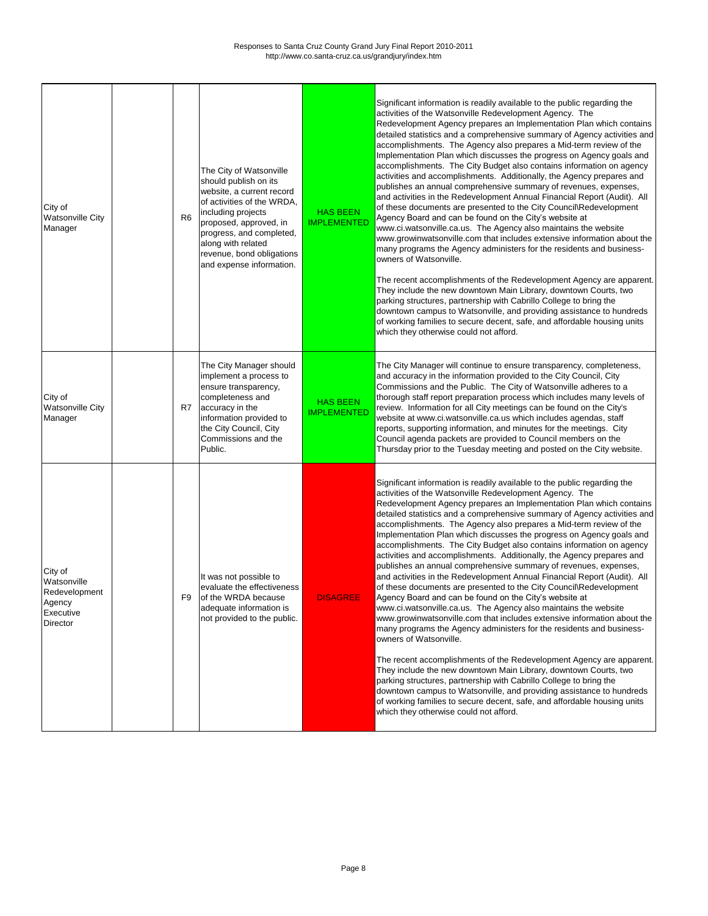| | | | | | |
|---|---|---|---|---|---|
| City of Watsonville City Manager | | R6 | The City of Watsonville should publish on its website, a current record of activities of the WRDA, including projects proposed, approved, in progress, and completed, along with related revenue, bond obligations and expense information. | HAS BEEN IMPLEMENTED | Significant information is readily available to the public regarding the activities of the Watsonville Redevelopment Agency. The Redevelopment Agency prepares an Implementation Plan which contains detailed statistics and a comprehensive summary of Agency activities and accomplishments. The Agency also prepares a Mid-term review of the Implementation Plan which discusses the progress on Agency goals and accomplishments. The City Budget also contains information on agency activities and accomplishments. Additionally, the Agency prepares and publishes an annual comprehensive summary of revenues, expenses, and activities in the Redevelopment Annual Financial Report (Audit). All of these documents are presented to the City Council\Redevelopment Agency Board and can be found on the City's website at www.ci.watsonville.ca.us. The Agency also maintains the website www.growinwatsonville.com that includes extensive information about the many programs the Agency administers for the residents and business-owners of Watsonville.<br><br>The recent accomplishments of the Redevelopment Agency are apparent. They include the new downtown Main Library, downtown Courts, two parking structures, partnership with Cabrillo College to bring the downtown campus to Watsonville, and providing assistance to hundreds of working families to secure decent, safe, and affordable housing units which they otherwise could not afford. |
| City of Watsonville City Manager | | R7 | The City Manager should implement a process to ensure transparency, completeness and accuracy in the information provided to the City Council, City Commissions and the Public. | HAS BEEN IMPLEMENTED | The City Manager will continue to ensure transparency, completeness, and accuracy in the information provided to the City Council, City Commissions and the Public. The City of Watsonville adheres to a thorough staff report preparation process which includes many levels of review. Information for all City meetings can be found on the City's website at www.ci.watsonville.ca.us which includes agendas, staff reports, supporting information, and minutes for the meetings. City Council agenda packets are provided to Council members on the Thursday prior to the Tuesday meeting and posted on the City website. |
| City of Watsonville Redevelopment Agency Executive Director | | F9 | It was not possible to evaluate the effectiveness of the WRDA because adequate information is not provided to the public. | DISAGREE | Significant information is readily available to the public regarding the activities of the Watsonville Redevelopment Agency. The Redevelopment Agency prepares an Implementation Plan which contains detailed statistics and a comprehensive summary of Agency activities and accomplishments. The Agency also prepares a Mid-term review of the Implementation Plan which discusses the progress on Agency goals and accomplishments. The City Budget also contains information on agency activities and accomplishments. Additionally, the Agency prepares and publishes an annual comprehensive summary of revenues, expenses, and activities in the Redevelopment Annual Financial Report (Audit). All of these documents are presented to the City Council\Redevelopment Agency Board and can be found on the City's website at www.ci.watsonville.ca.us. The Agency also maintains the website www.growinwatsonville.com that includes extensive information about the many programs the Agency administers for the residents and business-owners of Watsonville.<br><br>The recent accomplishments of the Redevelopment Agency are apparent. They include the new downtown Main Library, downtown Courts, two parking structures, partnership with Cabrillo College to bring the downtown campus to Watsonville, and providing assistance to hundreds of working families to secure decent, safe, and affordable housing units which they otherwise could not afford. |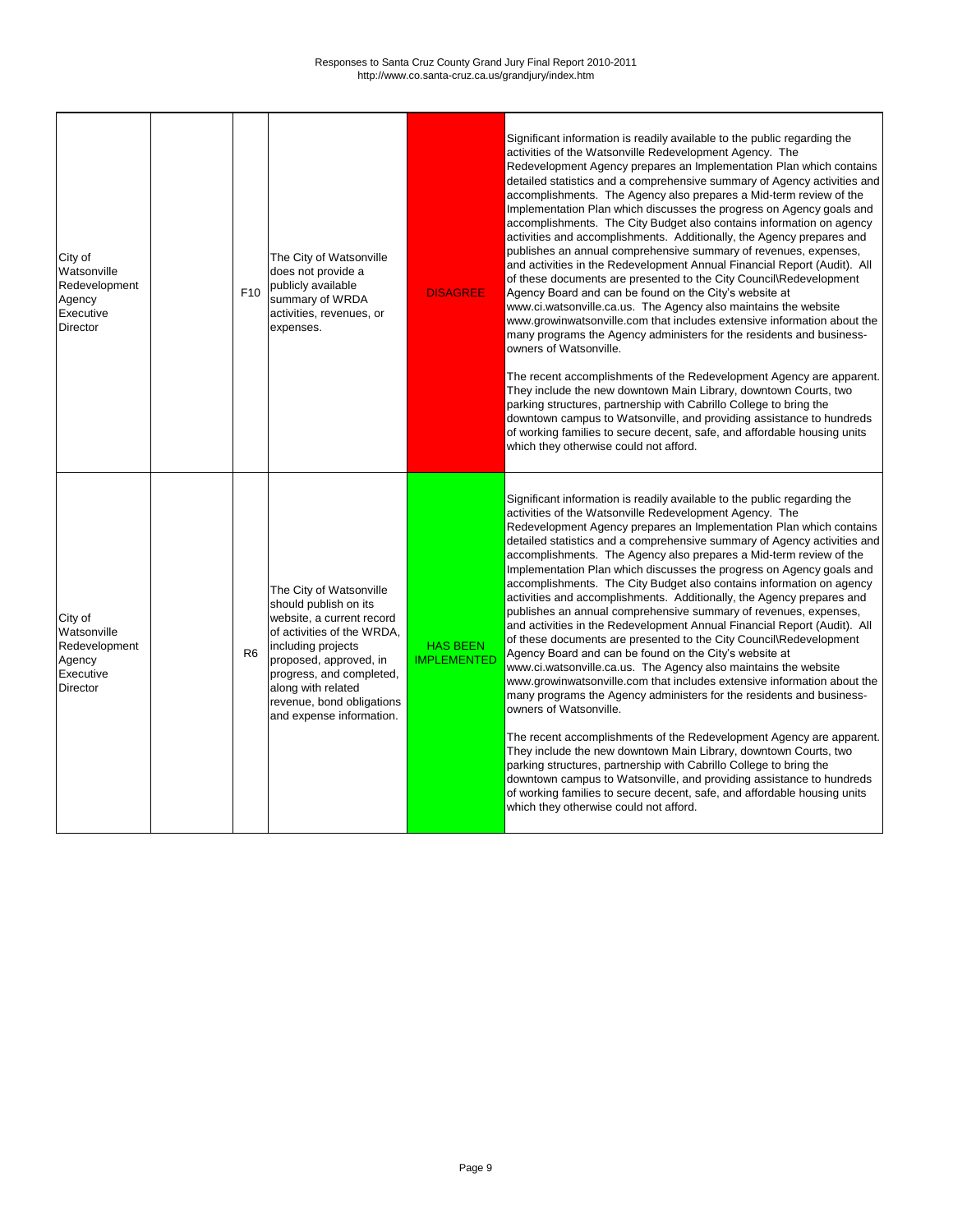| City of Watsonville Redevelopment Agency Executive Director | | F10 | The City of Watsonville does not provide a publicly available summary of WRDA activities, revenues, or expenses. | DISAGREE | Significant information is readily available to the public regarding the activities of the Watsonville Redevelopment Agency. The Redevelopment Agency prepares an Implementation Plan which contains detailed statistics and a comprehensive summary of Agency activities and accomplishments. The Agency also prepares a Mid-term review of the Implementation Plan which discusses the progress on Agency goals and accomplishments. The City Budget also contains information on agency activities and accomplishments. Additionally, the Agency prepares and publishes an annual comprehensive summary of revenues, expenses, and activities in the Redevelopment Annual Financial Report (Audit). All of these documents are presented to the City Council\Redevelopment Agency Board and can be found on the City's website at www.ci.watsonville.ca.us. The Agency also maintains the website www.growinwatsonville.com that includes extensive information about the many programs the Agency administers for the residents and business-owners of Watsonville.<br><br>The recent accomplishments of the Redevelopment Agency are apparent. They include the new downtown Main Library, downtown Courts, two parking structures, partnership with Cabrillo College to bring the downtown campus to Watsonville, and providing assistance to hundreds of working families to secure decent, safe, and affordable housing units which they otherwise could not afford. |
|---|---|---|---|---|---|
| City of Watsonville Redevelopment Agency Executive Director | | R6 | The City of Watsonville should publish on its website, a current record of activities of the WRDA, including projects proposed, approved, in progress, and completed, along with related revenue, bond obligations and expense information. | HAS BEEN IMPLEMENTED | Significant information is readily available to the public regarding the activities of the Watsonville Redevelopment Agency. The Redevelopment Agency prepares an Implementation Plan which contains detailed statistics and a comprehensive summary of Agency activities and accomplishments. The Agency also prepares a Mid-term review of the Implementation Plan which discusses the progress on Agency goals and accomplishments. The City Budget also contains information on agency activities and accomplishments. Additionally, the Agency prepares and publishes an annual comprehensive summary of revenues, expenses, and activities in the Redevelopment Annual Financial Report (Audit). All of these documents are presented to the City Council\Redevelopment Agency Board and can be found on the City's website at www.ci.watsonville.ca.us. The Agency also maintains the website www.growinwatsonville.com that includes extensive information about the many programs the Agency administers for the residents and business-owners of Watsonville.<br><br>The recent accomplishments of the Redevelopment Agency are apparent. They include the new downtown Main Library, downtown Courts, two parking structures, partnership with Cabrillo College to bring the downtown campus to Watsonville, and providing assistance to hundreds of working families to secure decent, safe, and affordable housing units which they otherwise could not afford. |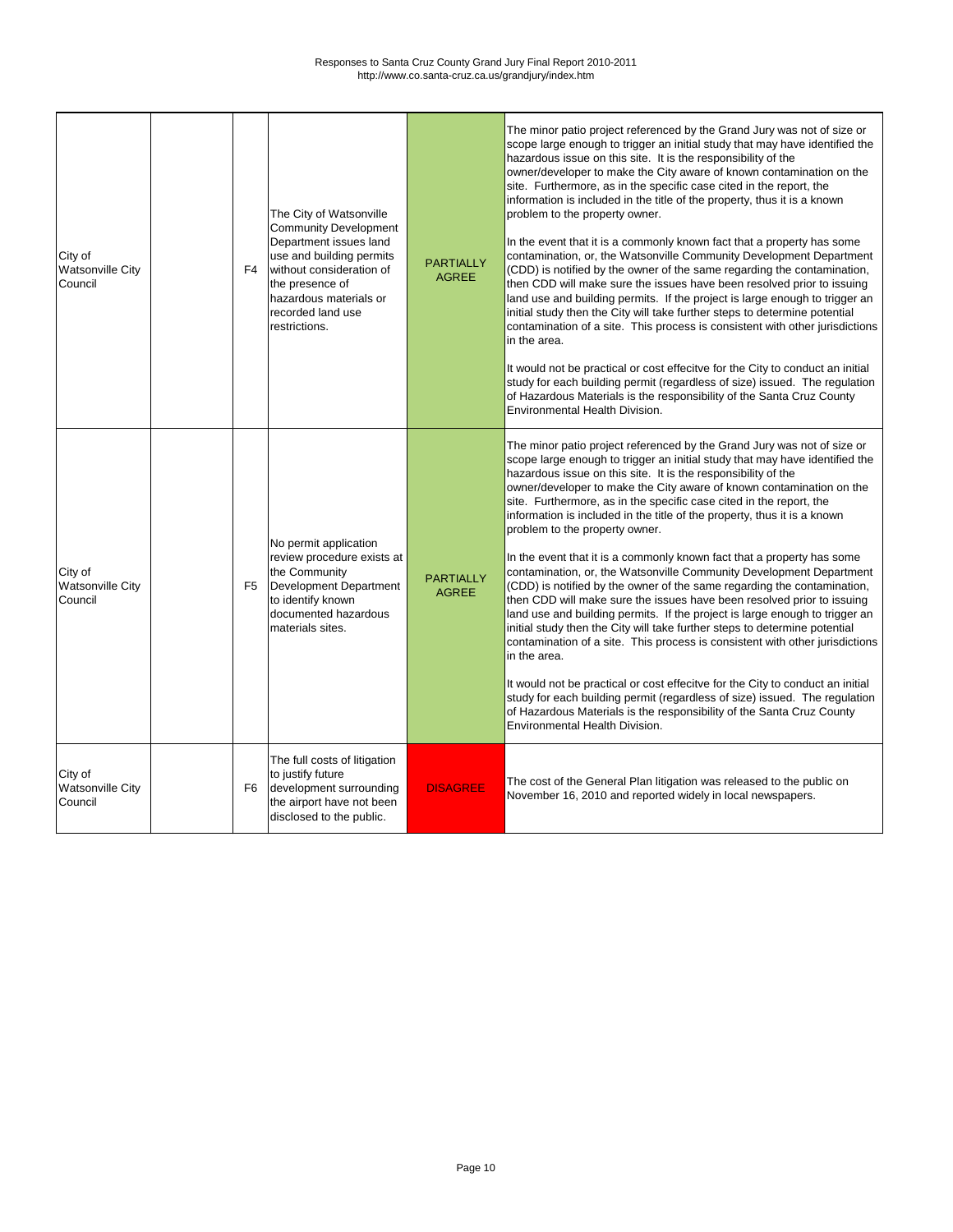| | | | | | |
|---|---|---|---|---|---|
| City of Watsonville City Council | | F4 | The City of Watsonville Community Development Department issues land use and building permits without consideration of the presence of hazardous materials or recorded land use restrictions. | PARTIALLY AGREE | The minor patio project referenced by the Grand Jury was not of size or scope large enough to trigger an initial study that may have identified the hazardous issue on this site. It is the responsibility of the owner/developer to make the City aware of known contamination on the site. Furthermore, as in the specific case cited in the report, the information is included in the title of the property, thus it is a known problem to the property owner.<br><br>In the event that it is a commonly known fact that a property has some contamination, or, the Watsonville Community Development Department (CDD) is notified by the owner of the same regarding the contamination, then CDD will make sure the issues have been resolved prior to issuing land use and building permits. If the project is large enough to trigger an initial study then the City will take further steps to determine potential contamination of a site. This process is consistent with other jurisdictions in the area.<br><br>It would not be practical or cost effecitve for the City to conduct an initial study for each building permit (regardless of size) issued. The regulation of Hazardous Materials is the responsibility of the Santa Cruz County Environmental Health Division. |
| City of Watsonville City Council | | F5 | No permit application review procedure exists at the Community Development Department to identify known documented hazardous materials sites. | PARTIALLY AGREE | The minor patio project referenced by the Grand Jury was not of size or scope large enough to trigger an initial study that may have identified the hazardous issue on this site. It is the responsibility of the owner/developer to make the City aware of known contamination on the site. Furthermore, as in the specific case cited in the report, the information is included in the title of the property, thus it is a known problem to the property owner.<br><br>In the event that it is a commonly known fact that a property has some contamination, or, the Watsonville Community Development Department (CDD) is notified by the owner of the same regarding the contamination, then CDD will make sure the issues have been resolved prior to issuing land use and building permits. If the project is large enough to trigger an initial study then the City will take further steps to determine potential contamination of a site. This process is consistent with other jurisdictions in the area.<br><br>It would not be practical or cost effecitve for the City to conduct an initial study for each building permit (regardless of size) issued. The regulation of Hazardous Materials is the responsibility of the Santa Cruz County Environmental Health Division. |
| City of Watsonville City Council | | F6 | The full costs of litigation to justify future development surrounding the airport have not been disclosed to the public. | DISAGREE | The cost of the General Plan litigation was released to the public on November 16, 2010 and reported widely in local newspapers. |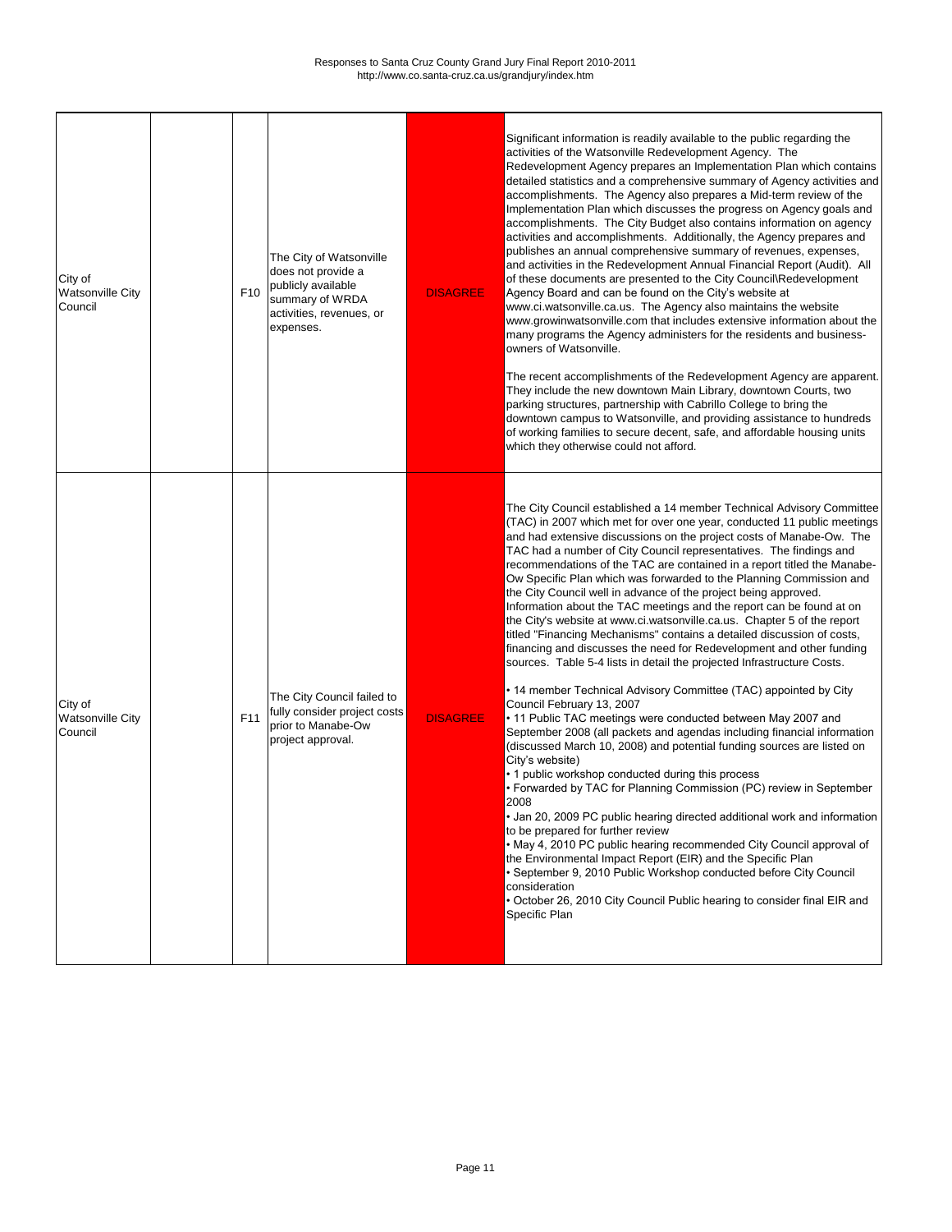| City of Watsonville City Council | | F10 | The City of Watsonville does not provide a publicly available summary of WRDA activities, revenues, or expenses. | DISAGREE | Significant information is readily available to the public regarding the activities of the Watsonville Redevelopment Agency. The Redevelopment Agency prepares an Implementation Plan which contains detailed statistics and a comprehensive summary of Agency activities and accomplishments. The Agency also prepares a Mid-term review of the Implementation Plan which discusses the progress on Agency goals and accomplishments. The City Budget also contains information on agency activities and accomplishments. Additionally, the Agency prepares and publishes an annual comprehensive summary of revenues, expenses, and activities in the Redevelopment Annual Financial Report (Audit). All of these documents are presented to the City Council\Redevelopment Agency Board and can be found on the City's website at www.ci.watsonville.ca.us. The Agency also maintains the website www.growinwatsonville.com that includes extensive information about the many programs the Agency administers for the residents and business-owners of Watsonville.<br><br>The recent accomplishments of the Redevelopment Agency are apparent. They include the new downtown Main Library, downtown Courts, two parking structures, partnership with Cabrillo College to bring the downtown campus to Watsonville, and providing assistance to hundreds of working families to secure decent, safe, and affordable housing units which they otherwise could not afford. |
|---|---|---|---|---|---|
| City of Watsonville City Council | | F11 | The City Council failed to fully consider project costs prior to Manabe-Ow project approval. | DISAGREE | The City Council established a 14 member Technical Advisory Committee (TAC) in 2007 which met for over one year, conducted 11 public meetings and had extensive discussions on the project costs of Manabe-Ow. The TAC had a number of City Council representatives. The findings and recommendations of the TAC are contained in a report titled the Manabe-Ow Specific Plan which was forwarded to the Planning Commission and the City Council well in advance of the project being approved. Information about the TAC meetings and the report can be found at on the City's website at www.ci.watsonville.ca.us. Chapter 5 of the report titled "Financing Mechanisms" contains a detailed discussion of costs, financing and discusses the need for Redevelopment and other funding sources. Table 5-4 lists in detail the projected Infrastructure Costs.<br><br>• 14 member Technical Advisory Committee (TAC) appointed by City Council February 13, 2007<br>• 11 Public TAC meetings were conducted between May 2007 and September 2008 (all packets and agendas including financial information (discussed March 10, 2008) and potential funding sources are listed on City's website)<br>• 1 public workshop conducted during this process<br>• Forwarded by TAC for Planning Commission (PC) review in September 2008<br>• Jan 20, 2009 PC public hearing directed additional work and information to be prepared for further review<br>• May 4, 2010 PC public hearing recommended City Council approval of the Environmental Impact Report (EIR) and the Specific Plan<br>• September 9, 2010 Public Workshop conducted before City Council consideration<br>• October 26, 2010 City Council Public hearing to consider final EIR and Specific Plan |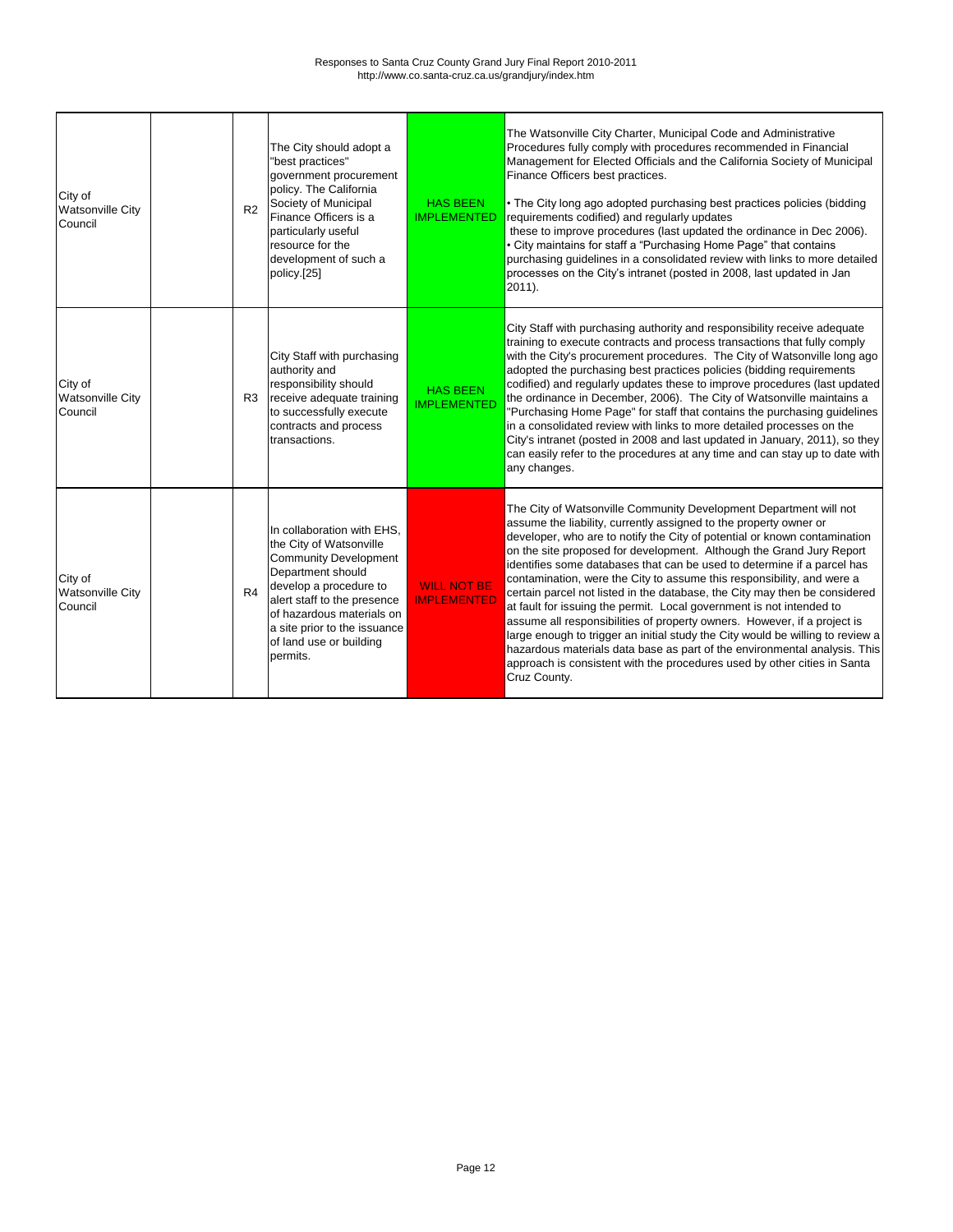| | | | | | |
|---|---|---|---|---|---|
| City of Watsonville City Council | | R2 | The City should adopt a "best practices" government procurement policy. The California Society of Municipal Finance Officers is a particularly useful resource for the development of such a policy.[25] | HAS BEEN IMPLEMENTED | The Watsonville City Charter, Municipal Code and Administrative Procedures fully comply with procedures recommended in Financial Management for Elected Officials and the California Society of Municipal Finance Officers best practices.<br><br>• The City long ago adopted purchasing best practices policies (bidding requirements codified) and regularly updates these to improve procedures (last updated the ordinance in Dec 2006).<br>• City maintains for staff a "Purchasing Home Page" that contains purchasing guidelines in a consolidated review with links to more detailed processes on the City's intranet (posted in 2008, last updated in Jan 2011). |
| City of Watsonville City Council | | R3 | City Staff with purchasing authority and responsibility should receive adequate training to successfully execute contracts and process transactions. | HAS BEEN IMPLEMENTED | City Staff with purchasing authority and responsibility receive adequate training to execute contracts and process transactions that fully comply with the City's procurement procedures. The City of Watsonville long ago adopted the purchasing best practices policies (bidding requirements codified) and regularly updates these to improve procedures (last updated the ordinance in December, 2006). The City of Watsonville maintains a "Purchasing Home Page" for staff that contains the purchasing guidelines in a consolidated review with links to more detailed processes on the City's intranet (posted in 2008 and last updated in January, 2011), so they can easily refer to the procedures at any time and can stay up to date with any changes. |
| City of Watsonville City Council | | R4 | In collaboration with EHS, the City of Watsonville Community Development Department should develop a procedure to alert staff to the presence of hazardous materials on a site prior to the issuance of land use or building permits. | WILL NOT BE IMPLEMENTED | The City of Watsonville Community Development Department will not assume the liability, currently assigned to the property owner or developer, who are to notify the City of potential or known contamination on the site proposed for development. Although the Grand Jury Report identifies some databases that can be used to determine if a parcel has contamination, were the City to assume this responsibility, and were a certain parcel not listed in the database, the City may then be considered at fault for issuing the permit. Local government is not intended to assume all responsibilities of property owners. However, if a project is large enough to trigger an initial study the City would be willing to review a hazardous materials data base as part of the environmental analysis. This approach is consistent with the procedures used by other cities in Santa Cruz County. |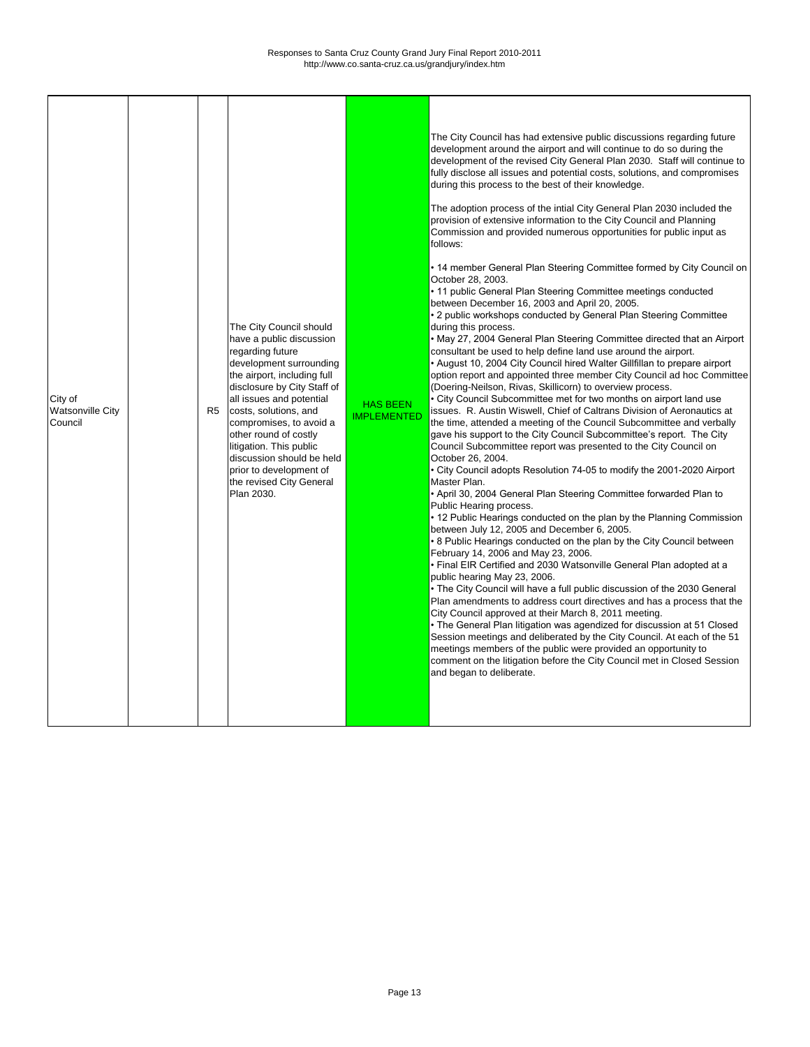| City of Watsonville City Council | | R5 | The City Council should have a public discussion regarding future development surrounding the airport, including full disclosure by City Staff of all issues and potential costs, solutions, and compromises, to avoid a other round of costly litigation. This public discussion should be held prior to development of the revised City General Plan 2030. | HAS BEEN IMPLEMENTED | The City Council has had extensive public discussions regarding future development around the airport and will continue to do so during the development of the revised City General Plan 2030. Staff will continue to fully disclose all issues and potential costs, solutions, and compromises during this process to the best of their knowledge.<br><br>The adoption process of the intial City General Plan 2030 included the provision of extensive information to the City Council and Planning Commission and provided numerous opportunities for public input as follows:<br><br>• 14 member General Plan Steering Committee formed by City Council on October 28, 2003.<br>• 11 public General Plan Steering Committee meetings conducted between December 16, 2003 and April 20, 2005.<br>• 2 public workshops conducted by General Plan Steering Committee during this process.<br>• May 27, 2004 General Plan Steering Committee directed that an Airport consultant be used to help define land use around the airport.<br>• August 10, 2004 City Council hired Walter Gillfillan to prepare airport option report and appointed three member City Council ad hoc Committee (Doering-Neilson, Rivas, Skillicorn) to overview process.<br>• City Council Subcommittee met for two months on airport land use issues. R. Austin Wiswell, Chief of Caltrans Division of Aeronautics at the time, attended a meeting of the Council Subcommittee and verbally gave his support to the City Council Subcommittee's report. The City Council Subcommittee report was presented to the City Council on October 26, 2004.<br>• City Council adopts Resolution 74-05 to modify the 2001-2020 Airport Master Plan.<br>• April 30, 2004 General Plan Steering Committee forwarded Plan to Public Hearing process.<br>• 12 Public Hearings conducted on the plan by the Planning Commission between July 12, 2005 and December 6, 2005.<br>• 8 Public Hearings conducted on the plan by the City Council between February 14, 2006 and May 23, 2006.<br>• Final EIR Certified and 2030 Watsonville General Plan adopted at a public hearing May 23, 2006.<br>• The City Council will have a full public discussion of the 2030 General Plan amendments to address court directives and has a process that the City Council approved at their March 8, 2011 meeting.<br>• The General Plan litigation was agendized for discussion at 51 Closed Session meetings and deliberated by the City Council. At each of the 51 meetings members of the public were provided an opportunity to comment on the litigation before the City Council met in Closed Session and began to deliberate. |
|---|---|---|---|---|---|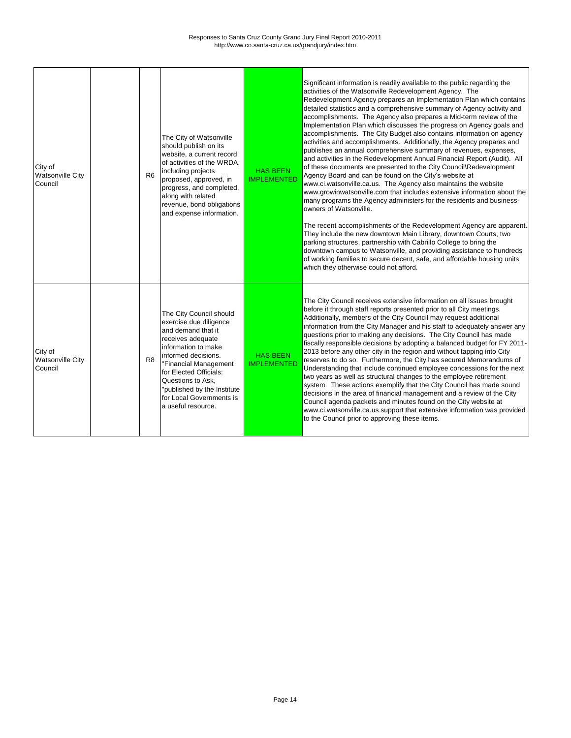| City of Watsonville City Council | | R6 | The City of Watsonville should publish on its website, a current record of activities of the WRDA, including projects proposed, approved, in progress, and completed, along with related revenue, bond obligations and expense information. | HAS BEEN IMPLEMENTED | Significant information is readily available to the public regarding the activities of the Watsonville Redevelopment Agency. The Redevelopment Agency prepares an Implementation Plan which contains detailed statistics and a comprehensive summary of Agency activity and accomplishments. The Agency also prepares a Mid-term review of the Implementation Plan which discusses the progress on Agency goals and accomplishments. The City Budget also contains information on agency activities and accomplishments. Additionally, the Agency prepares and publishes an annual comprehensive summary of revenues, expenses, and activities in the Redevelopment Annual Financial Report (Audit). All of these documents are presented to the City Council\Redevelopment Agency Board and can be found on the City's website at www.ci.watsonville.ca.us. The Agency also maintains the website www.growinwatsonville.com that includes extensive information about the many programs the Agency administers for the residents and business-owners of Watsonville.<br><br>The recent accomplishments of the Redevelopment Agency are apparent. They include the new downtown Main Library, downtown Courts, two parking structures, partnership with Cabrillo College to bring the downtown campus to Watsonville, and providing assistance to hundreds of working families to secure decent, safe, and affordable housing units which they otherwise could not afford. |
|---|---|---|---|---|---|
| City of Watsonville City Council | | R8 | The City Council should exercise due diligence and demand that it receives adequate information to make informed decisions. "Financial Management for Elected Officials: Questions to Ask, "published by the Institute for Local Governments is a useful resource. | HAS BEEN IMPLEMENTED | The City Council receives extensive information on all issues brought before it through staff reports presented prior to all City meetings. Additionally, members of the City Council may request additional information from the City Manager and his staff to adequately answer any questions prior to making any decisions. The City Council has made fiscally responsible decisions by adopting a balanced budget for FY 2011-2013 before any other city in the region and without tapping into City reserves to do so. Furthermore, the City has secured Memorandums of Understanding that include continued employee concessions for the next two years as well as structural changes to the employee retirement system. These actions exemplify that the City Council has made sound decisions in the area of financial management and a review of the City Council agenda packets and minutes found on the City website at www.ci.watsonville.ca.us support that extensive information was provided to the Council prior to approving these items. |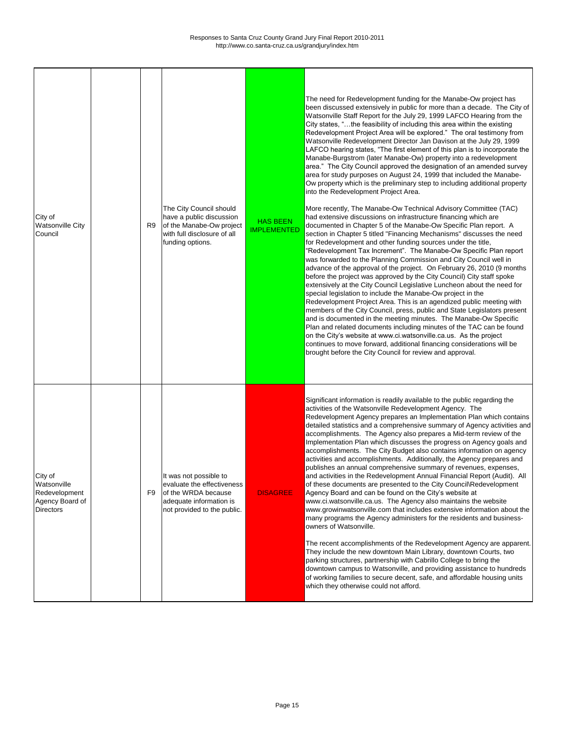| | | | | | |
|---|---|---|---|---|---|
| City of Watsonville City Council | | R9 | The City Council should have a public discussion of the Manabe-Ow project with full disclosure of all funding options. | HAS BEEN IMPLEMENTED | The need for Redevelopment funding for the Manabe-Ow project has been discussed extensively in public for more than a decade. The City of Watsonville Staff Report for the July 29, 1999 LAFCO Hearing from the City states, "…the feasibility of including this area within the existing Redevelopment Project Area will be explored." The oral testimony from Watsonville Redevelopment Director Jan Davison at the July 29, 1999 LAFCO hearing states, "The first element of this plan is to incorporate the Manabe-Burgstrom (later Manabe-Ow) property into a redevelopment area." The City Council approved the designation of an amended survey area for study purposes on August 24, 1999 that included the Manabe-Ow property which is the preliminary step to including additional property into the Redevelopment Project Area.<br><br>More recently, The Manabe-Ow Technical Advisory Committee (TAC) had extensive discussions on infrastructure financing which are documented in Chapter 5 of the Manabe-Ow Specific Plan report. A section in Chapter 5 titled "Financing Mechanisms" discusses the need for Redevelopment and other funding sources under the title, "Redevelopment Tax Increment". The Manabe-Ow Specific Plan report was forwarded to the Planning Commission and City Council well in advance of the approval of the project. On February 26, 2010 (9 months before the project was approved by the City Council) City staff spoke extensively at the City Council Legislative Luncheon about the need for special legislation to include the Manabe-Ow project in the Redevelopment Project Area. This is an agendized public meeting with members of the City Council, press, public and State Legislators present and is documented in the meeting minutes. The Manabe-Ow Specific Plan and related documents including minutes of the TAC can be found on the City's website at www.ci.watsonville.ca.us. As the project continues to move forward, additional financing considerations will be brought before the City Council for review and approval. |
| City of Watsonville Redevelopment Agency Board of Directors | | F9 | It was not possible to evaluate the effectiveness of the WRDA because adequate information is not provided to the public. | DISAGREE | Significant information is readily available to the public regarding the activities of the Watsonville Redevelopment Agency. The Redevelopment Agency prepares an Implementation Plan which contains detailed statistics and a comprehensive summary of Agency activities and accomplishments. The Agency also prepares a Mid-term review of the Implementation Plan which discusses the progress on Agency goals and accomplishments. The City Budget also contains information on agency activities and accomplishments. Additionally, the Agency prepares and publishes an annual comprehensive summary of revenues, expenses, and activities in the Redevelopment Annual Financial Report (Audit). All of these documents are presented to the City Council\Redevelopment Agency Board and can be found on the City's website at www.ci.watsonville.ca.us. The Agency also maintains the website www.growinwatsonville.com that includes extensive information about the many programs the Agency administers for the residents and business-owners of Watsonville.<br><br>The recent accomplishments of the Redevelopment Agency are apparent. They include the new downtown Main Library, downtown Courts, two parking structures, partnership with Cabrillo College to bring the downtown campus to Watsonville, and providing assistance to hundreds of working families to secure decent, safe, and affordable housing units which they otherwise could not afford. |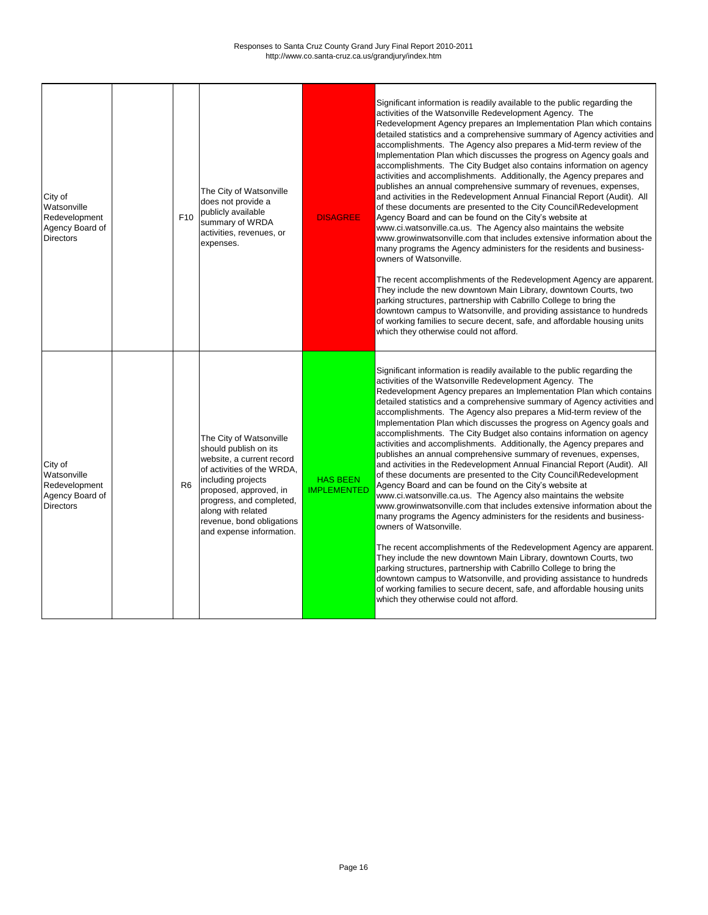| | | | | | |
|---|---|---|---|---|---|
| City of Watsonville Redevelopment Agency Board of Directors | | F10 | The City of Watsonville does not provide a publicly available summary of WRDA activities, revenues, or expenses. | DISAGREE | Significant information is readily available to the public regarding the activities of the Watsonville Redevelopment Agency. The Redevelopment Agency prepares an Implementation Plan which contains detailed statistics and a comprehensive summary of Agency activities and accomplishments. The Agency also prepares a Mid-term review of the Implementation Plan which discusses the progress on Agency goals and accomplishments. The City Budget also contains information on agency activities and accomplishments. Additionally, the Agency prepares and publishes an annual comprehensive summary of revenues, expenses, and activities in the Redevelopment Annual Financial Report (Audit). All of these documents are presented to the City Council\Redevelopment Agency Board and can be found on the City's website at www.ci.watsonville.ca.us. The Agency also maintains the website www.growinwatsonville.com that includes extensive information about the many programs the Agency administers for the residents and business-owners of Watsonville.<br><br>The recent accomplishments of the Redevelopment Agency are apparent. They include the new downtown Main Library, downtown Courts, two parking structures, partnership with Cabrillo College to bring the downtown campus to Watsonville, and providing assistance to hundreds of working families to secure decent, safe, and affordable housing units which they otherwise could not afford. |
| City of Watsonville Redevelopment Agency Board of Directors | | R6 | The City of Watsonville should publish on its website, a current record of activities of the WRDA, including projects proposed, approved, in progress, and completed, along with related revenue, bond obligations and expense information. | HAS BEEN IMPLEMENTED | Significant information is readily available to the public regarding the activities of the Watsonville Redevelopment Agency. The Redevelopment Agency prepares an Implementation Plan which contains detailed statistics and a comprehensive summary of Agency activities and accomplishments. The Agency also prepares a Mid-term review of the Implementation Plan which discusses the progress on Agency goals and accomplishments. The City Budget also contains information on agency activities and accomplishments. Additionally, the Agency prepares and publishes an annual comprehensive summary of revenues, expenses, and activities in the Redevelopment Annual Financial Report (Audit). All of these documents are presented to the City Council\Redevelopment Agency Board and can be found on the City's website at www.ci.watsonville.ca.us. The Agency also maintains the website www.growinwatsonville.com that includes extensive information about the many programs the Agency administers for the residents and business-owners of Watsonville.<br><br>The recent accomplishments of the Redevelopment Agency are apparent. They include the new downtown Main Library, downtown Courts, two parking structures, partnership with Cabrillo College to bring the downtown campus to Watsonville, and providing assistance to hundreds of working families to secure decent, safe, and affordable housing units which they otherwise could not afford. |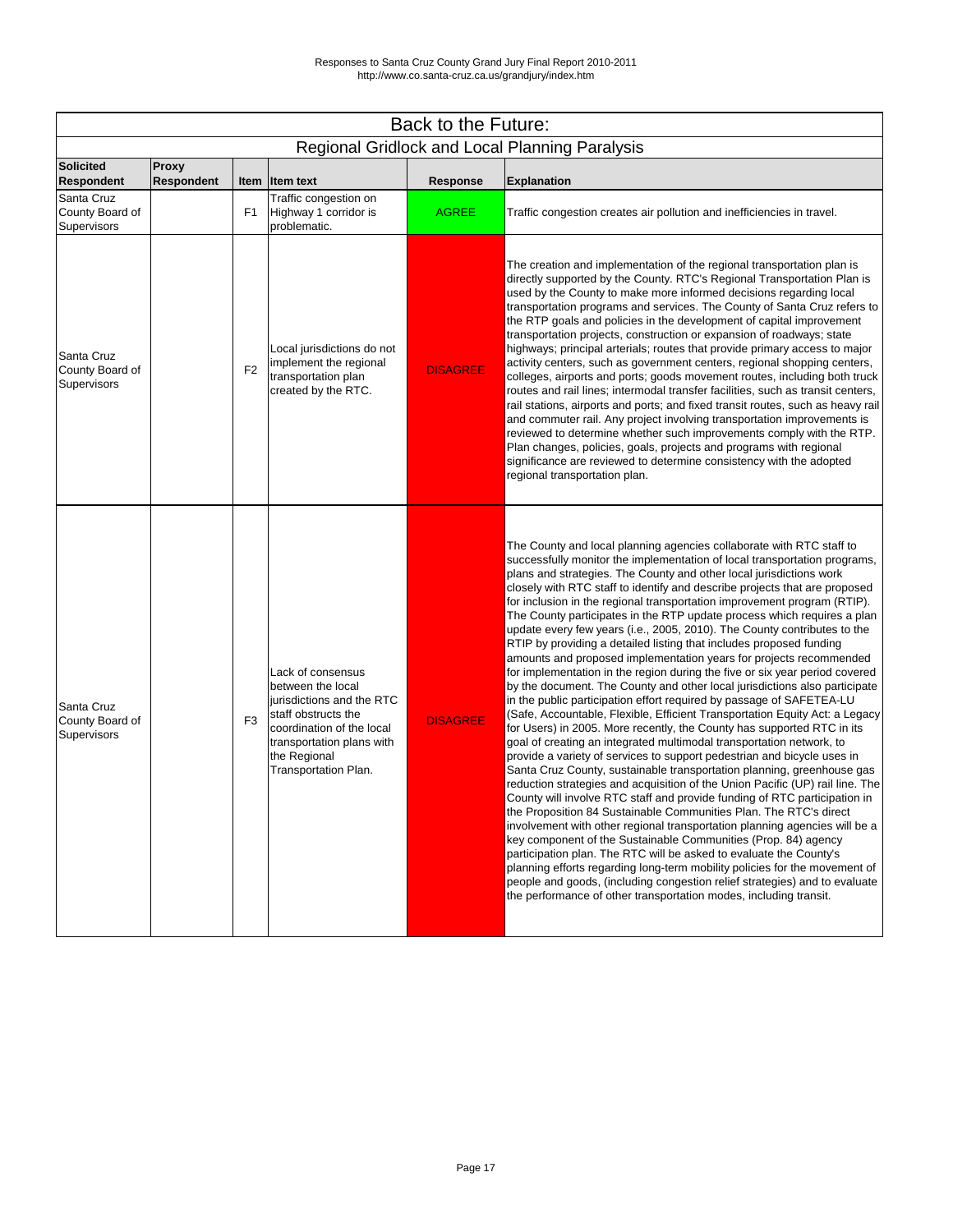Responses to Santa Cruz County Grand Jury Final Report 2010-2011
http://www.co.santa-cruz.ca.us/grandjury/index.htm

## Back to the Future:

### Regional Gridlock and Local Planning Paralysis

| Solicited Respondent | Proxy Respondent | Item | Item text | Response | Explanation |
|---|---|---|---|---|---|
| Santa Cruz County Board of Supervisors | | F1 | Traffic congestion on Highway 1 corridor is problematic. | AGREE | Traffic congestion creates air pollution and inefficiencies in travel. |
| Santa Cruz County Board of Supervisors | | F2 | Local jurisdictions do not implement the regional transportation plan created by the RTC. | DISAGREE | The creation and implementation of the regional transportation plan is directly supported by the County. RTC's Regional Transportation Plan is used by the County to make more informed decisions regarding local transportation programs and services. The County of Santa Cruz refers to the RTP goals and policies in the development of capital improvement transportation projects, construction or expansion of roadways; state highways; principal arterials; routes that provide primary access to major activity centers, such as government centers, regional shopping centers, colleges, airports and ports; goods movement routes, including both truck routes and rail lines; intermodal transfer facilities, such as transit centers, rail stations, airports and ports; and fixed transit routes, such as heavy rail and commuter rail. Any project involving transportation improvements is reviewed to determine whether such improvements comply with the RTP. Plan changes, policies, goals, projects and programs with regional significance are reviewed to determine consistency with the adopted regional transportation plan. |
| Santa Cruz County Board of Supervisors | | F3 | Lack of consensus between the local jurisdictions and the RTC staff obstructs the coordination of the local transportation plans with the Regional Transportation Plan. | DISAGREE | The County and local planning agencies collaborate with RTC staff to successfully monitor the implementation of local transportation programs, plans and strategies. The County and other local jurisdictions work closely with RTC staff to identify and describe projects that are proposed for inclusion in the regional transportation improvement program (RTIP). The County participates in the RTP update process which requires a plan update every few years (i.e., 2005, 2010). The County contributes to the RTIP by providing a detailed listing that includes proposed funding amounts and proposed implementation years for projects recommended for implementation in the region during the five or six year period covered by the document. The County and other local jurisdictions also participate in the public participation effort required by passage of SAFETEA-LU (Safe, Accountable, Flexible, Efficient Transportation Equity Act: a Legacy for Users) in 2005. More recently, the County has supported RTC in its goal of creating an integrated multimodal transportation network, to provide a variety of services to support pedestrian and bicycle uses in Santa Cruz County, sustainable transportation planning, greenhouse gas reduction strategies and acquisition of the Union Pacific (UP) rail line. The County will involve RTC staff and provide funding of RTC participation in the Proposition 84 Sustainable Communities Plan. The RTC's direct involvement with other regional transportation planning agencies will be a key component of the Sustainable Communities (Prop. 84) agency participation plan. The RTC will be asked to evaluate the County's planning efforts regarding long-term mobility policies for the movement of people and goods, (including congestion relief strategies) and to evaluate the performance of other transportation modes, including transit. |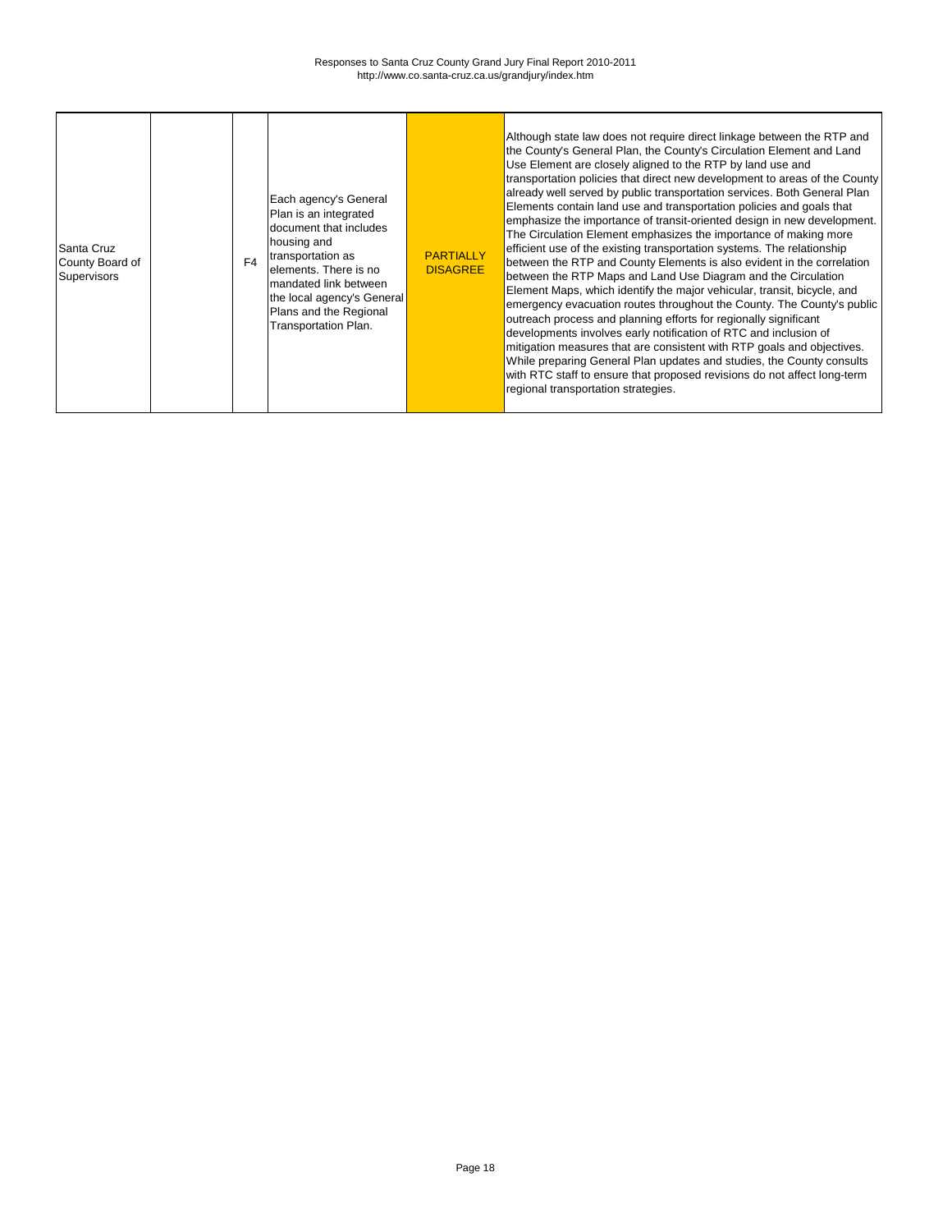| | | | | | |
|---|---|---|---|---|---|
| Santa Cruz County Board of Supervisors | | F4 | Each agency's General Plan is an integrated document that includes housing and transportation as elements. There is no mandated link between the local agency's General Plans and the Regional Transportation Plan. | PARTIALLY DISAGREE | Although state law does not require direct linkage between the RTP and the County's General Plan, the County's Circulation Element and Land Use Element are closely aligned to the RTP by land use and transportation policies that direct new development to areas of the County already well served by public transportation services. Both General Plan Elements contain land use and transportation policies and goals that emphasize the importance of transit-oriented design in new development. The Circulation Element emphasizes the importance of making more efficient use of the existing transportation systems. The relationship between the RTP and County Elements is also evident in the correlation between the RTP Maps and Land Use Diagram and the Circulation Element Maps, which identify the major vehicular, transit, bicycle, and emergency evacuation routes throughout the County. The County's public outreach process and planning efforts for regionally significant developments involves early notification of RTC and inclusion of mitigation measures that are consistent with RTP goals and objectives. While preparing General Plan updates and studies, the County consults with RTC staff to ensure that proposed revisions do not affect long-term regional transportation strategies. |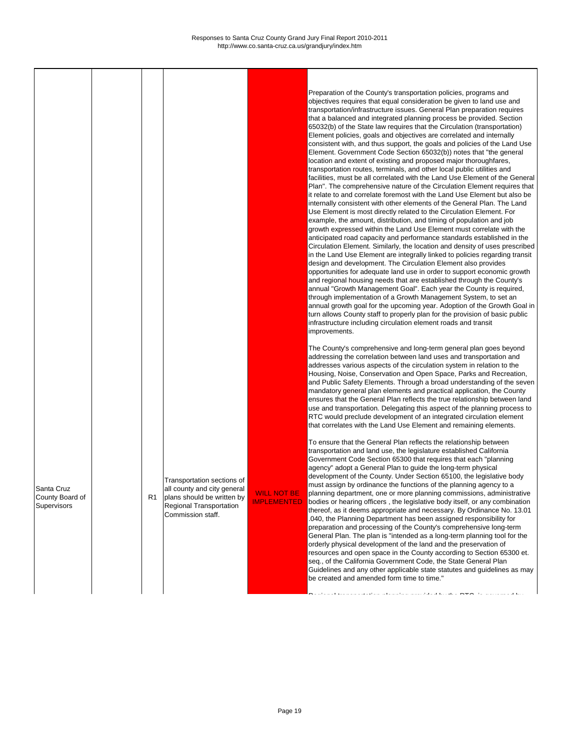| | | | | | |
|---|---|---|---|---|---|
| Santa Cruz County Board of Supervisors | | R1 | Transportation sections of all county and city general plans should be written by Regional Transportation Commission staff. | WILL NOT BE IMPLEMENTED | Preparation of the County's transportation policies, programs and objectives requires that equal consideration be given to land use and transportation/infrastructure issues. General Plan preparation requires that a balanced and integrated planning process be provided. Section 65032(b) of the State law requires that the Circulation (transportation) Element policies, goals and objectives are correlated and internally consistent with, and thus support, the goals and policies of the Land Use Element. Government Code Section 65032(b)) notes that "the general location and extent of existing and proposed major thoroughfares, transportation routes, terminals, and other local public utilities and facilities, must be all correlated with the Land Use Element of the General Plan". The comprehensive nature of the Circulation Element requires that it relate to and correlate foremost with the Land Use Element but also be internally consistent with other elements of the General Plan. The Land Use Element is most directly related to the Circulation Element. For example, the amount, distribution, and timing of population and job growth expressed within the Land Use Element must correlate with the anticipated road capacity and performance standards established in the Circulation Element. Similarly, the location and density of uses prescribed in the Land Use Element are integrally linked to policies regarding transit design and development. The Circulation Element also provides opportunities for adequate land use in order to support economic growth and regional housing needs that are established through the County's annual "Growth Management Goal". Each year the County is required, through implementation of a Growth Management System, to set an annual growth goal for the upcoming year. Adoption of the Growth Goal in turn allows County staff to properly plan for the provision of basic public infrastructure including circulation element roads and transit improvements.<br><br>The County's comprehensive and long-term general plan goes beyond addressing the correlation between land uses and transportation and addresses various aspects of the circulation system in relation to the Housing, Noise, Conservation and Open Space, Parks and Recreation, and Public Safety Elements. Through a broad understanding of the seven mandatory general plan elements and practical application, the County ensures that the General Plan reflects the true relationship between land use and transportation. Delegating this aspect of the planning process to RTC would preclude development of an integrated circulation element that correlates with the Land Use Element and remaining elements.<br><br>To ensure that the General Plan reflects the relationship between transportation and land use, the legislature established California Government Code Section 65300 that requires that each "planning agency" adopt a General Plan to guide the long-term physical development of the County. Under Section 65100, the legislative body must assign by ordinance the functions of the planning agency to a planning department, one or more planning commissions, administrative bodies or hearing officers , the legislative body itself, or any combination thereof, as it deems appropriate and necessary. By Ordinance No. 13.01 .040, the Planning Department has been assigned responsibility for preparation and processing of the County's comprehensive long-term General Plan. The plan is "intended as a long-term planning tool for the orderly physical development of the land and the preservation of resources and open space in the County according to Section 65300 et. seq., of the California Government Code, the State General Plan Guidelines and any other applicable state statutes and guidelines as may be created and amended form time to time."<br><br>Regional transportation planning provided by the RTC is governed by |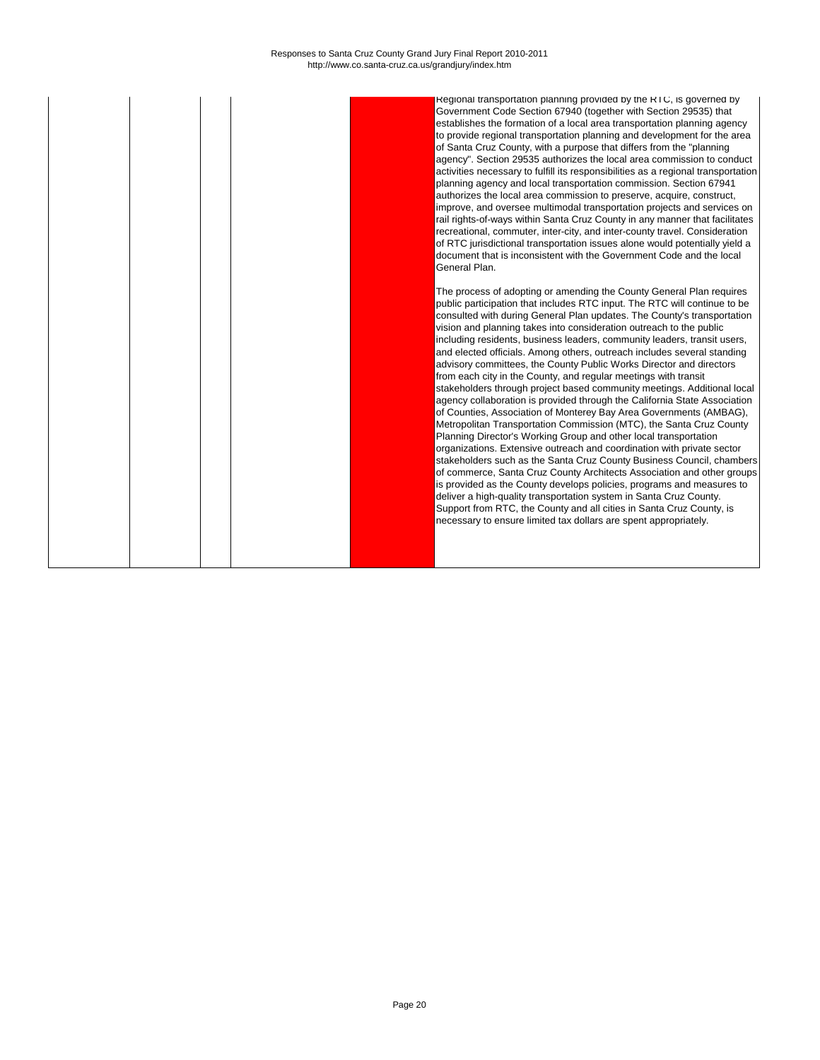| | | | | | |
|---|---|---|---|---|---|
| | | | | | Regional transportation planning provided by the RTC, is governed by Government Code Section 67940 (together with Section 29535) that establishes the formation of a local area transportation planning agency to provide regional transportation planning and development for the area of Santa Cruz County, with a purpose that differs from the "planning agency". Section 29535 authorizes the local area commission to conduct activities necessary to fulfill its responsibilities as a regional transportation planning agency and local transportation commission. Section 67941 authorizes the local area commission to preserve, acquire, construct, improve, and oversee multimodal transportation projects and services on rail rights-of-ways within Santa Cruz County in any manner that facilitates recreational, commuter, inter-city, and inter-county travel. Consideration of RTC jurisdictional transportation issues alone would potentially yield a document that is inconsistent with the Government Code and the local General Plan.<br><br>The process of adopting or amending the County General Plan requires public participation that includes RTC input. The RTC will continue to be consulted with during General Plan updates. The County's transportation vision and planning takes into consideration outreach to the public including residents, business leaders, community leaders, transit users, and elected officials. Among others, outreach includes several standing advisory committees, the County Public Works Director and directors from each city in the County, and regular meetings with transit stakeholders through project based community meetings. Additional local agency collaboration is provided through the California State Association of Counties, Association of Monterey Bay Area Governments (AMBAG), Metropolitan Transportation Commission (MTC), the Santa Cruz County Planning Director's Working Group and other local transportation organizations. Extensive outreach and coordination with private sector stakeholders such as the Santa Cruz County Business Council, chambers of commerce, Santa Cruz County Architects Association and other groups is provided as the County develops policies, programs and measures to deliver a high-quality transportation system in Santa Cruz County. Support from RTC, the County and all cities in Santa Cruz County, is necessary to ensure limited tax dollars are spent appropriately. |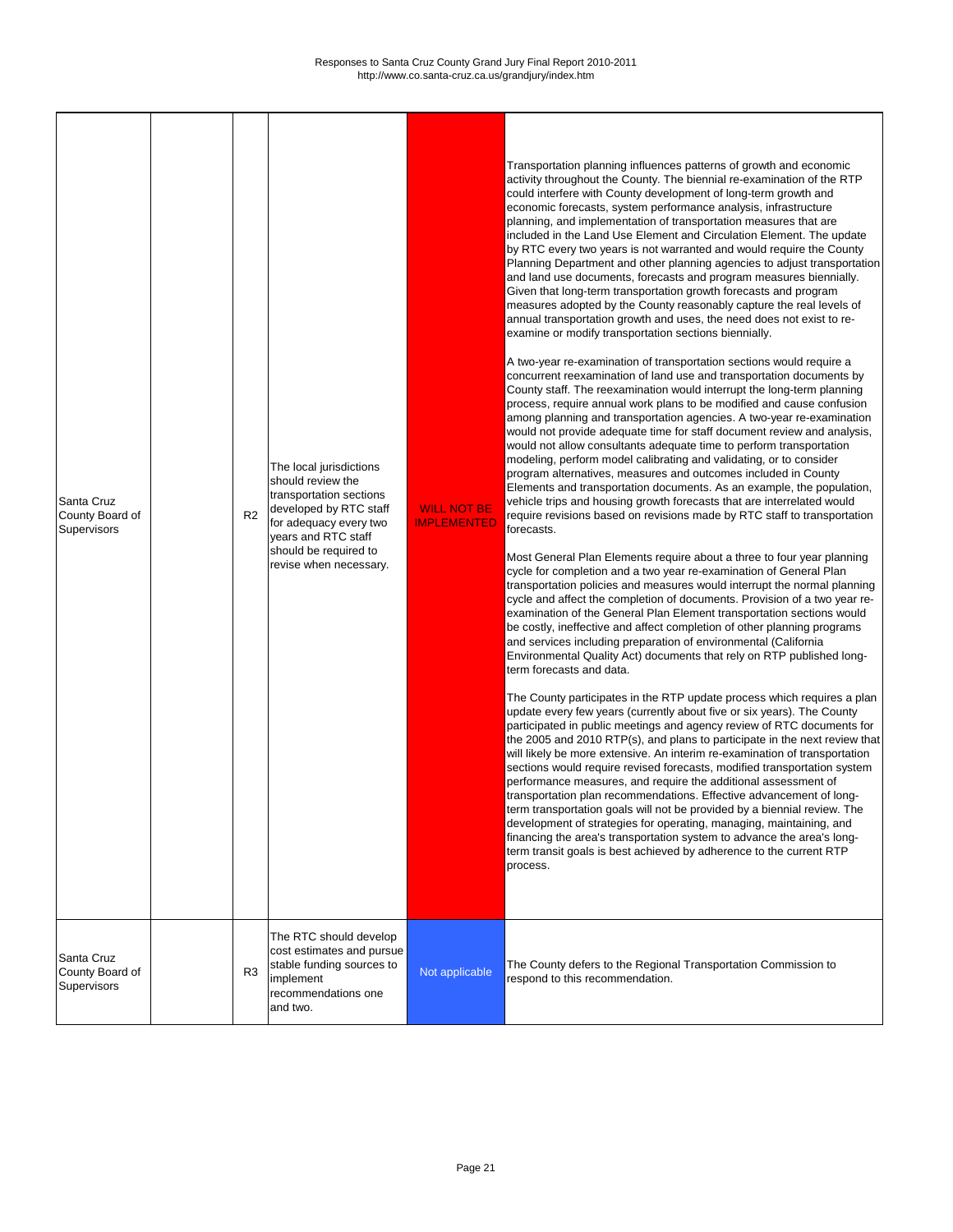| | | | | | |
|---|---|---|---|---|---|
| Santa Cruz County Board of Supervisors | | R2 | The local jurisdictions should review the transportation sections developed by RTC staff for adequacy every two years and RTC staff should be required to revise when necessary. | WILL NOT BE IMPLEMENTED | Transportation planning influences patterns of growth and economic activity throughout the County. The biennial re-examination of the RTP could interfere with County development of long-term growth and economic forecasts, system performance analysis, infrastructure planning, and implementation of transportation measures that are included in the Land Use Element and Circulation Element. The update by RTC every two years is not warranted and would require the County Planning Department and other planning agencies to adjust transportation and land use documents, forecasts and program measures biennially. Given that long-term transportation growth forecasts and program measures adopted by the County reasonably capture the real levels of annual transportation growth and uses, the need does not exist to re-examine or modify transportation sections biennially.<br><br>A two-year re-examination of transportation sections would require a concurrent reexamination of land use and transportation documents by County staff. The reexamination would interrupt the long-term planning process, require annual work plans to be modified and cause confusion among planning and transportation agencies. A two-year re-examination would not provide adequate time for staff document review and analysis, would not allow consultants adequate time to perform transportation modeling, perform model calibrating and validating, or to consider program alternatives, measures and outcomes included in County Elements and transportation documents. As an example, the population, vehicle trips and housing growth forecasts that are interrelated would require revisions based on revisions made by RTC staff to transportation forecasts.<br><br>Most General Plan Elements require about a three to four year planning cycle for completion and a two year re-examination of General Plan transportation policies and measures would interrupt the normal planning cycle and affect the completion of documents. Provision of a two year re-examination of the General Plan Element transportation sections would be costly, ineffective and affect completion of other planning programs and services including preparation of environmental (California Environmental Quality Act) documents that rely on RTP published long-term forecasts and data.<br><br>The County participates in the RTP update process which requires a plan update every few years (currently about five or six years). The County participated in public meetings and agency review of RTC documents for the 2005 and 2010 RTP(s), and plans to participate in the next review that will likely be more extensive. An interim re-examination of transportation sections would require revised forecasts, modified transportation system performance measures, and require the additional assessment of transportation plan recommendations. Effective advancement of long-term transportation goals will not be provided by a biennial review. The development of strategies for operating, managing, maintaining, and financing the area's transportation system to advance the area's long-term transit goals is best achieved by adherence to the current RTP process. |
| Santa Cruz County Board of Supervisors | | R3 | The RTC should develop cost estimates and pursue stable funding sources to implement recommendations one and two. | Not applicable | The County defers to the Regional Transportation Commission to respond to this recommendation. |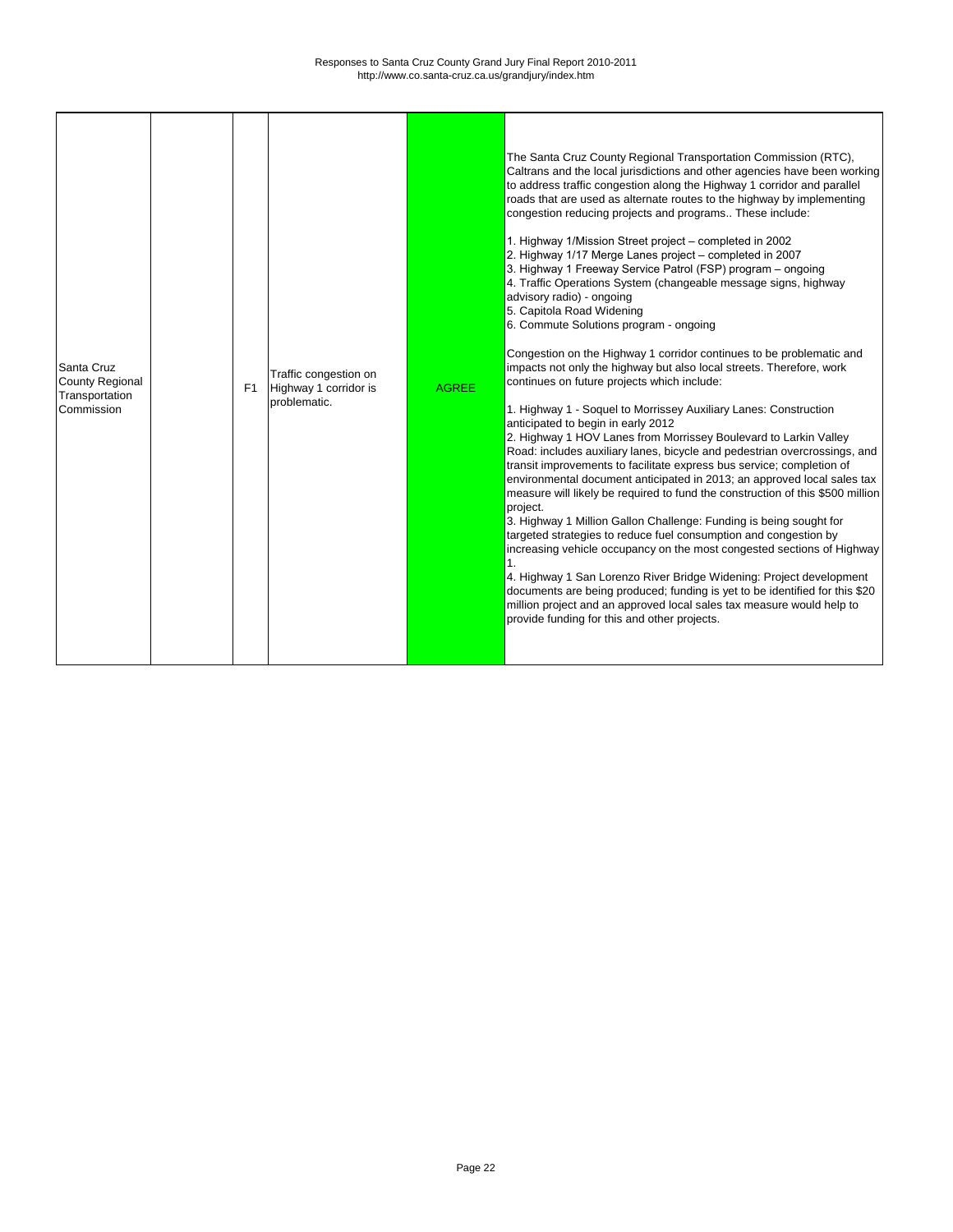| Santa Cruz County Regional Transportation Commission | | F1 | Traffic congestion on Highway 1 corridor is problematic. | AGREE | The Santa Cruz County Regional Transportation Commission (RTC), Caltrans and the local jurisdictions and other agencies have been working to address traffic congestion along the Highway 1 corridor and parallel roads that are used as alternate routes to the highway by implementing congestion reducing projects and programs.. These include:<br><br>1. Highway 1/Mission Street project – completed in 2002<br>2. Highway 1/17 Merge Lanes project – completed in 2007<br>3. Highway 1 Freeway Service Patrol (FSP) program – ongoing<br>4. Traffic Operations System (changeable message signs, highway advisory radio) - ongoing<br>5. Capitola Road Widening<br>6. Commute Solutions program - ongoing<br><br>Congestion on the Highway 1 corridor continues to be problematic and impacts not only the highway but also local streets. Therefore, work continues on future projects which include:<br><br>1. Highway 1 - Soquel to Morrissey Auxiliary Lanes: Construction anticipated to begin in early 2012<br>2. Highway 1 HOV Lanes from Morrissey Boulevard to Larkin Valley Road: includes auxiliary lanes, bicycle and pedestrian overcrossings, and transit improvements to facilitate express bus service; completion of environmental document anticipated in 2013; an approved local sales tax measure will likely be required to fund the construction of this $500 million project.<br>3. Highway 1 Million Gallon Challenge: Funding is being sought for targeted strategies to reduce fuel consumption and congestion by increasing vehicle occupancy on the most congested sections of Highway 1.<br>4. Highway 1 San Lorenzo River Bridge Widening: Project development documents are being produced; funding is yet to be identified for this $20 million project and an approved local sales tax measure would help to provide funding for this and other projects. |
|---|---|---|---|---|---|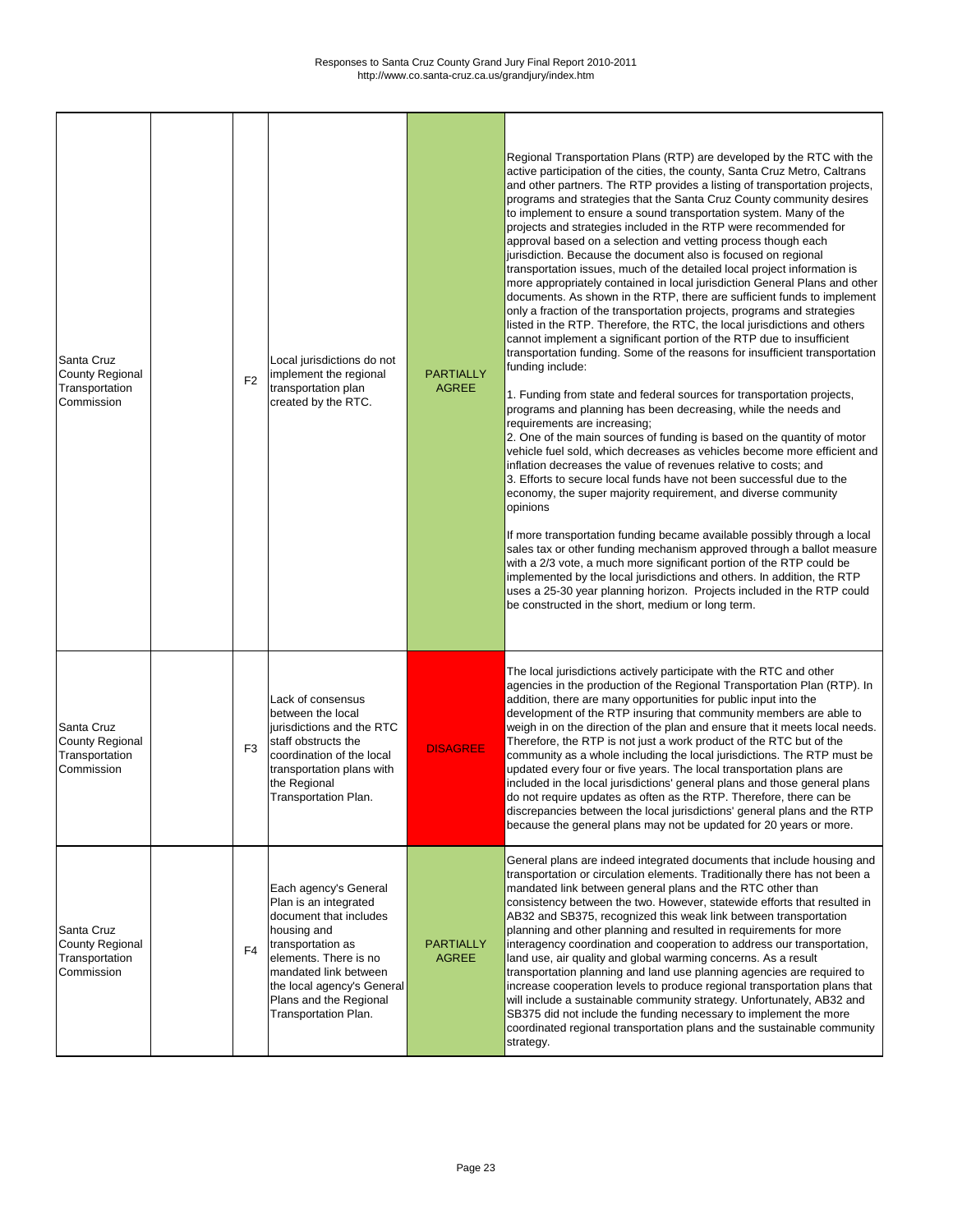| | | | | | |
|---|---|---|---|---|---|
| Santa Cruz County Regional Transportation Commission | | F2 | Local jurisdictions do not implement the regional transportation plan created by the RTC. | PARTIALLY AGREE | Regional Transportation Plans (RTP) are developed by the RTC with the active participation of the cities, the county, Santa Cruz Metro, Caltrans and other partners. The RTP provides a listing of transportation projects, programs and strategies that the Santa Cruz County community desires to implement to ensure a sound transportation system. Many of the projects and strategies included in the RTP were recommended for approval based on a selection and vetting process though each jurisdiction. Because the document also is focused on regional transportation issues, much of the detailed local project information is more appropriately contained in local jurisdiction General Plans and other documents. As shown in the RTP, there are sufficient funds to implement only a fraction of the transportation projects, programs and strategies listed in the RTP. Therefore, the RTC, the local jurisdictions and others cannot implement a significant portion of the RTP due to insufficient transportation funding. Some of the reasons for insufficient transportation funding include:<br><br>1. Funding from state and federal sources for transportation projects, programs and planning has been decreasing, while the needs and requirements are increasing;<br>2. One of the main sources of funding is based on the quantity of motor vehicle fuel sold, which decreases as vehicles become more efficient and inflation decreases the value of revenues relative to costs; and<br>3. Efforts to secure local funds have not been successful due to the economy, the super majority requirement, and diverse community opinions<br><br>If more transportation funding became available possibly through a local sales tax or other funding mechanism approved through a ballot measure with a 2/3 vote, a much more significant portion of the RTP could be implemented by the local jurisdictions and others. In addition, the RTP uses a 25-30 year planning horizon. Projects included in the RTP could be constructed in the short, medium or long term. |
| Santa Cruz County Regional Transportation Commission | | F3 | Lack of consensus between the local jurisdictions and the RTC staff obstructs the coordination of the local transportation plans with the Regional Transportation Plan. | DISAGREE | The local jurisdictions actively participate with the RTC and other agencies in the production of the Regional Transportation Plan (RTP). In addition, there are many opportunities for public input into the development of the RTP insuring that community members are able to weigh in on the direction of the plan and ensure that it meets local needs. Therefore, the RTP is not just a work product of the RTC but of the community as a whole including the local jurisdictions. The RTP must be updated every four or five years. The local transportation plans are included in the local jurisdictions' general plans and those general plans do not require updates as often as the RTP. Therefore, there can be discrepancies between the local jurisdictions' general plans and the RTP because the general plans may not be updated for 20 years or more. |
| Santa Cruz County Regional Transportation Commission | | F4 | Each agency's General Plan is an integrated document that includes housing and transportation as elements. There is no mandated link between the local agency's General Plans and the Regional Transportation Plan. | PARTIALLY AGREE | General plans are indeed integrated documents that include housing and transportation or circulation elements. Traditionally there has not been a mandated link between general plans and the RTC other than consistency between the two. However, statewide efforts that resulted in AB32 and SB375, recognized this weak link between transportation planning and other planning and resulted in requirements for more interagency coordination and cooperation to address our transportation, land use, air quality and global warming concerns. As a result transportation planning and land use planning agencies are required to increase cooperation levels to produce regional transportation plans that will include a sustainable community strategy. Unfortunately, AB32 and SB375 did not include the funding necessary to implement the more coordinated regional transportation plans and the sustainable community strategy. |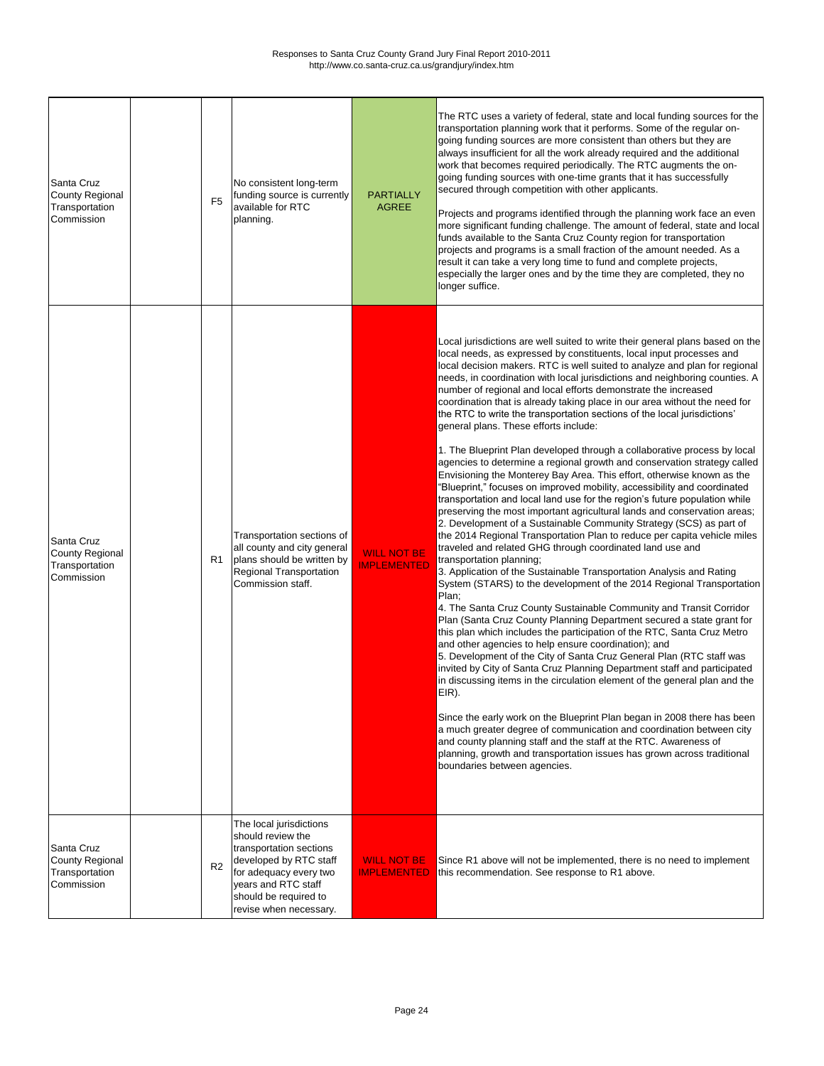| | | | | | |
|---|---|---|---|---|---|
| Santa Cruz County Regional Transportation Commission | | F5 | No consistent long-term funding source is currently available for RTC planning. | PARTIALLY AGREE | The RTC uses a variety of federal, state and local funding sources for the transportation planning work that it performs. Some of the regular on-going funding sources are more consistent than others but they are always insufficient for all the work already required and the additional work that becomes required periodically. The RTC augments the on-going funding sources with one-time grants that it has successfully secured through competition with other applicants.<br><br>Projects and programs identified through the planning work face an even more significant funding challenge. The amount of federal, state and local funds available to the Santa Cruz County region for transportation projects and programs is a small fraction of the amount needed. As a result it can take a very long time to fund and complete projects, especially the larger ones and by the time they are completed, they no longer suffice. |
| Santa Cruz County Regional Transportation Commission | | R1 | Transportation sections of all county and city general plans should be written by Regional Transportation Commission staff. | WILL NOT BE IMPLEMENTED | Local jurisdictions are well suited to write their general plans based on the local needs, as expressed by constituents, local input processes and local decision makers. RTC is well suited to analyze and plan for regional needs, in coordination with local jurisdictions and neighboring counties. A number of regional and local efforts demonstrate the increased coordination that is already taking place in our area without the need for the RTC to write the transportation sections of the local jurisdictions' general plans. These efforts include:<br><br>1. The Blueprint Plan developed through a collaborative process by local agencies to determine a regional growth and conservation strategy called Envisioning the Monterey Bay Area. This effort, otherwise known as the "Blueprint," focuses on improved mobility, accessibility and coordinated transportation and local land use for the region's future population while preserving the most important agricultural lands and conservation areas;<br>2. Development of a Sustainable Community Strategy (SCS) as part of the 2014 Regional Transportation Plan to reduce per capita vehicle miles traveled and related GHG through coordinated land use and transportation planning;<br>3. Application of the Sustainable Transportation Analysis and Rating System (STARS) to the development of the 2014 Regional Transportation Plan;<br>4. The Santa Cruz County Sustainable Community and Transit Corridor Plan (Santa Cruz County Planning Department secured a state grant for this plan which includes the participation of the RTC, Santa Cruz Metro and other agencies to help ensure coordination); and<br>5. Development of the City of Santa Cruz General Plan (RTC staff was invited by City of Santa Cruz Planning Department staff and participated in discussing items in the circulation element of the general plan and the EIR).<br><br>Since the early work on the Blueprint Plan began in 2008 there has been a much greater degree of communication and coordination between city and county planning staff and the staff at the RTC. Awareness of planning, growth and transportation issues has grown across traditional boundaries between agencies. |
| Santa Cruz County Regional Transportation Commission | | R2 | The local jurisdictions should review the transportation sections developed by RTC staff for adequacy every two years and RTC staff should be required to revise when necessary. | WILL NOT BE IMPLEMENTED | Since R1 above will not be implemented, there is no need to implement this recommendation. See response to R1 above. |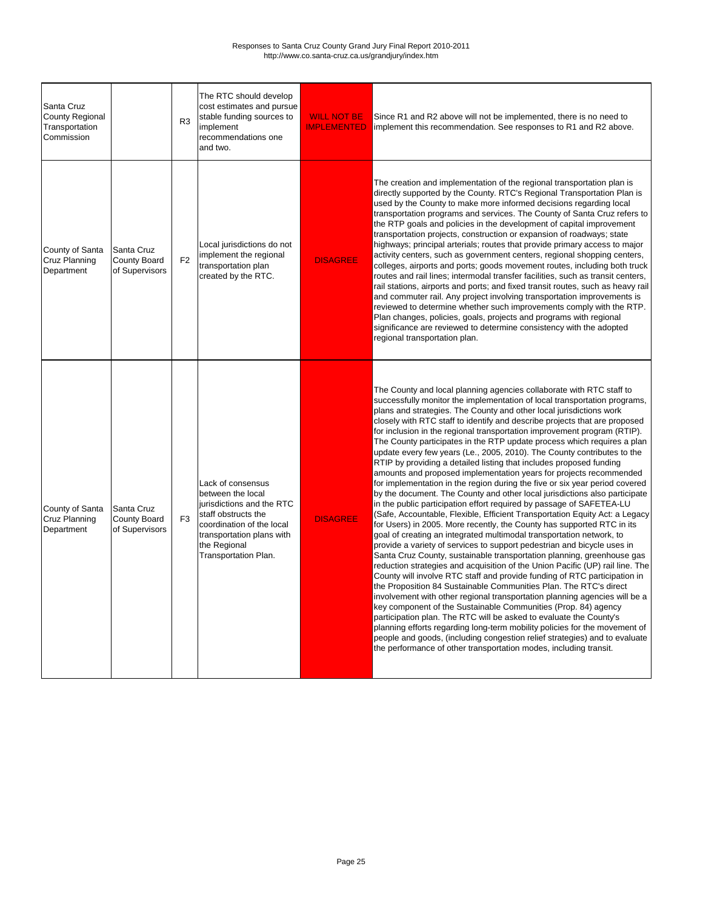| | | | | | |
|---|---|---|---|---|---|
| Santa Cruz County Regional Transportation Commission | | R3 | The RTC should develop cost estimates and pursue stable funding sources to implement recommendations one and two. | WILL NOT BE IMPLEMENTED | Since R1 and R2 above will not be implemented, there is no need to implement this recommendation. See responses to R1 and R2 above. |
| County of Santa Cruz Planning Department | Santa Cruz County Board of Supervisors | F2 | Local jurisdictions do not implement the regional transportation plan created by the RTC. | DISAGREE | The creation and implementation of the regional transportation plan is directly supported by the County. RTC's Regional Transportation Plan is used by the County to make more informed decisions regarding local transportation programs and services. The County of Santa Cruz refers to the RTP goals and policies in the development of capital improvement transportation projects, construction or expansion of roadways; state highways; principal arterials; routes that provide primary access to major activity centers, such as government centers, regional shopping centers, colleges, airports and ports; goods movement routes, including both truck routes and rail lines; intermodal transfer facilities, such as transit centers, rail stations, airports and ports; and fixed transit routes, such as heavy rail and commuter rail. Any project involving transportation improvements is reviewed to determine whether such improvements comply with the RTP. Plan changes, policies, goals, projects and programs with regional significance are reviewed to determine consistency with the adopted regional transportation plan. |
| County of Santa Cruz Planning Department | Santa Cruz County Board of Supervisors | F3 | Lack of consensus between the local jurisdictions and the RTC staff obstructs the coordination of the local transportation plans with the Regional Transportation Plan. | DISAGREE | The County and local planning agencies collaborate with RTC staff to successfully monitor the implementation of local transportation programs, plans and strategies. The County and other local jurisdictions work closely with RTC staff to identify and describe projects that are proposed for inclusion in the regional transportation improvement program (RTIP). The County participates in the RTP update process which requires a plan update every few years (Le., 2005, 2010). The County contributes to the RTIP by providing a detailed listing that includes proposed funding amounts and proposed implementation years for projects recommended for implementation in the region during the five or six year period covered by the document. The County and other local jurisdictions also participate in the public participation effort required by passage of SAFETEA-LU (Safe, Accountable, Flexible, Efficient Transportation Equity Act: a Legacy for Users) in 2005. More recently, the County has supported RTC in its goal of creating an integrated multimodal transportation network, to provide a variety of services to support pedestrian and bicycle uses in Santa Cruz County, sustainable transportation planning, greenhouse gas reduction strategies and acquisition of the Union Pacific (UP) rail line. The County will involve RTC staff and provide funding of RTC participation in the Proposition 84 Sustainable Communities Plan. The RTC's direct involvement with other regional transportation planning agencies will be a key component of the Sustainable Communities (Prop. 84) agency participation plan. The RTC will be asked to evaluate the County's planning efforts regarding long-term mobility policies for the movement of people and goods, (including congestion relief strategies) and to evaluate the performance of other transportation modes, including transit. |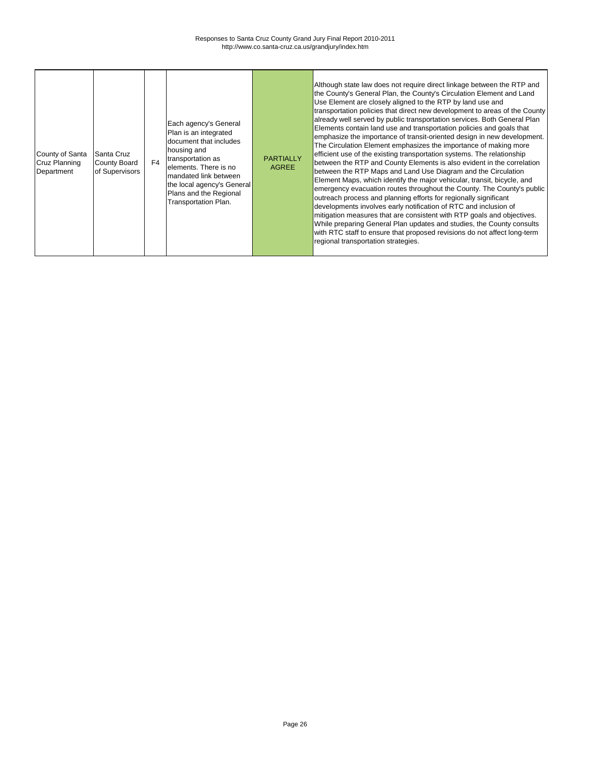| | | | | | |
|---|---|---|---|---|---|
| County of Santa Cruz Planning Department | Santa Cruz County Board of Supervisors | F4 | Each agency's General Plan is an integrated document that includes housing and transportation as elements. There is no mandated link between the local agency's General Plans and the Regional Transportation Plan. | PARTIALLY AGREE | Although state law does not require direct linkage between the RTP and the County's General Plan, the County's Circulation Element and Land Use Element are closely aligned to the RTP by land use and transportation policies that direct new development to areas of the County already well served by public transportation services. Both General Plan Elements contain land use and transportation policies and goals that emphasize the importance of transit-oriented design in new development. The Circulation Element emphasizes the importance of making more efficient use of the existing transportation systems. The relationship between the RTP and County Elements is also evident in the correlation between the RTP Maps and Land Use Diagram and the Circulation Element Maps, which identify the major vehicular, transit, bicycle, and emergency evacuation routes throughout the County. The County's public outreach process and planning efforts for regionally significant developments involves early notification of RTC and inclusion of mitigation measures that are consistent with RTP goals and objectives. While preparing General Plan updates and studies, the County consults with RTC staff to ensure that proposed revisions do not affect long-term regional transportation strategies. |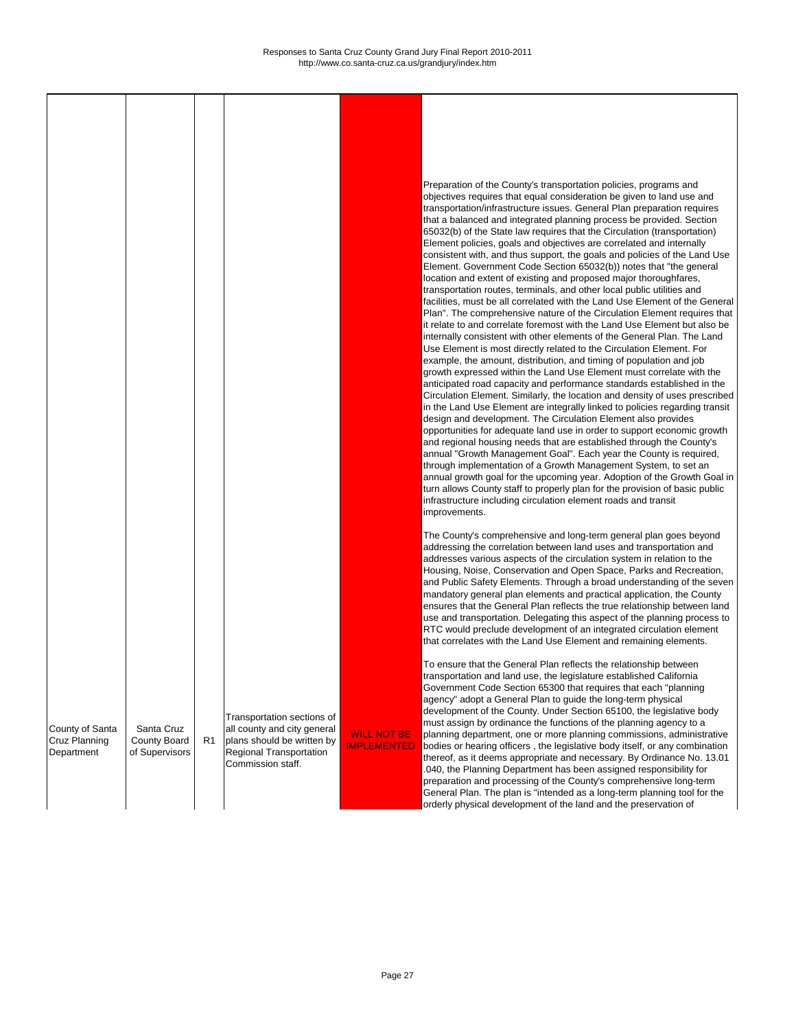| | | | | | |
|---|---|---|---|---|---|
| County of Santa Cruz Planning Department | Santa Cruz County Board of Supervisors | R1 | Transportation sections of all county and city general plans should be written by Regional Transportation Commission staff. | WILL NOT BE IMPLEMENTED | Preparation of the County's transportation policies, programs and objectives requires that equal consideration be given to land use and transportation/infrastructure issues. General Plan preparation requires that a balanced and integrated planning process be provided. Section 65032(b) of the State law requires that the Circulation (transportation) Element policies, goals and objectives are correlated and internally consistent with, and thus support, the goals and policies of the Land Use Element. Government Code Section 65032(b)) notes that "the general location and extent of existing and proposed major thoroughfares, transportation routes, terminals, and other local public utilities and facilities, must be all correlated with the Land Use Element of the General Plan". The comprehensive nature of the Circulation Element requires that it relate to and correlate foremost with the Land Use Element but also be internally consistent with other elements of the General Plan. The Land Use Element is most directly related to the Circulation Element. For example, the amount, distribution, and timing of population and job growth expressed within the Land Use Element must correlate with the anticipated road capacity and performance standards established in the Circulation Element. Similarly, the location and density of uses prescribed in the Land Use Element are integrally linked to policies regarding transit design and development. The Circulation Element also provides opportunities for adequate land use in order to support economic growth and regional housing needs that are established through the County's annual "Growth Management Goal". Each year the County is required, through implementation of a Growth Management System, to set an annual growth goal for the upcoming year. Adoption of the Growth Goal in turn allows County staff to properly plan for the provision of basic public infrastructure including circulation element roads and transit improvements.<br><br>The County's comprehensive and long-term general plan goes beyond addressing the correlation between land uses and transportation and addresses various aspects of the circulation system in relation to the Housing, Noise, Conservation and Open Space, Parks and Recreation, and Public Safety Elements. Through a broad understanding of the seven mandatory general plan elements and practical application, the County ensures that the General Plan reflects the true relationship between land use and transportation. Delegating this aspect of the planning process to RTC would preclude development of an integrated circulation element that correlates with the Land Use Element and remaining elements.<br><br>To ensure that the General Plan reflects the relationship between transportation and land use, the legislature established California Government Code Section 65300 that requires that each "planning agency" adopt a General Plan to guide the long-term physical development of the County. Under Section 65100, the legislative body must assign by ordinance the functions of the planning agency to a planning department, one or more planning commissions, administrative bodies or hearing officers , the legislative body itself, or any combination thereof, as it deems appropriate and necessary. By Ordinance No. 13.01 .040, the Planning Department has been assigned responsibility for preparation and processing of the County's comprehensive long-term General Plan. The plan is "intended as a long-term planning tool for the orderly physical development of the land and the preservation of |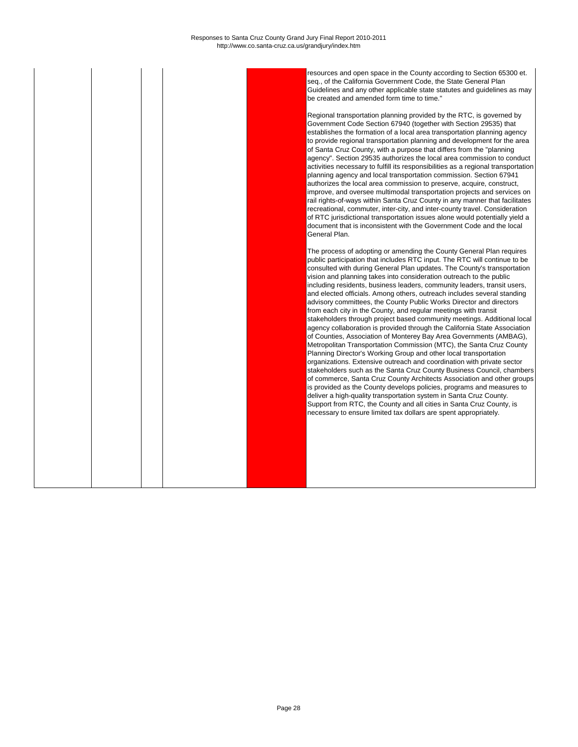| | | | | | |
|---|---|---|---|---|---|
| | | | | | resources and open space in the County according to Section 65300 et. seq., of the California Government Code, the State General Plan Guidelines and any other applicable state statutes and guidelines as may be created and amended form time to time."<br><br>Regional transportation planning provided by the RTC, is governed by Government Code Section 67940 (together with Section 29535) that establishes the formation of a local area transportation planning agency to provide regional transportation planning and development for the area of Santa Cruz County, with a purpose that differs from the "planning agency". Section 29535 authorizes the local area commission to conduct activities necessary to fulfill its responsibilities as a regional transportation planning agency and local transportation commission. Section 67941 authorizes the local area commission to preserve, acquire, construct, improve, and oversee multimodal transportation projects and services on rail rights-of-ways within Santa Cruz County in any manner that facilitates recreational, commuter, inter-city, and inter-county travel. Consideration of RTC jurisdictional transportation issues alone would potentially yield a document that is inconsistent with the Government Code and the local General Plan.<br><br>The process of adopting or amending the County General Plan requires public participation that includes RTC input. The RTC will continue to be consulted with during General Plan updates. The County's transportation vision and planning takes into consideration outreach to the public including residents, business leaders, community leaders, transit users, and elected officials. Among others, outreach includes several standing advisory committees, the County Public Works Director and directors from each city in the County, and regular meetings with transit stakeholders through project based community meetings. Additional local agency collaboration is provided through the California State Association of Counties, Association of Monterey Bay Area Governments (AMBAG), Metropolitan Transportation Commission (MTC), the Santa Cruz County Planning Director's Working Group and other local transportation organizations. Extensive outreach and coordination with private sector stakeholders such as the Santa Cruz County Business Council, chambers of commerce, Santa Cruz County Architects Association and other groups is provided as the County develops policies, programs and measures to deliver a high-quality transportation system in Santa Cruz County. Support from RTC, the County and all cities in Santa Cruz County, is necessary to ensure limited tax dollars are spent appropriately. |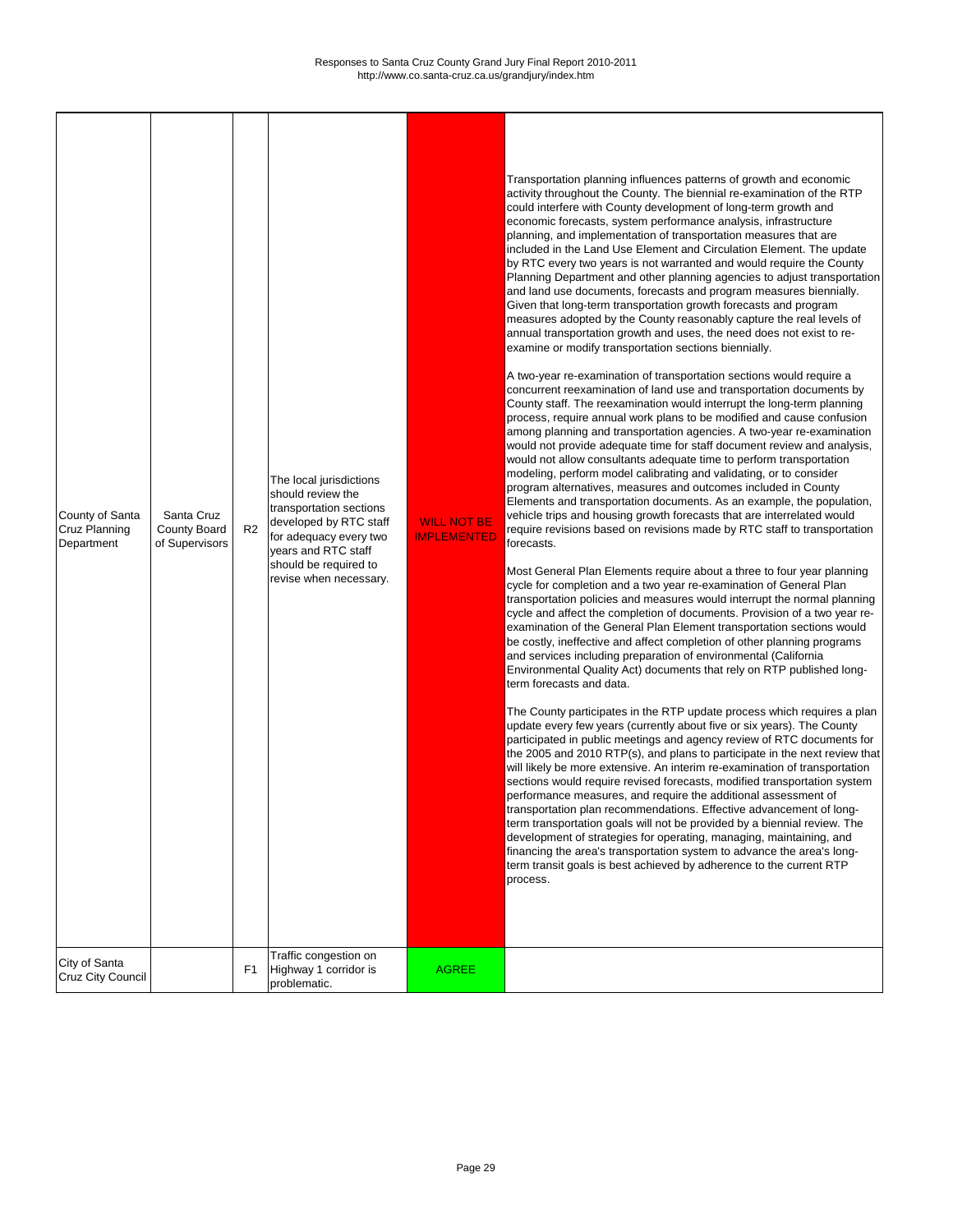| | | | | | |
|---|---|---|---|---|---|
| County of Santa Cruz Planning Department | Santa Cruz County Board of Supervisors | R2 | The local jurisdictions should review the transportation sections developed by RTC staff for adequacy every two years and RTC staff should be required to revise when necessary. | WILL NOT BE IMPLEMENTED | Transportation planning influences patterns of growth and economic activity throughout the County. The biennial re-examination of the RTP could interfere with County development of long-term growth and economic forecasts, system performance analysis, infrastructure planning, and implementation of transportation measures that are included in the Land Use Element and Circulation Element. The update by RTC every two years is not warranted and would require the County Planning Department and other planning agencies to adjust transportation and land use documents, forecasts and program measures biennially. Given that long-term transportation growth forecasts and program measures adopted by the County reasonably capture the real levels of annual transportation growth and uses, the need does not exist to re-examine or modify transportation sections biennially.<br><br>A two-year re-examination of transportation sections would require a concurrent reexamination of land use and transportation documents by County staff. The reexamination would interrupt the long-term planning process, require annual work plans to be modified and cause confusion among planning and transportation agencies. A two-year re-examination would not provide adequate time for staff document review and analysis, would not allow consultants adequate time to perform transportation modeling, perform model calibrating and validating, or to consider program alternatives, measures and outcomes included in County Elements and transportation documents. As an example, the population, vehicle trips and housing growth forecasts that are interrelated would require revisions based on revisions made by RTC staff to transportation forecasts.<br><br>Most General Plan Elements require about a three to four year planning cycle for completion and a two year re-examination of General Plan transportation policies and measures would interrupt the normal planning cycle and affect the completion of documents. Provision of a two year re-examination of the General Plan Element transportation sections would be costly, ineffective and affect completion of other planning programs and services including preparation of environmental (California Environmental Quality Act) documents that rely on RTP published long-term forecasts and data.<br><br>The County participates in the RTP update process which requires a plan update every few years (currently about five or six years). The County participated in public meetings and agency review of RTC documents for the 2005 and 2010 RTP(s), and plans to participate in the next review that will likely be more extensive. An interim re-examination of transportation sections would require revised forecasts, modified transportation system performance measures, and require the additional assessment of transportation plan recommendations. Effective advancement of long-term transportation goals will not be provided by a biennial review. The development of strategies for operating, managing, maintaining, and financing the area's transportation system to advance the area's long-term transit goals is best achieved by adherence to the current RTP process. |
| City of Santa Cruz City Council | | F1 | Traffic congestion on Highway 1 corridor is problematic. | AGREE | |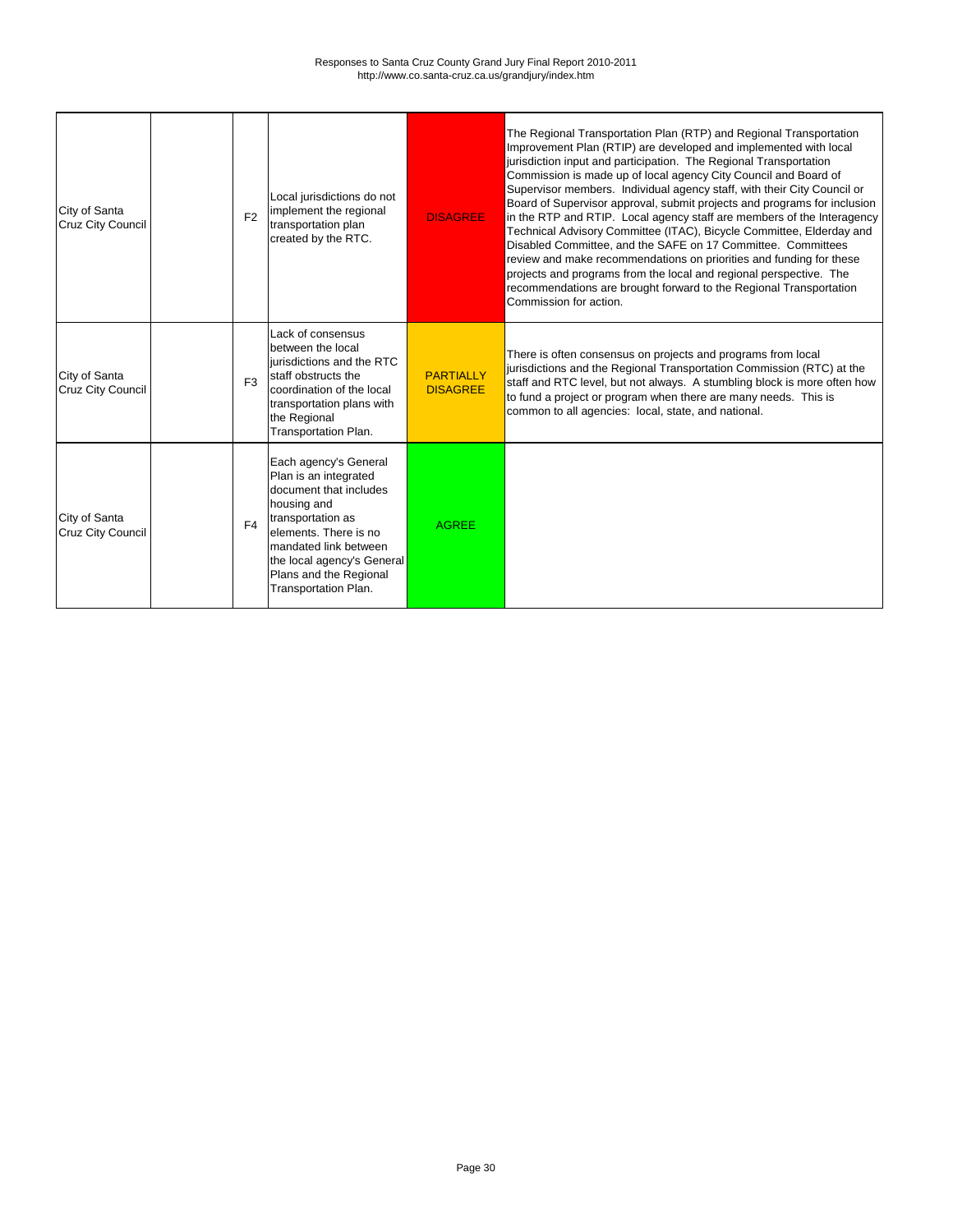| City of Santa Cruz City Council | | F2 | Local jurisdictions do not implement the regional transportation plan created by the RTC. | DISAGREE | The Regional Transportation Plan (RTP) and Regional Transportation Improvement Plan (RTIP) are developed and implemented with local jurisdiction input and participation. The Regional Transportation Commission is made up of local agency City Council and Board of Supervisor members. Individual agency staff, with their City Council or Board of Supervisor approval, submit projects and programs for inclusion in the RTP and RTIP. Local agency staff are members of the Interagency Technical Advisory Committee (ITAC), Bicycle Committee, Elderday and Disabled Committee, and the SAFE on 17 Committee. Committees review and make recommendations on priorities and funding for these projects and programs from the local and regional perspective. The recommendations are brought forward to the Regional Transportation Commission for action. |
|---|---|---|---|---|---|
| City of Santa Cruz City Council | | F3 | Lack of consensus between the local jurisdictions and the RTC staff obstructs the coordination of the local transportation plans with the Regional Transportation Plan. | PARTIALLY DISAGREE | There is often consensus on projects and programs from local jurisdictions and the Regional Transportation Commission (RTC) at the staff and RTC level, but not always. A stumbling block is more often how to fund a project or program when there are many needs. This is common to all agencies: local, state, and national. |
| City of Santa Cruz City Council | | F4 | Each agency's General Plan is an integrated document that includes housing and transportation as elements. There is no mandated link between the local agency's General Plans and the Regional Transportation Plan. | AGREE | |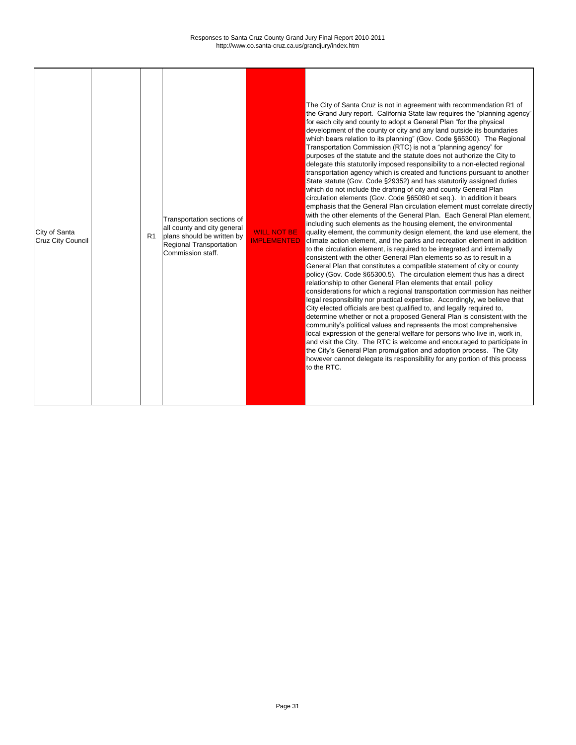| | | | | | |
|---|---|---|---|---|---|
| City of Santa Cruz City Council | | R1 | Transportation sections of all county and city general plans should be written by Regional Transportation Commission staff. | WILL NOT BE IMPLEMENTED | The City of Santa Cruz is not in agreement with recommendation R1 of the Grand Jury report. California State law requires the "planning agency" for each city and county to adopt a General Plan "for the physical development of the county or city and any land outside its boundaries which bears relation to its planning" (Gov. Code §65300). The Regional Transportation Commission (RTC) is not a "planning agency" for purposes of the statute and the statute does not authorize the City to delegate this statutorily imposed responsibility to a non-elected regional transportation agency which is created and functions pursuant to another State statute (Gov. Code §29352) and has statutorily assigned duties which do not include the drafting of city and county General Plan circulation elements (Gov. Code §65080 et seq.). In addition it bears emphasis that the General Plan circulation element must correlate directly with the other elements of the General Plan. Each General Plan element, including such elements as the housing element, the environmental quality element, the community design element, the land use element, the climate action element, and the parks and recreation element in addition to the circulation element, is required to be integrated and internally consistent with the other General Plan elements so as to result in a General Plan that constitutes a compatible statement of city or county policy (Gov. Code §65300.5). The circulation element thus has a direct relationship to other General Plan elements that entail policy considerations for which a regional transportation commission has neither legal responsibility nor practical expertise. Accordingly, we believe that City elected officials are best qualified to, and legally required to, determine whether or not a proposed General Plan is consistent with the community's political values and represents the most comprehensive local expression of the general welfare for persons who live in, work in, and visit the City. The RTC is welcome and encouraged to participate in the City's General Plan promulgation and adoption process. The City however cannot delegate its responsibility for any portion of this process to the RTC. |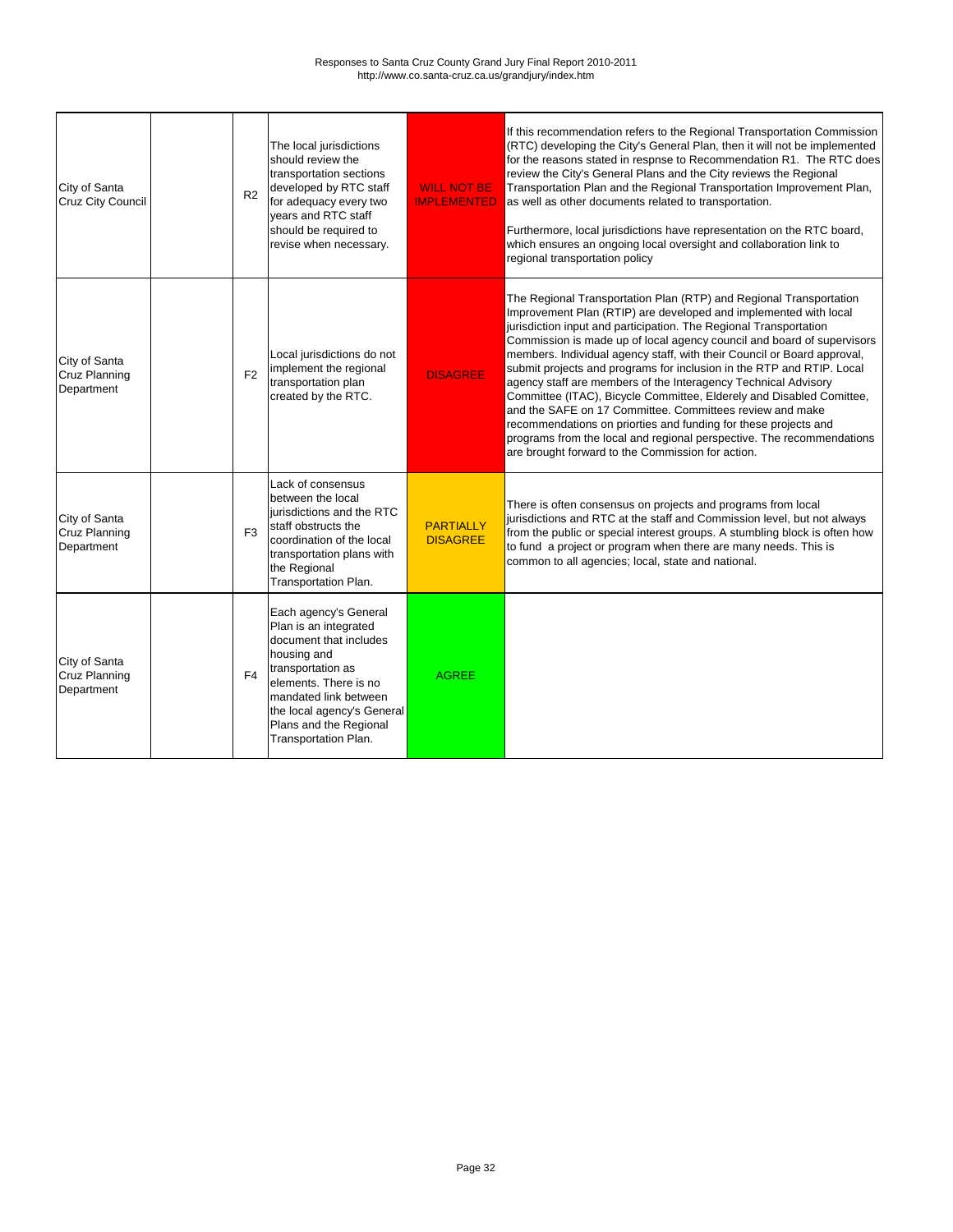Responses to Santa Cruz County Grand Jury Final Report 2010-2011
http://www.co.santa-cruz.ca.us/grandjury/index.htm

| | | | | | |
|---|---|---|---|---|---|
| City of Santa Cruz City Council | | R2 | The local jurisdictions should review the transportation sections developed by RTC staff for adequacy every two years and RTC staff should be required to revise when necessary. | WILL NOT BE IMPLEMENTED | If this recommendation refers to the Regional Transportation Commission (RTC) developing the City's General Plan, then it will not be implemented for the reasons stated in respnse to Recommendation R1. The RTC does review the City's General Plans and the City reviews the Regional Transportation Plan and the Regional Transportation Improvement Plan, as well as other documents related to transportation.<br><br>Furthermore, local jurisdictions have representation on the RTC board, which ensures an ongoing local oversight and collaboration link to regional transportation policy |
| City of Santa Cruz Planning Department | | F2 | Local jurisdictions do not implement the regional transportation plan created by the RTC. | DISAGREE | The Regional Transportation Plan (RTP) and Regional Transportation Improvement Plan (RTIP) are developed and implemented with local jurisdiction input and participation. The Regional Transportation Commission is made up of local agency council and board of supervisors members. Individual agency staff, with their Council or Board approval, submit projects and programs for inclusion in the RTP and RTIP. Local agency staff are members of the Interagency Technical Advisory Committee (ITAC), Bicycle Committee, Elderely and Disabled Comittee, and the SAFE on 17 Committee. Committees review and make recommendations on priorties and funding for these projects and programs from the local and regional perspective. The recommendations are brought forward to the Commission for action. |
| City of Santa Cruz Planning Department | | F3 | Lack of consensus between the local jurisdictions and the RTC staff obstructs the coordination of the local transportation plans with the Regional Transportation Plan. | PARTIALLY DISAGREE | There is often consensus on projects and programs from local jurisdictions and RTC at the staff and Commission level, but not always from the public or special interest groups. A stumbling block is often how to fund a project or program when there are many needs. This is common to all agencies; local, state and national. |
| City of Santa Cruz Planning Department | | F4 | Each agency's General Plan is an integrated document that includes housing and transportation as elements. There is no mandated link between the local agency's General Plans and the Regional Transportation Plan. | AGREE | |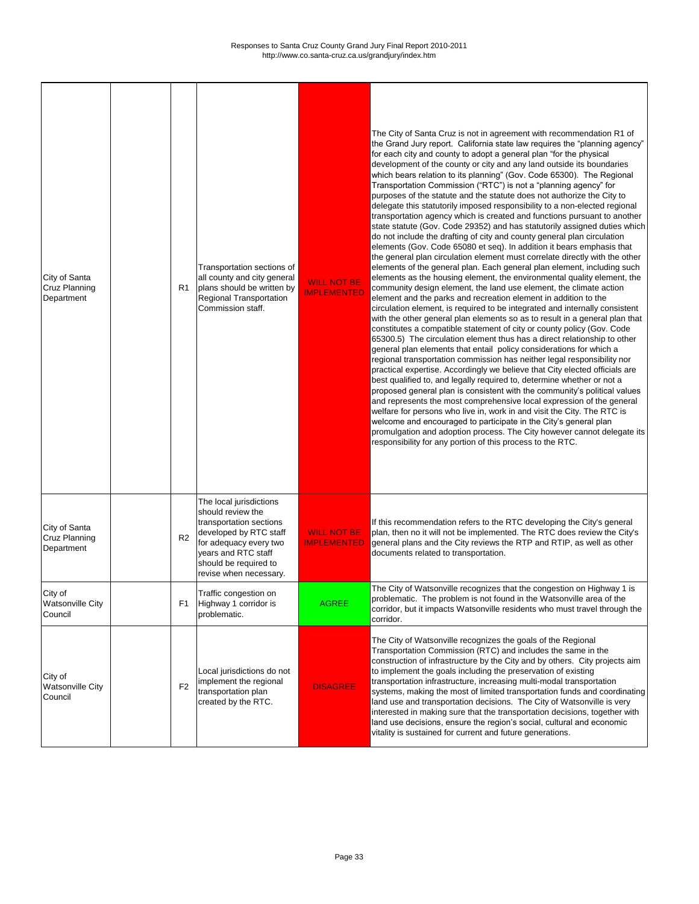| | | | | | |
|---|---|---|---|---|---|
| City of Santa Cruz Planning Department | | R1 | Transportation sections of all county and city general plans should be written by Regional Transportation Commission staff. | WILL NOT BE IMPLEMENTED | The City of Santa Cruz is not in agreement with recommendation R1 of the Grand Jury report. California state law requires the "planning agency" for each city and county to adopt a general plan "for the physical development of the county or city and any land outside its boundaries which bears relation to its planning" (Gov. Code 65300). The Regional Transportation Commission ("RTC") is not a "planning agency" for purposes of the statute and the statute does not authorize the City to delegate this statutorily imposed responsibility to a non-elected regional transportation agency which is created and functions pursuant to another state statute (Gov. Code 29352) and has statutorily assigned duties which do not include the drafting of city and county general plan circulation elements (Gov. Code 65080 et seq). In addition it bears emphasis that the general plan circulation element must correlate directly with the other elements of the general plan. Each general plan element, including such elements as the housing element, the environmental quality element, the community design element, the land use element, the climate action element and the parks and recreation element in addition to the circulation element, is required to be integrated and internally consistent with the other general plan elements so as to result in a general plan that constitutes a compatible statement of city or county policy (Gov. Code 65300.5) The circulation element thus has a direct relationship to other general plan elements that entail policy considerations for which a regional transportation commission has neither legal responsibility nor practical expertise. Accordingly we believe that City elected officials are best qualified to, and legally required to, determine whether or not a proposed general plan is consistent with the community's political values and represents the most comprehensive local expression of the general welfare for persons who live in, work in and visit the City. The RTC is welcome and encouraged to participate in the City's general plan promulgation and adoption process. The City however cannot delegate its responsibility for any portion of this process to the RTC. |
| City of Santa Cruz Planning Department | | R2 | The local jurisdictions should review the transportation sections developed by RTC staff for adequacy every two years and RTC staff should be required to revise when necessary. | WILL NOT BE IMPLEMENTED | If this recommendation refers to the RTC developing the City's general plan, then no it will not be implemented. The RTC does review the City's general plans and the City reviews the RTP and RTIP, as well as other documents related to transportation. |
| City of Watsonville City Council | | F1 | Traffic congestion on Highway 1 corridor is problematic. | AGREE | The City of Watsonville recognizes that the congestion on Highway 1 is problematic. The problem is not found in the Watsonville area of the corridor, but it impacts Watsonville residents who must travel through the corridor. |
| City of Watsonville City Council | | F2 | Local jurisdictions do not implement the regional transportation plan created by the RTC. | DISAGREE | The City of Watsonville recognizes the goals of the Regional Transportation Commission (RTC) and includes the same in the construction of infrastructure by the City and by others. City projects aim to implement the goals including the preservation of existing transportation infrastructure, increasing multi-modal transportation systems, making the most of limited transportation funds and coordinating land use and transportation decisions. The City of Watsonville is very interested in making sure that the transportation decisions, together with land use decisions, ensure the region's social, cultural and economic vitality is sustained for current and future generations. |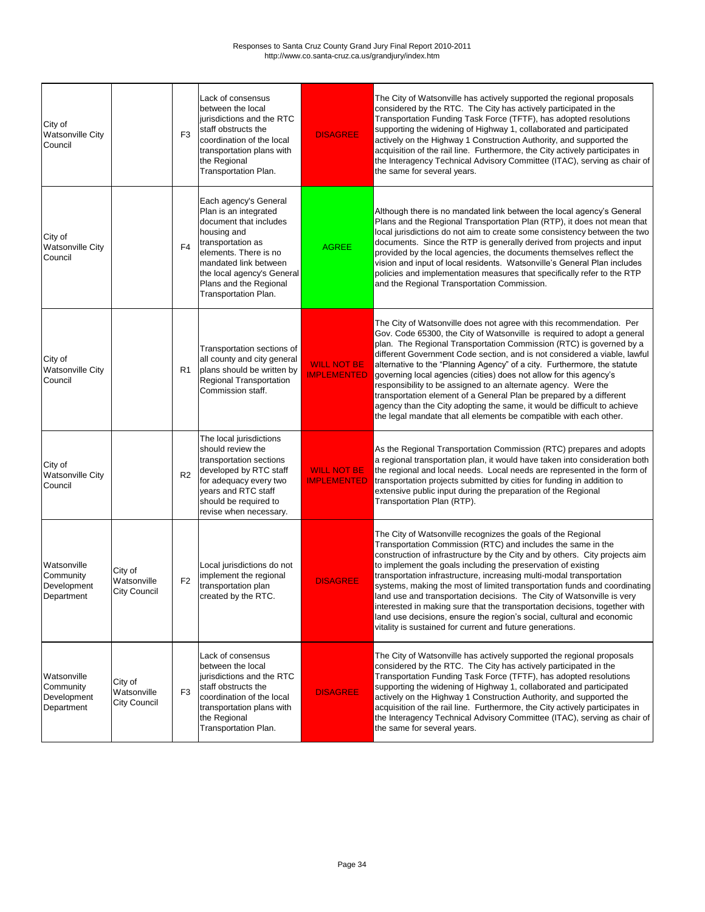| City of Watsonville City Council | | F3 | Lack of consensus between the local jurisdictions and the RTC staff obstructs the coordination of the local transportation plans with the Regional Transportation Plan. | DISAGREE | The City of Watsonville has actively supported the regional proposals considered by the RTC. The City has actively participated in the Transportation Funding Task Force (TFTF), has adopted resolutions supporting the widening of Highway 1, collaborated and participated actively on the Highway 1 Construction Authority, and supported the acquisition of the rail line. Furthermore, the City actively participates in the Interagency Technical Advisory Committee (ITAC), serving as chair of the same for several years. |
|---|---|---|---|---|---|
| City of Watsonville City Council | | F4 | Each agency's General Plan is an integrated document that includes housing and transportation as elements. There is no mandated link between the local agency's General Plans and the Regional Transportation Plan. | AGREE | Although there is no mandated link between the local agency's General Plans and the Regional Transportation Plan (RTP), it does not mean that local jurisdictions do not aim to create some consistency between the two documents. Since the RTP is generally derived from projects and input provided by the local agencies, the documents themselves reflect the vision and input of local residents. Watsonville's General Plan includes policies and implementation measures that specifically refer to the RTP and the Regional Transportation Commission. |
| City of Watsonville City Council | | R1 | Transportation sections of all county and city general plans should be written by Regional Transportation Commission staff. | WILL NOT BE IMPLEMENTED | The City of Watsonville does not agree with this recommendation. Per Gov. Code 65300, the City of Watsonville is required to adopt a general plan. The Regional Transportation Commission (RTC) is governed by a different Government Code section, and is not considered a viable, lawful alternative to the "Planning Agency" of a city. Furthermore, the statute governing local agencies (cities) does not allow for this agency's responsibility to be assigned to an alternate agency. Were the transportation element of a General Plan be prepared by a different agency than the City adopting the same, it would be difficult to achieve the legal mandate that all elements be compatible with each other. |
| City of Watsonville City Council | | R2 | The local jurisdictions should review the transportation sections developed by RTC staff for adequacy every two years and RTC staff should be required to revise when necessary. | WILL NOT BE IMPLEMENTED | As the Regional Transportation Commission (RTC) prepares and adopts a regional transportation plan, it would have taken into consideration both the regional and local needs. Local needs are represented in the form of transportation projects submitted by cities for funding in addition to extensive public input during the preparation of the Regional Transportation Plan (RTP). |
| Watsonville Community Development Department | City of Watsonville City Council | F2 | Local jurisdictions do not implement the regional transportation plan created by the RTC. | DISAGREE | The City of Watsonville recognizes the goals of the Regional Transportation Commission (RTC) and includes the same in the construction of infrastructure by the City and by others. City projects aim to implement the goals including the preservation of existing transportation infrastructure, increasing multi-modal transportation systems, making the most of limited transportation funds and coordinating land use and transportation decisions. The City of Watsonville is very interested in making sure that the transportation decisions, together with land use decisions, ensure the region's social, cultural and economic vitality is sustained for current and future generations. |
| Watsonville Community Development Department | City of Watsonville City Council | F3 | Lack of consensus between the local jurisdictions and the RTC staff obstructs the coordination of the local transportation plans with the Regional Transportation Plan. | DISAGREE | The City of Watsonville has actively supported the regional proposals considered by the RTC. The City has actively participated in the Transportation Funding Task Force (TFTF), has adopted resolutions supporting the widening of Highway 1, collaborated and participated actively on the Highway 1 Construction Authority, and supported the acquisition of the rail line. Furthermore, the City actively participates in the Interagency Technical Advisory Committee (ITAC), serving as chair of the same for several years. |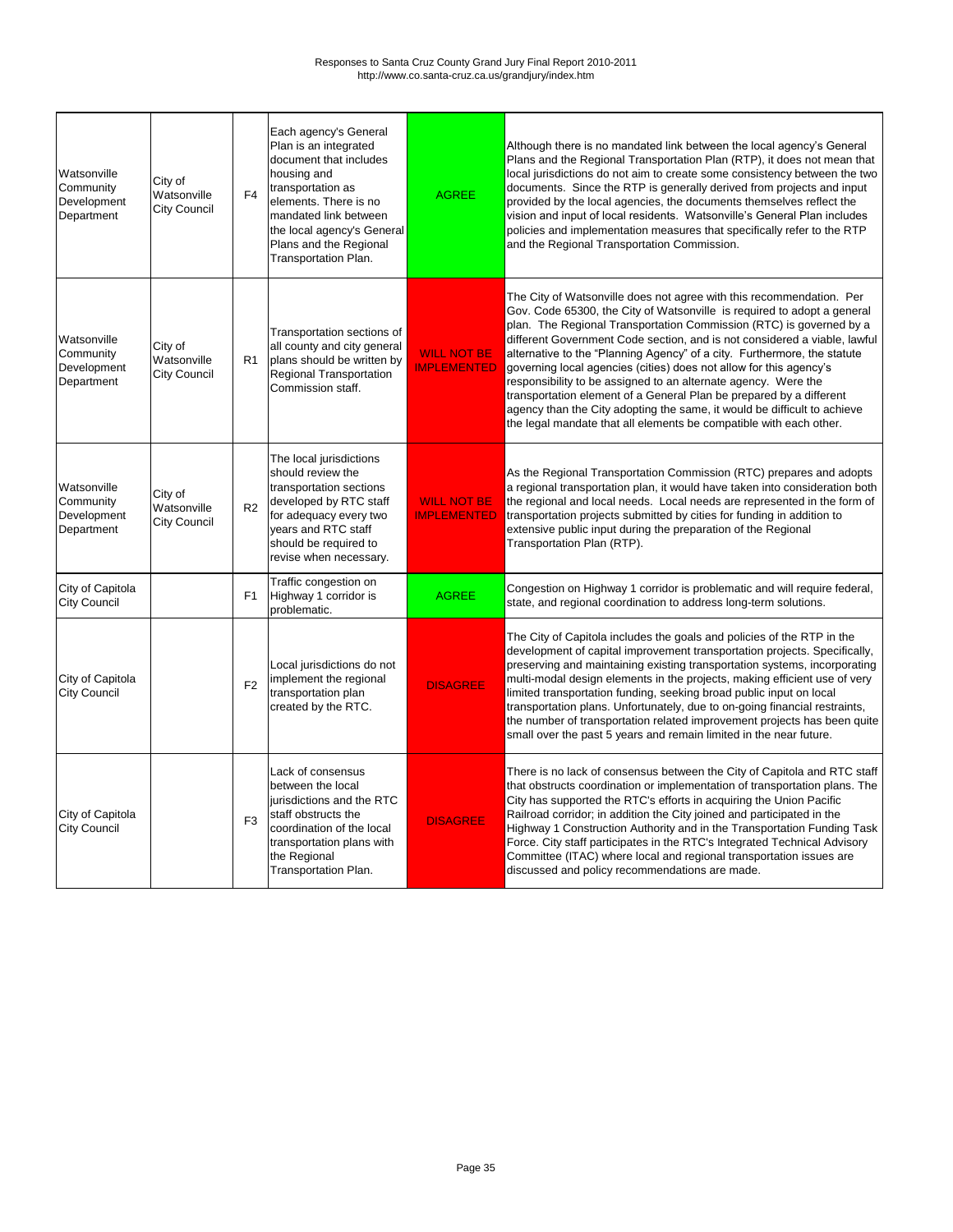| | | | | | |
|---|---|---|---|---|---|
| Watsonville Community Development Department | City of Watsonville City Council | F4 | Each agency's General Plan is an integrated document that includes housing and transportation as elements. There is no mandated link between the local agency's General Plans and the Regional Transportation Plan. | AGREE | Although there is no mandated link between the local agency's General Plans and the Regional Transportation Plan (RTP), it does not mean that local jurisdictions do not aim to create some consistency between the two documents. Since the RTP is generally derived from projects and input provided by the local agencies, the documents themselves reflect the vision and input of local residents. Watsonville's General Plan includes policies and implementation measures that specifically refer to the RTP and the Regional Transportation Commission. |
| Watsonville Community Development Department | City of Watsonville City Council | R1 | Transportation sections of all county and city general plans should be written by Regional Transportation Commission staff. | WILL NOT BE IMPLEMENTED | The City of Watsonville does not agree with this recommendation. Per Gov. Code 65300, the City of Watsonville is required to adopt a general plan. The Regional Transportation Commission (RTC) is governed by a different Government Code section, and is not considered a viable, lawful alternative to the "Planning Agency" of a city. Furthermore, the statute governing local agencies (cities) does not allow for this agency's responsibility to be assigned to an alternate agency. Were the transportation element of a General Plan be prepared by a different agency than the City adopting the same, it would be difficult to achieve the legal mandate that all elements be compatible with each other. |
| Watsonville Community Development Department | City of Watsonville City Council | R2 | The local jurisdictions should review the transportation sections developed by RTC staff for adequacy every two years and RTC staff should be required to revise when necessary. | WILL NOT BE IMPLEMENTED | As the Regional Transportation Commission (RTC) prepares and adopts a regional transportation plan, it would have taken into consideration both the regional and local needs. Local needs are represented in the form of transportation projects submitted by cities for funding in addition to extensive public input during the preparation of the Regional Transportation Plan (RTP). |
| City of Capitola City Council | | F1 | Traffic congestion on Highway 1 corridor is problematic. | AGREE | Congestion on Highway 1 corridor is problematic and will require federal, state, and regional coordination to address long-term solutions. |
| City of Capitola City Council | | F2 | Local jurisdictions do not implement the regional transportation plan created by the RTC. | DISAGREE | The City of Capitola includes the goals and policies of the RTP in the development of capital improvement transportation projects. Specifically, preserving and maintaining existing transportation systems, incorporating multi-modal design elements in the projects, making efficient use of very limited transportation funding, seeking broad public input on local transportation plans. Unfortunately, due to on-going financial restraints, the number of transportation related improvement projects has been quite small over the past 5 years and remain limited in the near future. |
| City of Capitola City Council | | F3 | Lack of consensus between the local jurisdictions and the RTC staff obstructs the coordination of the local transportation plans with the Regional Transportation Plan. | DISAGREE | There is no lack of consensus between the City of Capitola and RTC staff that obstructs coordination or implementation of transportation plans. The City has supported the RTC's efforts in acquiring the Union Pacific Railroad corridor; in addition the City joined and participated in the Highway 1 Construction Authority and in the Transportation Funding Task Force. City staff participates in the RTC's Integrated Technical Advisory Committee (ITAC) where local and regional transportation issues are discussed and policy recommendations are made. |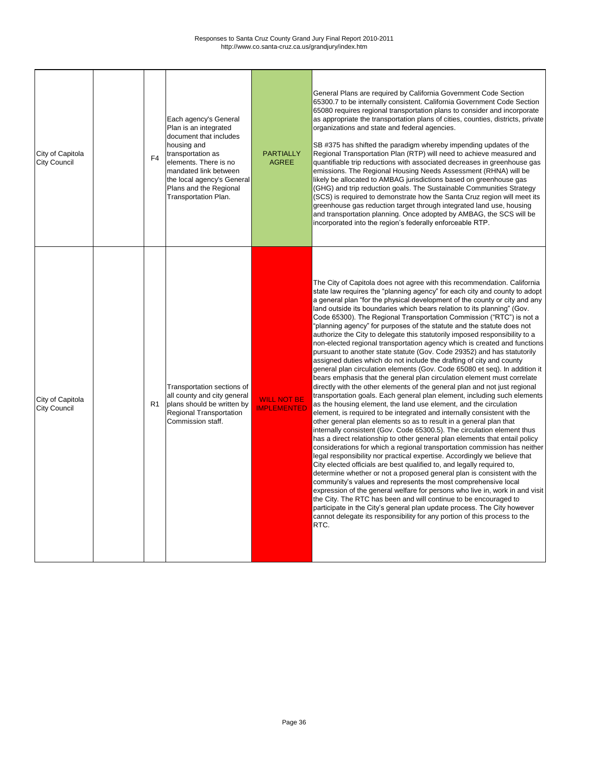Responses to Santa Cruz County Grand Jury Final Report 2010-2011
http://www.co.santa-cruz.ca.us/grandjury/index.htm

| | | | | | |
|---|---|---|---|---|---|
| City of Capitola City Council | | F4 | Each agency's General Plan is an integrated document that includes housing and transportation as elements. There is no mandated link between the local agency's General Plans and the Regional Transportation Plan. | PARTIALLY AGREE | General Plans are required by California Government Code Section 65300.7 to be internally consistent. California Government Code Section 65080 requires regional transportation plans to consider and incorporate as appropriate the transportation plans of cities, counties, districts, private organizations and state and federal agencies.<br><br>SB #375 has shifted the paradigm whereby impending updates of the Regional Transportation Plan (RTP) will need to achieve measured and quantifiable trip reductions with associated decreases in greenhouse gas emissions. The Regional Housing Needs Assessment (RHNA) will be likely be allocated to AMBAG jurisdictions based on greenhouse gas (GHG) and trip reduction goals. The Sustainable Communities Strategy (SCS) is required to demonstrate how the Santa Cruz region will meet its greenhouse gas reduction target through integrated land use, housing and transportation planning. Once adopted by AMBAG, the SCS will be incorporated into the region's federally enforceable RTP. |
| City of Capitola City Council | | R1 | Transportation sections of all county and city general plans should be written by Regional Transportation Commission staff. | WILL NOT BE IMPLEMENTED | The City of Capitola does not agree with this recommendation. California state law requires the "planning agency" for each city and county to adopt a general plan "for the physical development of the county or city and any land outside its boundaries which bears relation to its planning" (Gov. Code 65300). The Regional Transportation Commission ("RTC") is not a "planning agency" for purposes of the statute and the statute does not authorize the City to delegate this statutorily imposed responsibility to a non-elected regional transportation agency which is created and functions pursuant to another state statute (Gov. Code 29352) and has statutorily assigned duties which do not include the drafting of city and county general plan circulation elements (Gov. Code 65080 et seq). In addition it bears emphasis that the general plan circulation element must correlate directly with the other elements of the general plan and not just regional transportation goals. Each general plan element, including such elements as the housing element, the land use element, and the circulation element, is required to be integrated and internally consistent with the other general plan elements so as to result in a general plan that internally consistent (Gov. Code 65300.5). The circulation element thus has a direct relationship to other general plan elements that entail policy considerations for which a regional transportation commission has neither legal responsibility nor practical expertise. Accordingly we believe that City elected officials are best qualified to, and legally required to, determine whether or not a proposed general plan is consistent with the community's values and represents the most comprehensive local expression of the general welfare for persons who live in, work in and visit the City. The RTC has been and will continue to be encouraged to participate in the City's general plan update process. The City however cannot delegate its responsibility for any portion of this process to the RTC. |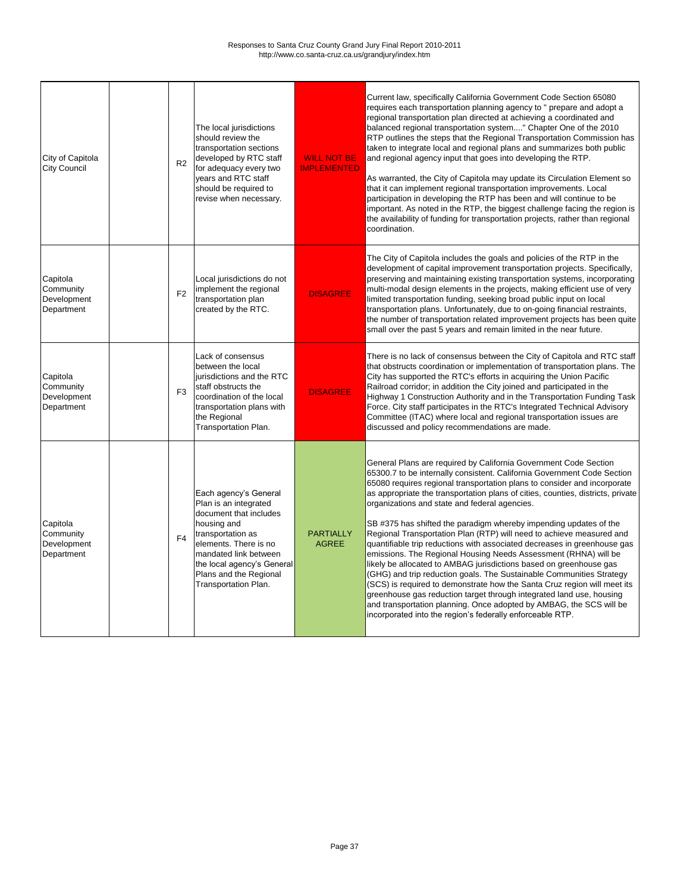Responses to Santa Cruz County Grand Jury Final Report 2010-2011
http://www.co.santa-cruz.ca.us/grandjury/index.htm

| | | | | | |
|---|---|---|---|---|---|
| City of Capitola City Council | | R2 | The local jurisdictions should review the transportation sections developed by RTC staff for adequacy every two years and RTC staff should be required to revise when necessary. | WILL NOT BE IMPLEMENTED | Current law, specifically California Government Code Section 65080 requires each transportation planning agency to " prepare and adopt a regional transportation plan directed at achieving a coordinated and balanced regional transportation system...." Chapter One of the 2010 RTP outlines the steps that the Regional Transportation Commission has taken to integrate local and regional plans and summarizes both public and regional agency input that goes into developing the RTP.<br><br>As warranted, the City of Capitola may update its Circulation Element so that it can implement regional transportation improvements. Local participation in developing the RTP has been and will continue to be important. As noted in the RTP, the biggest challenge facing the region is the availability of funding for transportation projects, rather than regional coordination. |
| Capitola Community Development Department | | F2 | Local jurisdictions do not implement the regional transportation plan created by the RTC. | DISAGREE | The City of Capitola includes the goals and policies of the RTP in the development of capital improvement transportation projects. Specifically, preserving and maintaining existing transportation systems, incorporating multi-modal design elements in the projects, making efficient use of very limited transportation funding, seeking broad public input on local transportation plans. Unfortunately, due to on-going financial restraints, the number of transportation related improvement projects has been quite small over the past 5 years and remain limited in the near future. |
| Capitola Community Development Department | | F3 | Lack of consensus between the local jurisdictions and the RTC staff obstructs the coordination of the local transportation plans with the Regional Transportation Plan. | DISAGREE | There is no lack of consensus between the City of Capitola and RTC staff that obstructs coordination or implementation of transportation plans. The City has supported the RTC's efforts in acquiring the Union Pacific Railroad corridor; in addition the City joined and participated in the Highway 1 Construction Authority and in the Transportation Funding Task Force. City staff participates in the RTC's Integrated Technical Advisory Committee (ITAC) where local and regional transportation issues are discussed and policy recommendations are made. |
| Capitola Community Development Department | | F4 | Each agency's General Plan is an integrated document that includes housing and transportation as elements. There is no mandated link between the local agency's General Plans and the Regional Transportation Plan. | PARTIALLY AGREE | General Plans are required by California Government Code Section 65300.7 to be internally consistent. California Government Code Section 65080 requires regional transportation plans to consider and incorporate as appropriate the transportation plans of cities, counties, districts, private organizations and state and federal agencies.<br><br>SB #375 has shifted the paradigm whereby impending updates of the Regional Transportation Plan (RTP) will need to achieve measured and quantifiable trip reductions with associated decreases in greenhouse gas emissions. The Regional Housing Needs Assessment (RHNA) will be likely be allocated to AMBAG jurisdictions based on greenhouse gas (GHG) and trip reduction goals. The Sustainable Communities Strategy (SCS) is required to demonstrate how the Santa Cruz region will meet its greenhouse gas reduction target through integrated land use, housing and transportation planning. Once adopted by AMBAG, the SCS will be incorporated into the region's federally enforceable RTP. |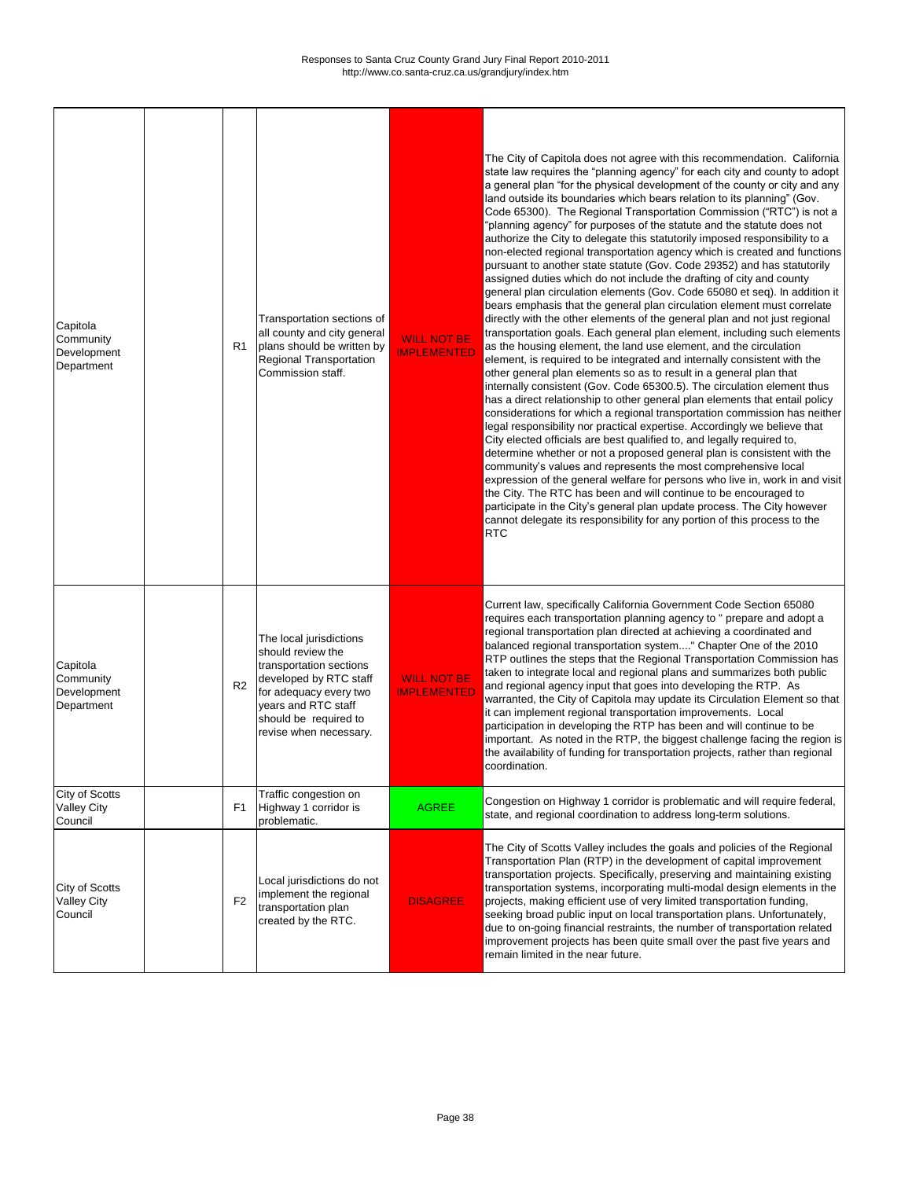| | | | | | |
|---|---|---|---|---|---|
| Capitola Community Development Department | | R1 | Transportation sections of all county and city general plans should be written by Regional Transportation Commission staff. | WILL NOT BE IMPLEMENTED | The City of Capitola does not agree with this recommendation. California state law requires the "planning agency" for each city and county to adopt a general plan "for the physical development of the county or city and any land outside its boundaries which bears relation to its planning" (Gov. Code 65300). The Regional Transportation Commission ("RTC") is not a "planning agency" for purposes of the statute and the statute does not authorize the City to delegate this statutorily imposed responsibility to a non-elected regional transportation agency which is created and functions pursuant to another state statute (Gov. Code 29352) and has statutorily assigned duties which do not include the drafting of city and county general plan circulation elements (Gov. Code 65080 et seq). In addition it bears emphasis that the general plan circulation element must correlate directly with the other elements of the general plan and not just regional transportation goals. Each general plan element, including such elements as the housing element, the land use element, and the circulation element, is required to be integrated and internally consistent with the other general plan elements so as to result in a general plan that internally consistent (Gov. Code 65300.5). The circulation element thus has a direct relationship to other general plan elements that entail policy considerations for which a regional transportation commission has neither legal responsibility nor practical expertise. Accordingly we believe that City elected officials are best qualified to, and legally required to, determine whether or not a proposed general plan is consistent with the community's values and represents the most comprehensive local expression of the general welfare for persons who live in, work in and visit the City. The RTC has been and will continue to be encouraged to participate in the City's general plan update process. The City however cannot delegate its responsibility for any portion of this process to the RTC |
| Capitola Community Development Department | | R2 | The local jurisdictions should review the transportation sections developed by RTC staff for adequacy every two years and RTC staff should be required to revise when necessary. | WILL NOT BE IMPLEMENTED | Current law, specifically California Government Code Section 65080 requires each transportation planning agency to " prepare and adopt a regional transportation plan directed at achieving a coordinated and balanced regional transportation system...." Chapter One of the 2010 RTP outlines the steps that the Regional Transportation Commission has taken to integrate local and regional plans and summarizes both public and regional agency input that goes into developing the RTP. As warranted, the City of Capitola may update its Circulation Element so that it can implement regional transportation improvements. Local participation in developing the RTP has been and will continue to be important. As noted in the RTP, the biggest challenge facing the region is the availability of funding for transportation projects, rather than regional coordination. |
| City of Scotts Valley City Council | | F1 | Traffic congestion on Highway 1 corridor is problematic. | AGREE | Congestion on Highway 1 corridor is problematic and will require federal, state, and regional coordination to address long-term solutions. |
| City of Scotts Valley City Council | | F2 | Local jurisdictions do not implement the regional transportation plan created by the RTC. | DISAGREE | The City of Scotts Valley includes the goals and policies of the Regional Transportation Plan (RTP) in the development of capital improvement transportation projects. Specifically, preserving and maintaining existing transportation systems, incorporating multi-modal design elements in the projects, making efficient use of very limited transportation funding, seeking broad public input on local transportation plans. Unfortunately, due to on-going financial restraints, the number of transportation related improvement projects has been quite small over the past five years and remain limited in the near future. |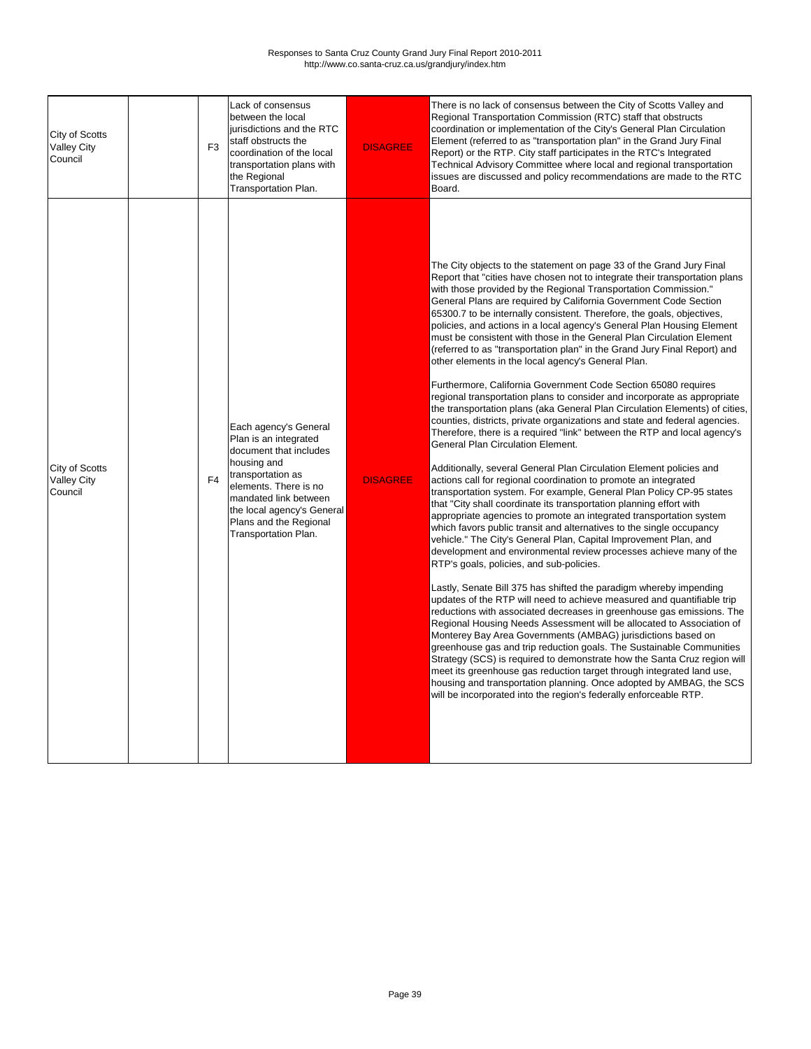| City of Scotts Valley City Council | | F3 | Lack of consensus between the local jurisdictions and the RTC staff obstructs the coordination of the local transportation plans with the Regional Transportation Plan. | DISAGREE | There is no lack of consensus between the City of Scotts Valley and Regional Transportation Commission (RTC) staff that obstructs coordination or implementation of the City's General Plan Circulation Element (referred to as "transportation plan" in the Grand Jury Final Report) or the RTP. City staff participates in the RTC's Integrated Technical Advisory Committee where local and regional transportation issues are discussed and policy recommendations are made to the RTC Board. |
|---|---|---|---|---|---|
| City of Scotts Valley City Council | | F4 | Each agency's General Plan is an integrated document that includes housing and transportation as elements. There is no mandated link between the local agency's General Plans and the Regional Transportation Plan. | DISAGREE | The City objects to the statement on page 33 of the Grand Jury Final Report that "cities have chosen not to integrate their transportation plans with those provided by the Regional Transportation Commission." General Plans are required by California Government Code Section 65300.7 to be internally consistent. Therefore, the goals, objectives, policies, and actions in a local agency's General Plan Housing Element must be consistent with those in the General Plan Circulation Element (referred to as "transportation plan" in the Grand Jury Final Report) and other elements in the local agency's General Plan.<br><br>Furthermore, California Government Code Section 65080 requires regional transportation plans to consider and incorporate as appropriate the transportation plans (aka General Plan Circulation Elements) of cities, counties, districts, private organizations and state and federal agencies. Therefore, there is a required "link" between the RTP and local agency's General Plan Circulation Element.<br><br>Additionally, several General Plan Circulation Element policies and actions call for regional coordination to promote an integrated transportation system. For example, General Plan Policy CP-95 states that "City shall coordinate its transportation planning effort with appropriate agencies to promote an integrated transportation system which favors public transit and alternatives to the single occupancy vehicle." The City's General Plan, Capital Improvement Plan, and development and environmental review processes achieve many of the RTP's goals, policies, and sub-policies.<br><br>Lastly, Senate Bill 375 has shifted the paradigm whereby impending updates of the RTP will need to achieve measured and quantifiable trip reductions with associated decreases in greenhouse gas emissions. The Regional Housing Needs Assessment will be allocated to Association of Monterey Bay Area Governments (AMBAG) jurisdictions based on greenhouse gas and trip reduction goals. The Sustainable Communities Strategy (SCS) is required to demonstrate how the Santa Cruz region will meet its greenhouse gas reduction target through integrated land use, housing and transportation planning. Once adopted by AMBAG, the SCS will be incorporated into the region's federally enforceable RTP. |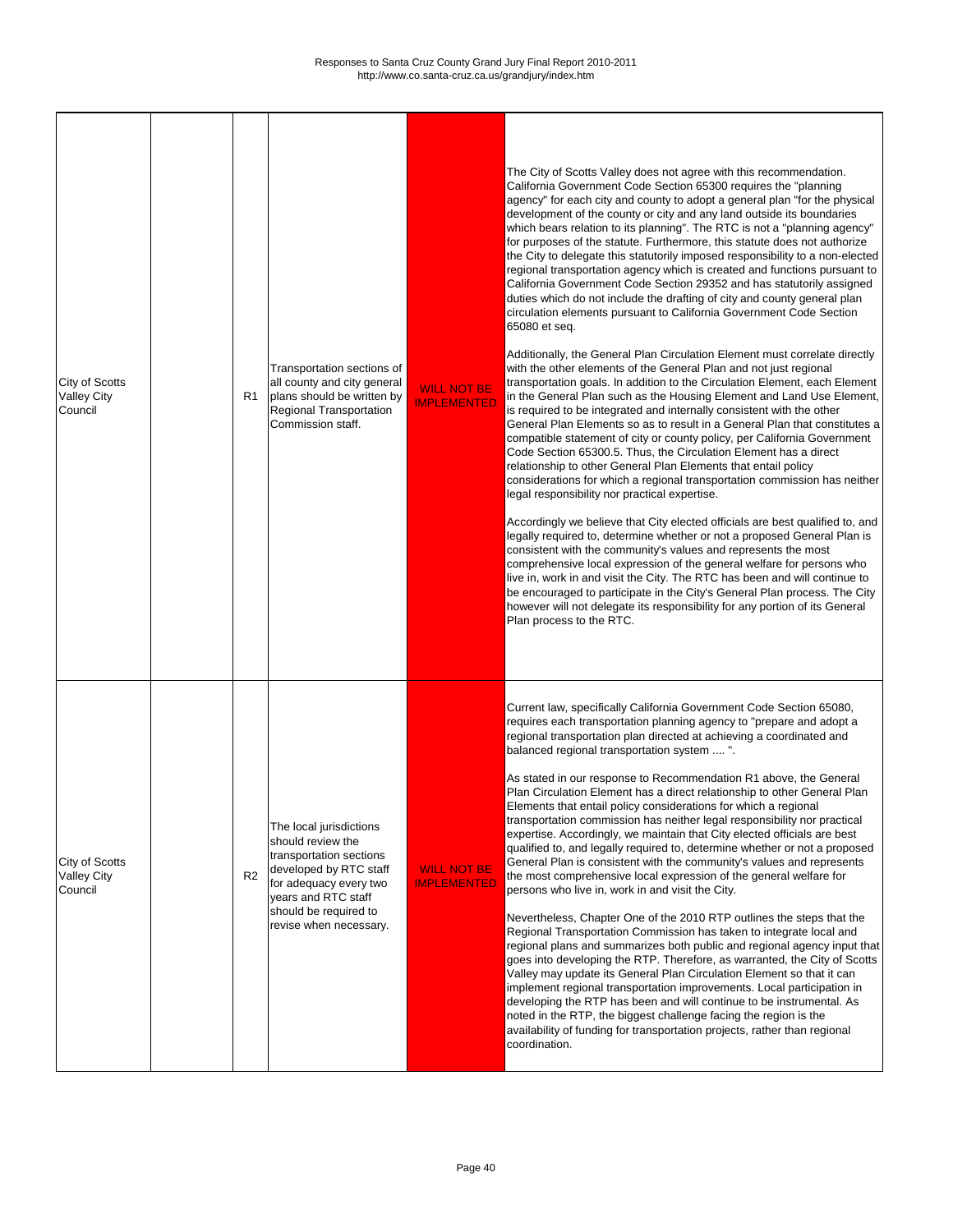| | | | | | |
|---|---|---|---|---|---|
| City of Scotts Valley City Council | | R1 | Transportation sections of all county and city general plans should be written by Regional Transportation Commission staff. | WILL NOT BE IMPLEMENTED | The City of Scotts Valley does not agree with this recommendation. California Government Code Section 65300 requires the "planning agency" for each city and county to adopt a general plan "for the physical development of the county or city and any land outside its boundaries which bears relation to its planning". The RTC is not a "planning agency" for purposes of the statute. Furthermore, this statute does not authorize the City to delegate this statutorily imposed responsibility to a non-elected regional transportation agency which is created and functions pursuant to California Government Code Section 29352 and has statutorily assigned duties which do not include the drafting of city and county general plan circulation elements pursuant to California Government Code Section 65080 et seq.<br><br>Additionally, the General Plan Circulation Element must correlate directly with the other elements of the General Plan and not just regional transportation goals. In addition to the Circulation Element, each Element in the General Plan such as the Housing Element and Land Use Element, is required to be integrated and internally consistent with the other General Plan Elements so as to result in a General Plan that constitutes a compatible statement of city or county policy, per California Government Code Section 65300.5. Thus, the Circulation Element has a direct relationship to other General Plan Elements that entail policy considerations for which a regional transportation commission has neither legal responsibility nor practical expertise.<br><br>Accordingly we believe that City elected officials are best qualified to, and legally required to, determine whether or not a proposed General Plan is consistent with the community's values and represents the most comprehensive local expression of the general welfare for persons who live in, work in and visit the City. The RTC has been and will continue to be encouraged to participate in the City's General Plan process. The City however will not delegate its responsibility for any portion of its General Plan process to the RTC. |
| City of Scotts Valley City Council | | R2 | The local jurisdictions should review the transportation sections developed by RTC staff for adequacy every two years and RTC staff should be required to revise when necessary. | WILL NOT BE IMPLEMENTED | Current law, specifically California Government Code Section 65080, requires each transportation planning agency to "prepare and adopt a regional transportation plan directed at achieving a coordinated and balanced regional transportation system .... ".<br><br>As stated in our response to Recommendation R1 above, the General Plan Circulation Element has a direct relationship to other General Plan Elements that entail policy considerations for which a regional transportation commission has neither legal responsibility nor practical expertise. Accordingly, we maintain that City elected officials are best qualified to, and legally required to, determine whether or not a proposed General Plan is consistent with the community's values and represents the most comprehensive local expression of the general welfare for persons who live in, work in and visit the City.<br><br>Nevertheless, Chapter One of the 2010 RTP outlines the steps that the Regional Transportation Commission has taken to integrate local and regional plans and summarizes both public and regional agency input that goes into developing the RTP. Therefore, as warranted, the City of Scotts Valley may update its General Plan Circulation Element so that it can implement regional transportation improvements. Local participation in developing the RTP has been and will continue to be instrumental. As noted in the RTP, the biggest challenge facing the region is the availability of funding for transportation projects, rather than regional coordination. |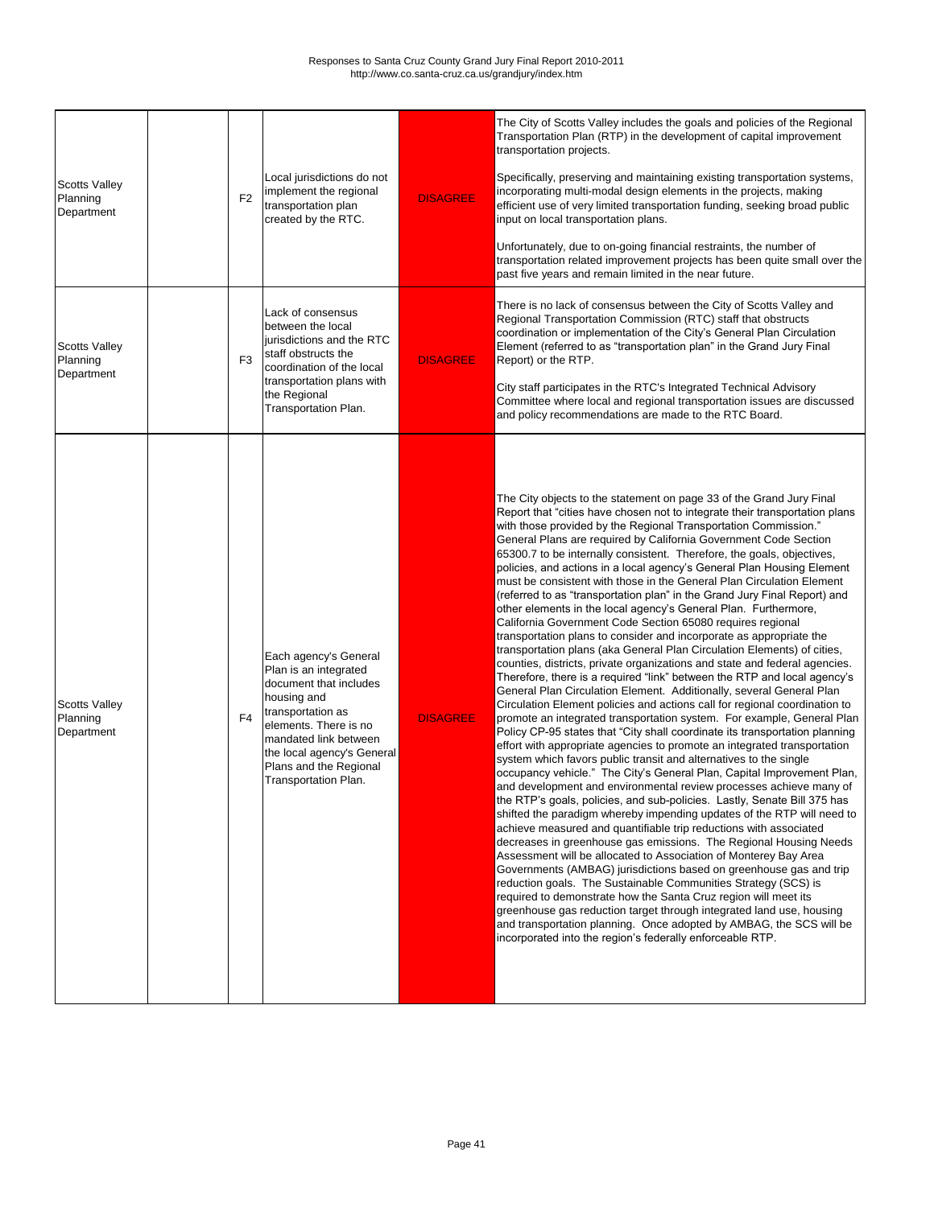| Scotts Valley Planning Department | | F2 | Local jurisdictions do not implement the regional transportation plan created by the RTC. | DISAGREE | The City of Scotts Valley includes the goals and policies of the Regional Transportation Plan (RTP) in the development of capital improvement transportation projects.<br><br>Specifically, preserving and maintaining existing transportation systems, incorporating multi-modal design elements in the projects, making efficient use of very limited transportation funding, seeking broad public input on local transportation plans.<br><br>Unfortunately, due to on-going financial restraints, the number of transportation related improvement projects has been quite small over the past five years and remain limited in the near future. |
|---|---|---|---|---|---|
| Scotts Valley Planning Department | | F3 | Lack of consensus between the local jurisdictions and the RTC staff obstructs the coordination of the local transportation plans with the Regional Transportation Plan. | DISAGREE | There is no lack of consensus between the City of Scotts Valley and Regional Transportation Commission (RTC) staff that obstructs coordination or implementation of the City's General Plan Circulation Element (referred to as "transportation plan" in the Grand Jury Final Report) or the RTP.<br><br>City staff participates in the RTC's Integrated Technical Advisory Committee where local and regional transportation issues are discussed and policy recommendations are made to the RTC Board. |
| Scotts Valley Planning Department | | F4 | Each agency's General Plan is an integrated document that includes housing and transportation as elements. There is no mandated link between the local agency's General Plans and the Regional Transportation Plan. | DISAGREE | The City objects to the statement on page 33 of the Grand Jury Final Report that "cities have chosen not to integrate their transportation plans with those provided by the Regional Transportation Commission." General Plans are required by California Government Code Section 65300.7 to be internally consistent. Therefore, the goals, objectives, policies, and actions in a local agency's General Plan Housing Element must be consistent with those in the General Plan Circulation Element (referred to as "transportation plan" in the Grand Jury Final Report) and other elements in the local agency's General Plan. Furthermore, California Government Code Section 65080 requires regional transportation plans to consider and incorporate as appropriate the transportation plans (aka General Plan Circulation Elements) of cities, counties, districts, private organizations and state and federal agencies. Therefore, there is a required "link" between the RTP and local agency's General Plan Circulation Element. Additionally, several General Plan Circulation Element policies and actions call for regional coordination to promote an integrated transportation system. For example, General Plan Policy CP-95 states that "City shall coordinate its transportation planning effort with appropriate agencies to promote an integrated transportation system which favors public transit and alternatives to the single occupancy vehicle." The City's General Plan, Capital Improvement Plan, and development and environmental review processes achieve many of the RTP's goals, policies, and sub-policies. Lastly, Senate Bill 375 has shifted the paradigm whereby impending updates of the RTP will need to achieve measured and quantifiable trip reductions with associated decreases in greenhouse gas emissions. The Regional Housing Needs Assessment will be allocated to Association of Monterey Bay Area Governments (AMBAG) jurisdictions based on greenhouse gas and trip reduction goals. The Sustainable Communities Strategy (SCS) is required to demonstrate how the Santa Cruz region will meet its greenhouse gas reduction target through integrated land use, housing and transportation planning. Once adopted by AMBAG, the SCS will be incorporated into the region's federally enforceable RTP. |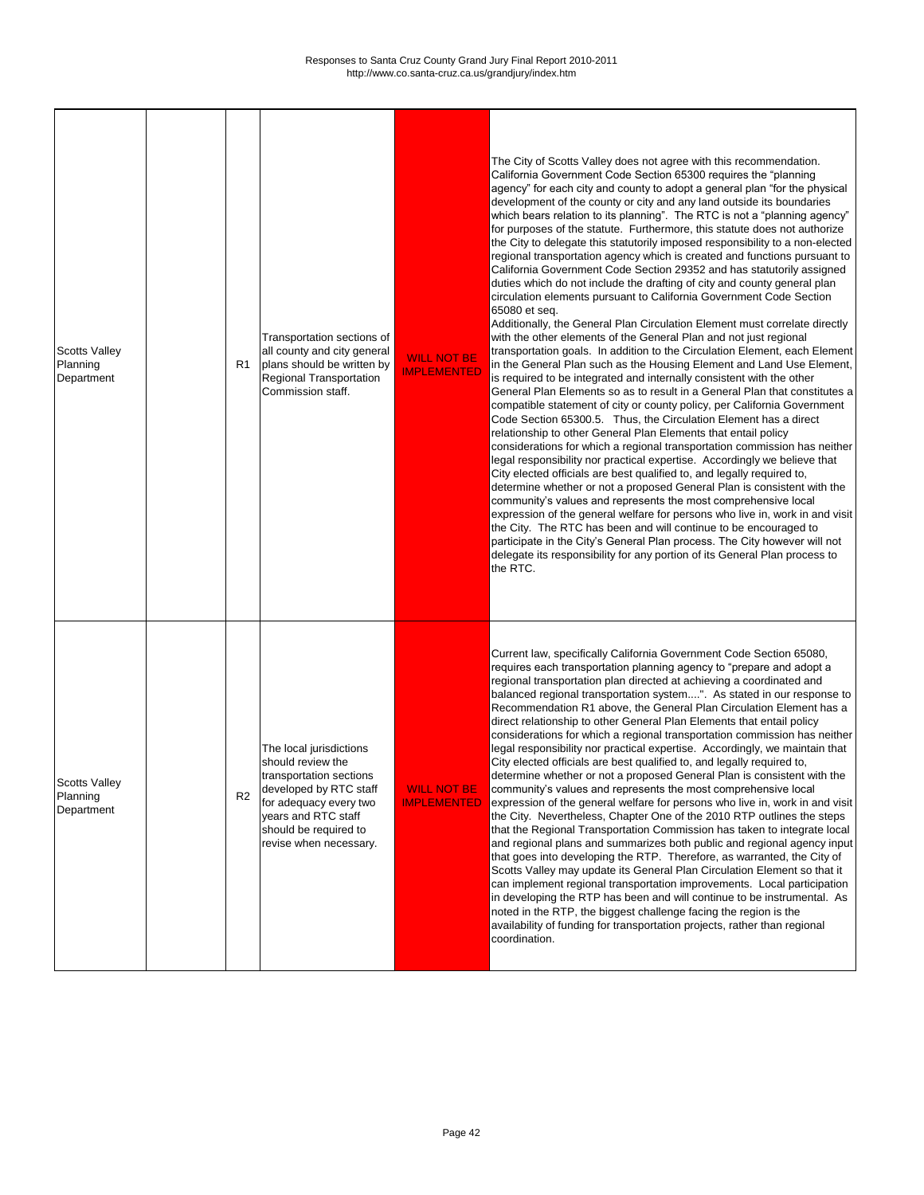| | | | | | |
|---|---|---|---|---|---|
| Scotts Valley Planning Department | | R1 | Transportation sections of all county and city general plans should be written by Regional Transportation Commission staff. | WILL NOT BE IMPLEMENTED | The City of Scotts Valley does not agree with this recommendation. California Government Code Section 65300 requires the "planning agency" for each city and county to adopt a general plan "for the physical development of the county or city and any land outside its boundaries which bears relation to its planning". The RTC is not a "planning agency" for purposes of the statute. Furthermore, this statute does not authorize the City to delegate this statutorily imposed responsibility to a non-elected regional transportation agency which is created and functions pursuant to California Government Code Section 29352 and has statutorily assigned duties which do not include the drafting of city and county general plan circulation elements pursuant to California Government Code Section 65080 et seq.<br>Additionally, the General Plan Circulation Element must correlate directly with the other elements of the General Plan and not just regional transportation goals. In addition to the Circulation Element, each Element in the General Plan such as the Housing Element and Land Use Element, is required to be integrated and internally consistent with the other General Plan Elements so as to result in a General Plan that constitutes a compatible statement of city or county policy, per California Government Code Section 65300.5. Thus, the Circulation Element has a direct relationship to other General Plan Elements that entail policy considerations for which a regional transportation commission has neither legal responsibility nor practical expertise. Accordingly we believe that City elected officials are best qualified to, and legally required to, determine whether or not a proposed General Plan is consistent with the community's values and represents the most comprehensive local expression of the general welfare for persons who live in, work in and visit the City. The RTC has been and will continue to be encouraged to participate in the City's General Plan process. The City however will not delegate its responsibility for any portion of its General Plan process to the RTC. |
| Scotts Valley Planning Department | | R2 | The local jurisdictions should review the transportation sections developed by RTC staff for adequacy every two years and RTC staff should be required to revise when necessary. | WILL NOT BE IMPLEMENTED | Current law, specifically California Government Code Section 65080, requires each transportation planning agency to "prepare and adopt a regional transportation plan directed at achieving a coordinated and balanced regional transportation system....". As stated in our response to Recommendation R1 above, the General Plan Circulation Element has a direct relationship to other General Plan Elements that entail policy considerations for which a regional transportation commission has neither legal responsibility nor practical expertise. Accordingly, we maintain that City elected officials are best qualified to, and legally required to, determine whether or not a proposed General Plan is consistent with the community's values and represents the most comprehensive local expression of the general welfare for persons who live in, work in and visit the City. Nevertheless, Chapter One of the 2010 RTP outlines the steps that the Regional Transportation Commission has taken to integrate local and regional plans and summarizes both public and regional agency input that goes into developing the RTP. Therefore, as warranted, the City of Scotts Valley may update its General Plan Circulation Element so that it can implement regional transportation improvements. Local participation in developing the RTP has been and will continue to be instrumental. As noted in the RTP, the biggest challenge facing the region is the availability of funding for transportation projects, rather than regional coordination. |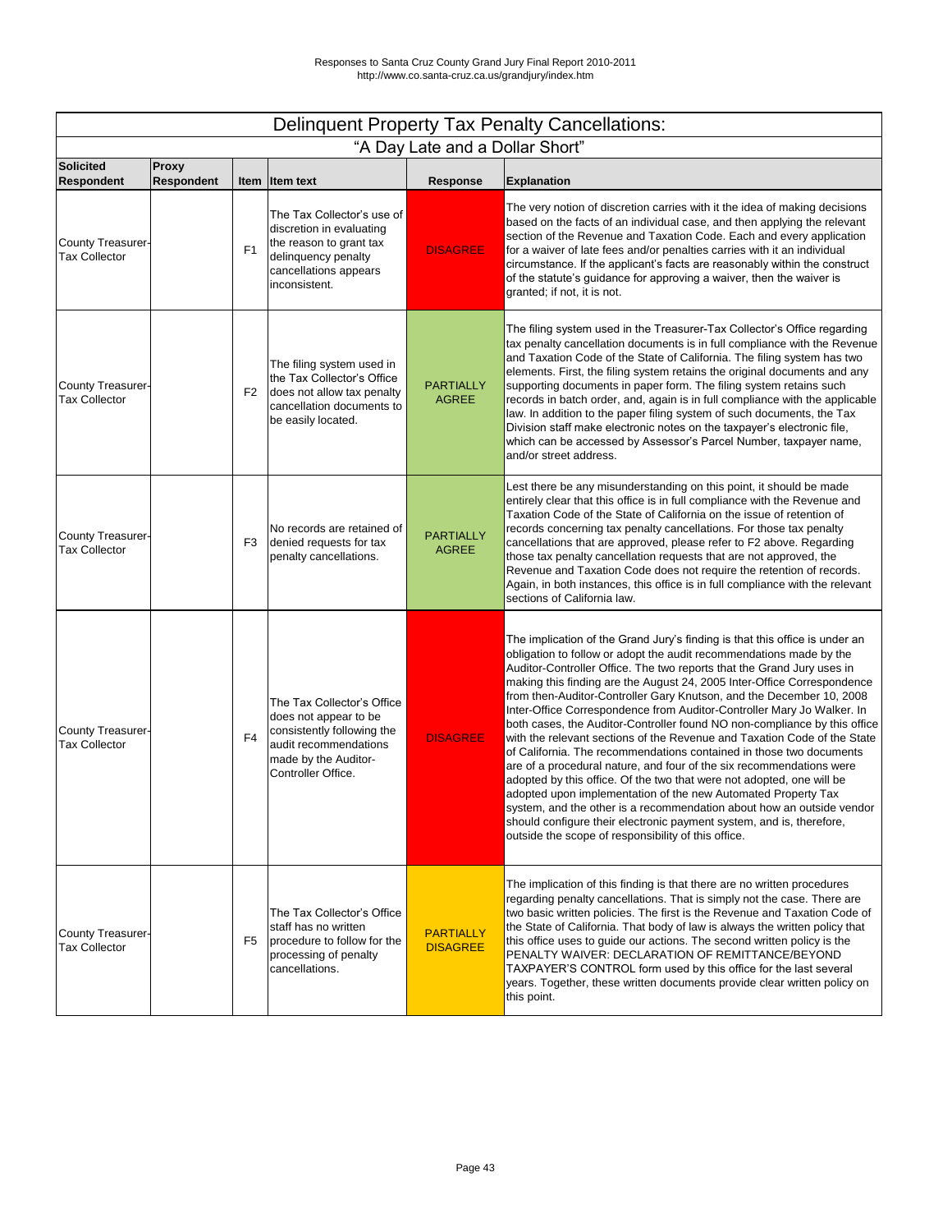Responses to Santa Cruz County Grand Jury Final Report 2010-2011
http://www.co.santa-cruz.ca.us/grandjury/index.htm

## Delinquent Property Tax Penalty Cancellations:

### "A Day Late and a Dollar Short"

| Solicited Respondent | Proxy Respondent | Item | Item text | Response | Explanation |
|---|---|---|---|---|---|
| County Treasurer-Tax Collector | | F1 | The Tax Collector's use of discretion in evaluating the reason to grant tax delinquency penalty cancellations appears inconsistent. | DISAGREE | The very notion of discretion carries with it the idea of making decisions based on the facts of an individual case, and then applying the relevant section of the Revenue and Taxation Code. Each and every application for a waiver of late fees and/or penalties carries with it an individual circumstance. If the applicant's facts are reasonably within the construct of the statute's guidance for approving a waiver, then the waiver is granted; if not, it is not. |
| County Treasurer-Tax Collector | | F2 | The filing system used in the Tax Collector's Office does not allow tax penalty cancellation documents to be easily located. | PARTIALLY AGREE | The filing system used in the Treasurer-Tax Collector's Office regarding tax penalty cancellation documents is in full compliance with the Revenue and Taxation Code of the State of California. The filing system has two elements. First, the filing system retains the original documents and any supporting documents in paper form. The filing system retains such records in batch order, and, again is in full compliance with the applicable law. In addition to the paper filing system of such documents, the Tax Division staff make electronic notes on the taxpayer's electronic file, which can be accessed by Assessor's Parcel Number, taxpayer name, and/or street address. |
| County Treasurer-Tax Collector | | F3 | No records are retained of denied requests for tax penalty cancellations. | PARTIALLY AGREE | Lest there be any misunderstanding on this point, it should be made entirely clear that this office is in full compliance with the Revenue and Taxation Code of the State of California on the issue of retention of records concerning tax penalty cancellations. For those tax penalty cancellations that are approved, please refer to F2 above. Regarding those tax penalty cancellation requests that are not approved, the Revenue and Taxation Code does not require the retention of records. Again, in both instances, this office is in full compliance with the relevant sections of California law. |
| County Treasurer-Tax Collector | | F4 | The Tax Collector's Office does not appear to be consistently following the audit recommendations made by the Auditor-Controller Office. | DISAGREE | The implication of the Grand Jury's finding is that this office is under an obligation to follow or adopt the audit recommendations made by the Auditor-Controller Office. The two reports that the Grand Jury uses in making this finding are the August 24, 2005 Inter-Office Correspondence from then-Auditor-Controller Gary Knutson, and the December 10, 2008 Inter-Office Correspondence from Auditor-Controller Mary Jo Walker. In both cases, the Auditor-Controller found NO non-compliance by this office with the relevant sections of the Revenue and Taxation Code of the State of California. The recommendations contained in those two documents are of a procedural nature, and four of the six recommendations were adopted by this office. Of the two that were not adopted, one will be adopted upon implementation of the new Automated Property Tax system, and the other is a recommendation about how an outside vendor should configure their electronic payment system, and is, therefore, outside the scope of responsibility of this office. |
| County Treasurer-Tax Collector | | F5 | The Tax Collector's Office staff has no written procedure to follow for the processing of penalty cancellations. | PARTIALLY DISAGREE | The implication of this finding is that there are no written procedures regarding penalty cancellations. That is simply not the case. There are two basic written policies. The first is the Revenue and Taxation Code of the State of California. That body of law is always the written policy that this office uses to guide our actions. The second written policy is the PENALTY WAIVER: DECLARATION OF REMITTANCE/BEYOND TAXPAYER'S CONTROL form used by this office for the last several years. Together, these written documents provide clear written policy on this point. |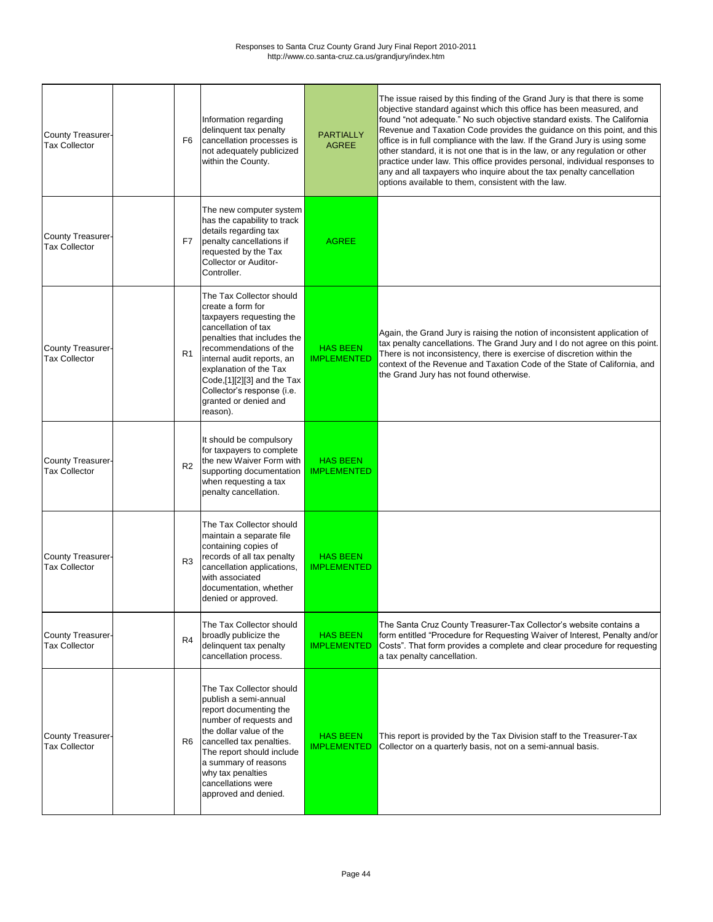| | | | | | |
|---|---|---|---|---|---|
| County Treasurer-Tax Collector | | F6 | Information regarding delinquent tax penalty cancellation processes is not adequately publicized within the County. | PARTIALLY AGREE | The issue raised by this finding of the Grand Jury is that there is some objective standard against which this office has been measured, and found "not adequate." No such objective standard exists. The California Revenue and Taxation Code provides the guidance on this point, and this office is in full compliance with the law. If the Grand Jury is using some other standard, it is not one that is in the law, or any regulation or other practice under law. This office provides personal, individual responses to any and all taxpayers who inquire about the tax penalty cancellation options available to them, consistent with the law. |
| County Treasurer-Tax Collector | | F7 | The new computer system has the capability to track details regarding tax penalty cancellations if requested by the Tax Collector or Auditor-Controller. | AGREE | |
| County Treasurer-Tax Collector | | R1 | The Tax Collector should create a form for taxpayers requesting the cancellation of tax penalties that includes the recommendations of the internal audit reports, an explanation of the Tax Code,[1][2][3] and the Tax Collector's response (i.e. granted or denied and reason). | HAS BEEN IMPLEMENTED | Again, the Grand Jury is raising the notion of inconsistent application of tax penalty cancellations. The Grand Jury and I do not agree on this point. There is not inconsistency, there is exercise of discretion within the context of the Revenue and Taxation Code of the State of California, and the Grand Jury has not found otherwise. |
| County Treasurer-Tax Collector | | R2 | It should be compulsory for taxpayers to complete the new Waiver Form with supporting documentation when requesting a tax penalty cancellation. | HAS BEEN IMPLEMENTED | |
| County Treasurer-Tax Collector | | R3 | The Tax Collector should maintain a separate file containing copies of records of all tax penalty cancellation applications, with associated documentation, whether denied or approved. | HAS BEEN IMPLEMENTED | |
| County Treasurer-Tax Collector | | R4 | The Tax Collector should broadly publicize the delinquent tax penalty cancellation process. | HAS BEEN IMPLEMENTED | The Santa Cruz County Treasurer-Tax Collector's website contains a form entitled "Procedure for Requesting Waiver of Interest, Penalty and/or Costs". That form provides a complete and clear procedure for requesting a tax penalty cancellation. |
| County Treasurer-Tax Collector | | R6 | The Tax Collector should publish a semi-annual report documenting the number of requests and the dollar value of the cancelled tax penalties. The report should include a summary of reasons why tax penalties cancellations were approved and denied. | HAS BEEN IMPLEMENTED | This report is provided by the Tax Division staff to the Treasurer-Tax Collector on a quarterly basis, not on a semi-annual basis. |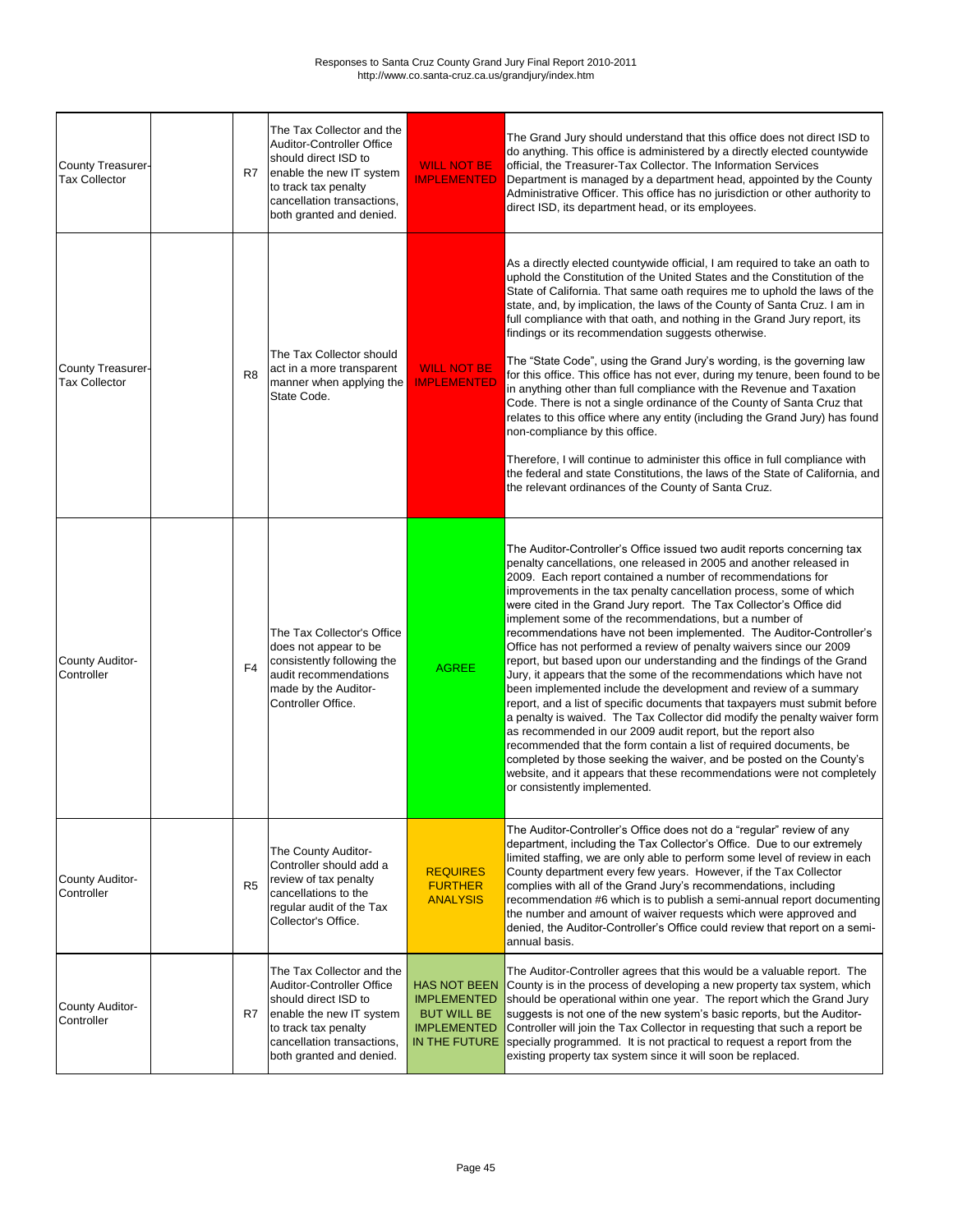Responses to Santa Cruz County Grand Jury Final Report 2010-2011
http://www.co.santa-cruz.ca.us/grandjury/index.htm

| | | | | | |
|---|---|---|---|---|---|
| County Treasurer-Tax Collector | | R7 | The Tax Collector and the Auditor-Controller Office should direct ISD to enable the new IT system to track tax penalty cancellation transactions, both granted and denied. | WILL NOT BE IMPLEMENTED | The Grand Jury should understand that this office does not direct ISD to do anything. This office is administered by a directly elected countywide official, the Treasurer-Tax Collector. The Information Services Department is managed by a department head, appointed by the County Administrative Officer. This office has no jurisdiction or other authority to direct ISD, its department head, or its employees. |
| County Treasurer-Tax Collector | | R8 | The Tax Collector should act in a more transparent manner when applying the State Code. | WILL NOT BE IMPLEMENTED | As a directly elected countywide official, I am required to take an oath to uphold the Constitution of the United States and the Constitution of the State of California. That same oath requires me to uphold the laws of the state, and, by implication, the laws of the County of Santa Cruz. I am in full compliance with that oath, and nothing in the Grand Jury report, its findings or its recommendation suggests otherwise.<br><br>The "State Code", using the Grand Jury's wording, is the governing law for this office. This office has not ever, during my tenure, been found to be in anything other than full compliance with the Revenue and Taxation Code. There is not a single ordinance of the County of Santa Cruz that relates to this office where any entity (including the Grand Jury) has found non-compliance by this office.<br><br>Therefore, I will continue to administer this office in full compliance with the federal and state Constitutions, the laws of the State of California, and the relevant ordinances of the County of Santa Cruz. |
| County Auditor-Controller | | F4 | The Tax Collector's Office does not appear to be consistently following the audit recommendations made by the Auditor-Controller Office. | AGREE | The Auditor-Controller's Office issued two audit reports concerning tax penalty cancellations, one released in 2005 and another released in 2009. Each report contained a number of recommendations for improvements in the tax penalty cancellation process, some of which were cited in the Grand Jury report. The Tax Collector's Office did implement some of the recommendations, but a number of recommendations have not been implemented. The Auditor-Controller's Office has not performed a review of penalty waivers since our 2009 report, but based upon our understanding and the findings of the Grand Jury, it appears that the some of the recommendations which have not been implemented include the development and review of a summary report, and a list of specific documents that taxpayers must submit before a penalty is waived. The Tax Collector did modify the penalty waiver form as recommended in our 2009 audit report, but the report also recommended that the form contain a list of required documents, be completed by those seeking the waiver, and be posted on the County's website, and it appears that these recommendations were not completely or consistently implemented. |
| County Auditor-Controller | | R5 | The County Auditor-Controller should add a review of tax penalty cancellations to the regular audit of the Tax Collector's Office. | REQUIRES FURTHER ANALYSIS | The Auditor-Controller's Office does not do a "regular" review of any department, including the Tax Collector's Office. Due to our extremely limited staffing, we are only able to perform some level of review in each County department every few years. However, if the Tax Collector complies with all of the Grand Jury's recommendations, including recommendation #6 which is to publish a semi-annual report documenting the number and amount of waiver requests which were approved and denied, the Auditor-Controller's Office could review that report on a semi-annual basis. |
| County Auditor-Controller | | R7 | The Tax Collector and the Auditor-Controller Office should direct ISD to enable the new IT system to track tax penalty cancellation transactions, both granted and denied. | HAS NOT BEEN IMPLEMENTED BUT WILL BE IMPLEMENTED IN THE FUTURE | The Auditor-Controller agrees that this would be a valuable report. The County is in the process of developing a new property tax system, which should be operational within one year. The report which the Grand Jury suggests is not one of the new system's basic reports, but the Auditor-Controller will join the Tax Collector in requesting that such a report be specially programmed. It is not practical to request a report from the existing property tax system since it will soon be replaced. |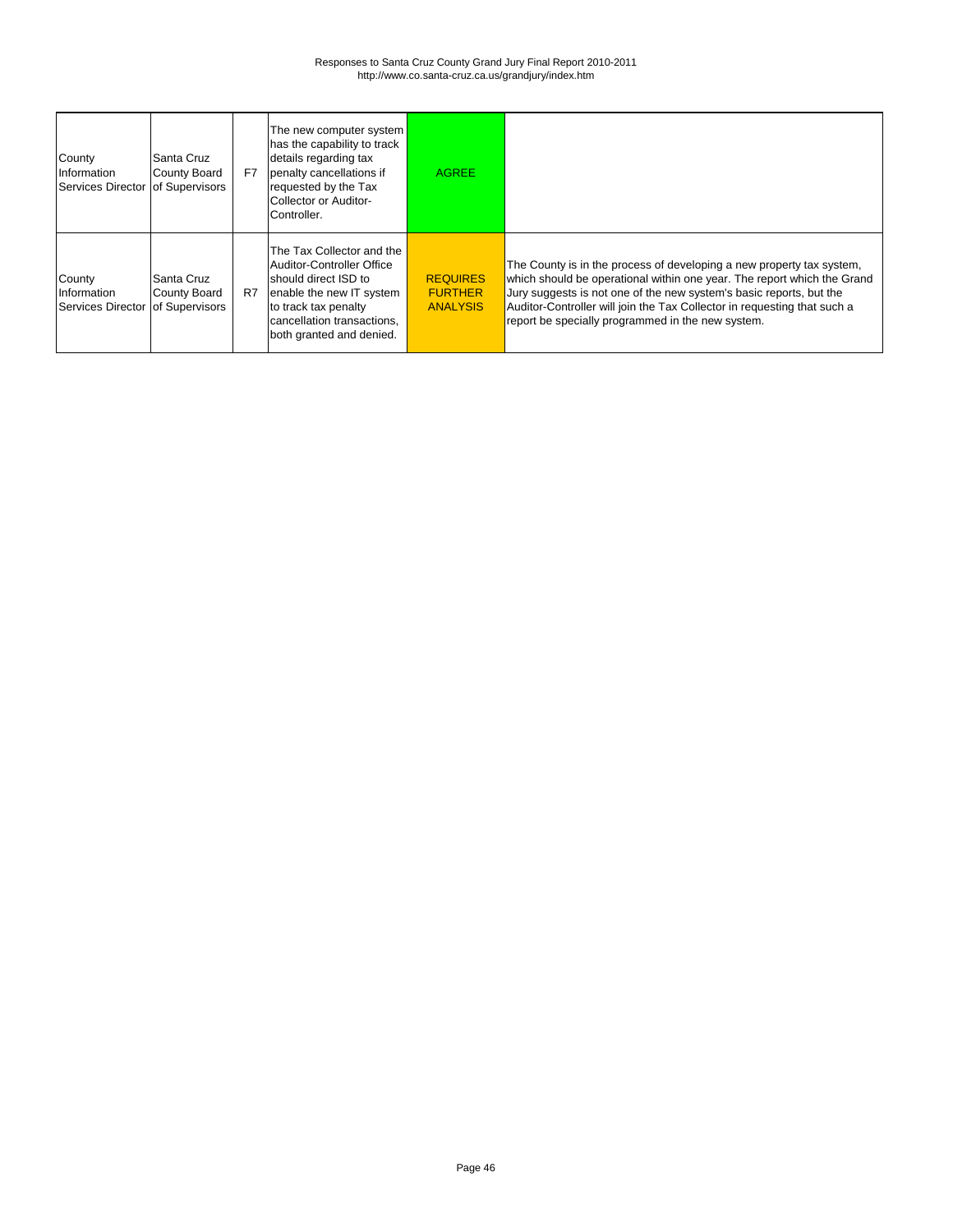| | | | | | |
|---|---|---|---|---|---|
| County Information Services Director | Santa Cruz County Board of Supervisors | F7 | The new computer system has the capability to track details regarding tax penalty cancellations if requested by the Tax Collector or Auditor-Controller. | AGREE | |
| County Information Services Director | Santa Cruz County Board of Supervisors | R7 | The Tax Collector and the Auditor-Controller Office should direct ISD to enable the new IT system to track tax penalty cancellation transactions, both granted and denied. | REQUIRES FURTHER ANALYSIS | The County is in the process of developing a new property tax system, which should be operational within one year. The report which the Grand Jury suggests is not one of the new system's basic reports, but the Auditor-Controller will join the Tax Collector in requesting that such a report be specially programmed in the new system. |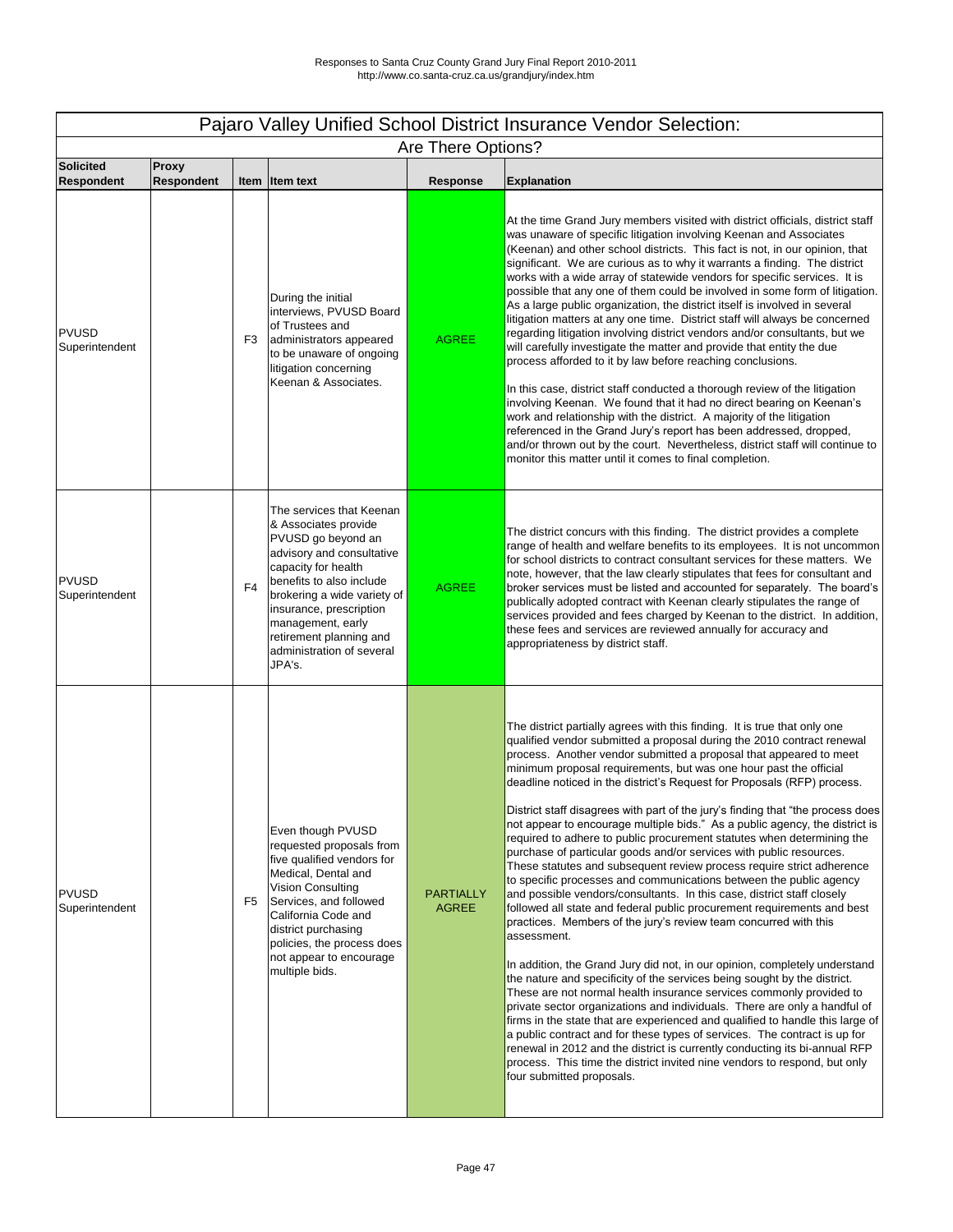Responses to Santa Cruz County Grand Jury Final Report 2010-2011
http://www.co.santa-cruz.ca.us/grandjury/index.htm

# Pajaro Valley Unified School District Insurance Vendor Selection:

## Are There Options?

| Solicited Respondent | Proxy Respondent | Item | Item text | Response | Explanation |
|---|---|---|---|---|---|
| PVUSD Superintendent | | F3 | During the initial interviews, PVUSD Board of Trustees and administrators appeared to be unaware of ongoing litigation concerning Keenan & Associates. | AGREE | At the time Grand Jury members visited with district officials, district staff was unaware of specific litigation involving Keenan and Associates (Keenan) and other school districts. This fact is not, in our opinion, that significant. We are curious as to why it warrants a finding. The district works with a wide array of statewide vendors for specific services. It is possible that any one of them could be involved in some form of litigation. As a large public organization, the district itself is involved in several litigation matters at any one time. District staff will always be concerned regarding litigation involving district vendors and/or consultants, but we will carefully investigate the matter and provide that entity the due process afforded to it by law before reaching conclusions.<br><br>In this case, district staff conducted a thorough review of the litigation involving Keenan. We found that it had no direct bearing on Keenan's work and relationship with the district. A majority of the litigation referenced in the Grand Jury's report has been addressed, dropped, and/or thrown out by the court. Nevertheless, district staff will continue to monitor this matter until it comes to final completion. |
| PVUSD Superintendent | | F4 | The services that Keenan & Associates provide PVUSD go beyond an advisory and consultative capacity for health benefits to also include brokering a wide variety of insurance, prescription management, early retirement planning and administration of several JPA's. | AGREE | The district concurs with this finding. The district provides a complete range of health and welfare benefits to its employees. It is not uncommon for school districts to contract consultant services for these matters. We note, however, that the law clearly stipulates that fees for consultant and broker services must be listed and accounted for separately. The board's publically adopted contract with Keenan clearly stipulates the range of services provided and fees charged by Keenan to the district. In addition, these fees and services are reviewed annually for accuracy and appropriateness by district staff. |
| PVUSD Superintendent | | F5 | Even though PVUSD requested proposals from five qualified vendors for Medical, Dental and Vision Consulting Services, and followed California Code and district purchasing policies, the process does not appear to encourage multiple bids. | PARTIALLY AGREE | The district partially agrees with this finding. It is true that only one qualified vendor submitted a proposal during the 2010 contract renewal process. Another vendor submitted a proposal that appeared to meet minimum proposal requirements, but was one hour past the official deadline noticed in the district's Request for Proposals (RFP) process.<br><br>District staff disagrees with part of the jury's finding that "the process does not appear to encourage multiple bids." As a public agency, the district is required to adhere to public procurement statutes when determining the purchase of particular goods and/or services with public resources. These statutes and subsequent review process require strict adherence to specific processes and communications between the public agency and possible vendors/consultants. In this case, district staff closely followed all state and federal public procurement requirements and best practices. Members of the jury's review team concurred with this assessment.<br><br>In addition, the Grand Jury did not, in our opinion, completely understand the nature and specificity of the services being sought by the district. These are not normal health insurance services commonly provided to private sector organizations and individuals. There are only a handful of firms in the state that are experienced and qualified to handle this large of a public contract and for these types of services. The contract is up for renewal in 2012 and the district is currently conducting its bi-annual RFP process. This time the district invited nine vendors to respond, but only four submitted proposals. |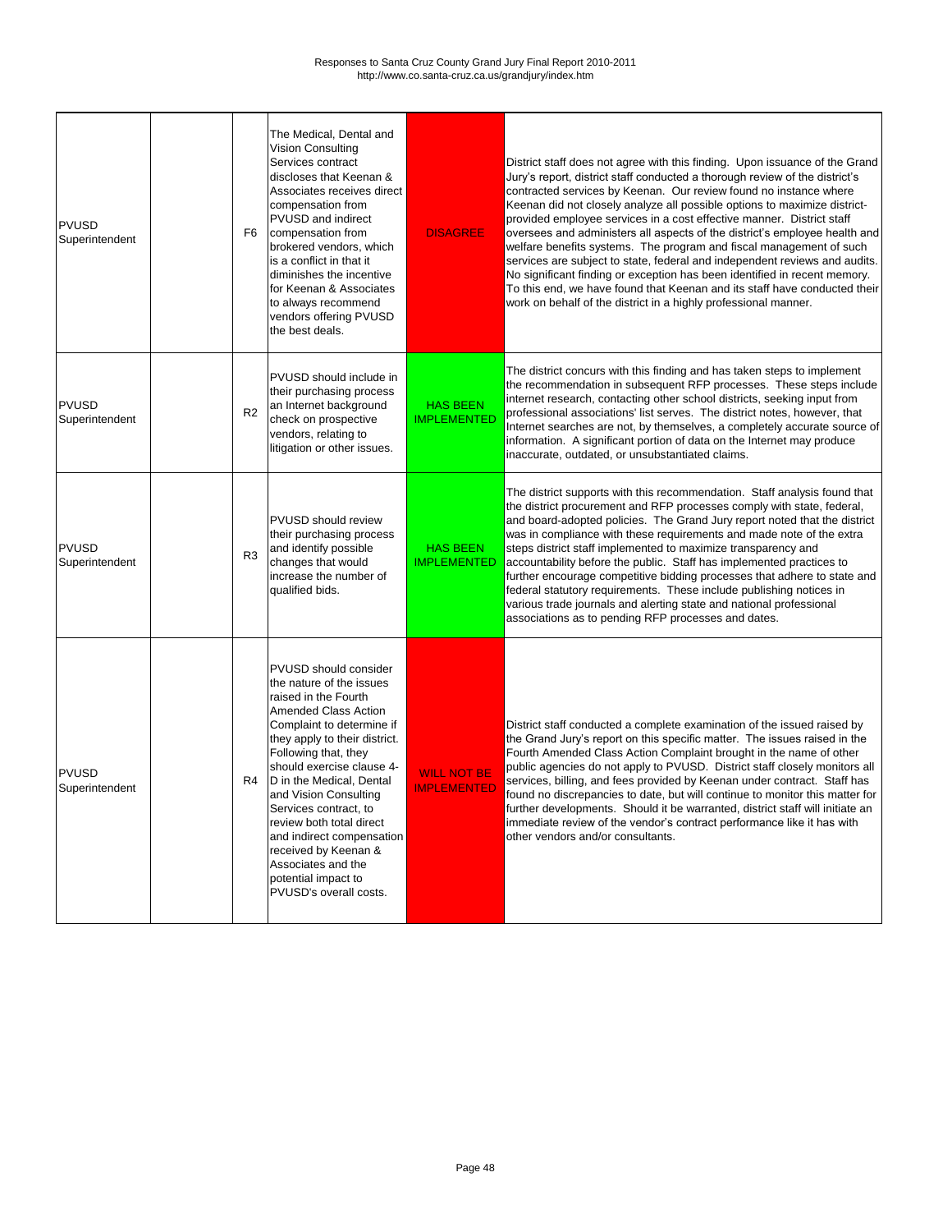| | | | | | |
|---|---|---|---|---|---|
| PVUSD Superintendent | | F6 | The Medical, Dental and Vision Consulting Services contract discloses that Keenan & Associates receives direct compensation from PVUSD and indirect compensation from brokered vendors, which is a conflict in that it diminishes the incentive for Keenan & Associates to always recommend vendors offering PVUSD the best deals. | DISAGREE | District staff does not agree with this finding. Upon issuance of the Grand Jury's report, district staff conducted a thorough review of the district's contracted services by Keenan. Our review found no instance where Keenan did not closely analyze all possible options to maximize district-provided employee services in a cost effective manner. District staff oversees and administers all aspects of the district's employee health and welfare benefits systems. The program and fiscal management of such services are subject to state, federal and independent reviews and audits. No significant finding or exception has been identified in recent memory. To this end, we have found that Keenan and its staff have conducted their work on behalf of the district in a highly professional manner. |
| PVUSD Superintendent | | R2 | PVUSD should include in their purchasing process an Internet background check on prospective vendors, relating to litigation or other issues. | HAS BEEN IMPLEMENTED | The district concurs with this finding and has taken steps to implement the recommendation in subsequent RFP processes. These steps include internet research, contacting other school districts, seeking input from professional associations' list serves. The district notes, however, that Internet searches are not, by themselves, a completely accurate source of information. A significant portion of data on the Internet may produce inaccurate, outdated, or unsubstantiated claims. |
| PVUSD Superintendent | | R3 | PVUSD should review their purchasing process and identify possible changes that would increase the number of qualified bids. | HAS BEEN IMPLEMENTED | The district supports with this recommendation. Staff analysis found that the district procurement and RFP processes comply with state, federal, and board-adopted policies. The Grand Jury report noted that the district was in compliance with these requirements and made note of the extra steps district staff implemented to maximize transparency and accountability before the public. Staff has implemented practices to further encourage competitive bidding processes that adhere to state and federal statutory requirements. These include publishing notices in various trade journals and alerting state and national professional associations as to pending RFP processes and dates. |
| PVUSD Superintendent | | R4 | PVUSD should consider the nature of the issues raised in the Fourth Amended Class Action Complaint to determine if they apply to their district. Following that, they should exercise clause 4-D in the Medical, Dental and Vision Consulting Services contract, to review both total direct and indirect compensation received by Keenan & Associates and the potential impact to PVUSD's overall costs. | WILL NOT BE IMPLEMENTED | District staff conducted a complete examination of the issued raised by the Grand Jury's report on this specific matter. The issues raised in the Fourth Amended Class Action Complaint brought in the name of other public agencies do not apply to PVUSD. District staff closely monitors all services, billing, and fees provided by Keenan under contract. Staff has found no discrepancies to date, but will continue to monitor this matter for further developments. Should it be warranted, district staff will initiate an immediate review of the vendor's contract performance like it has with other vendors and/or consultants. |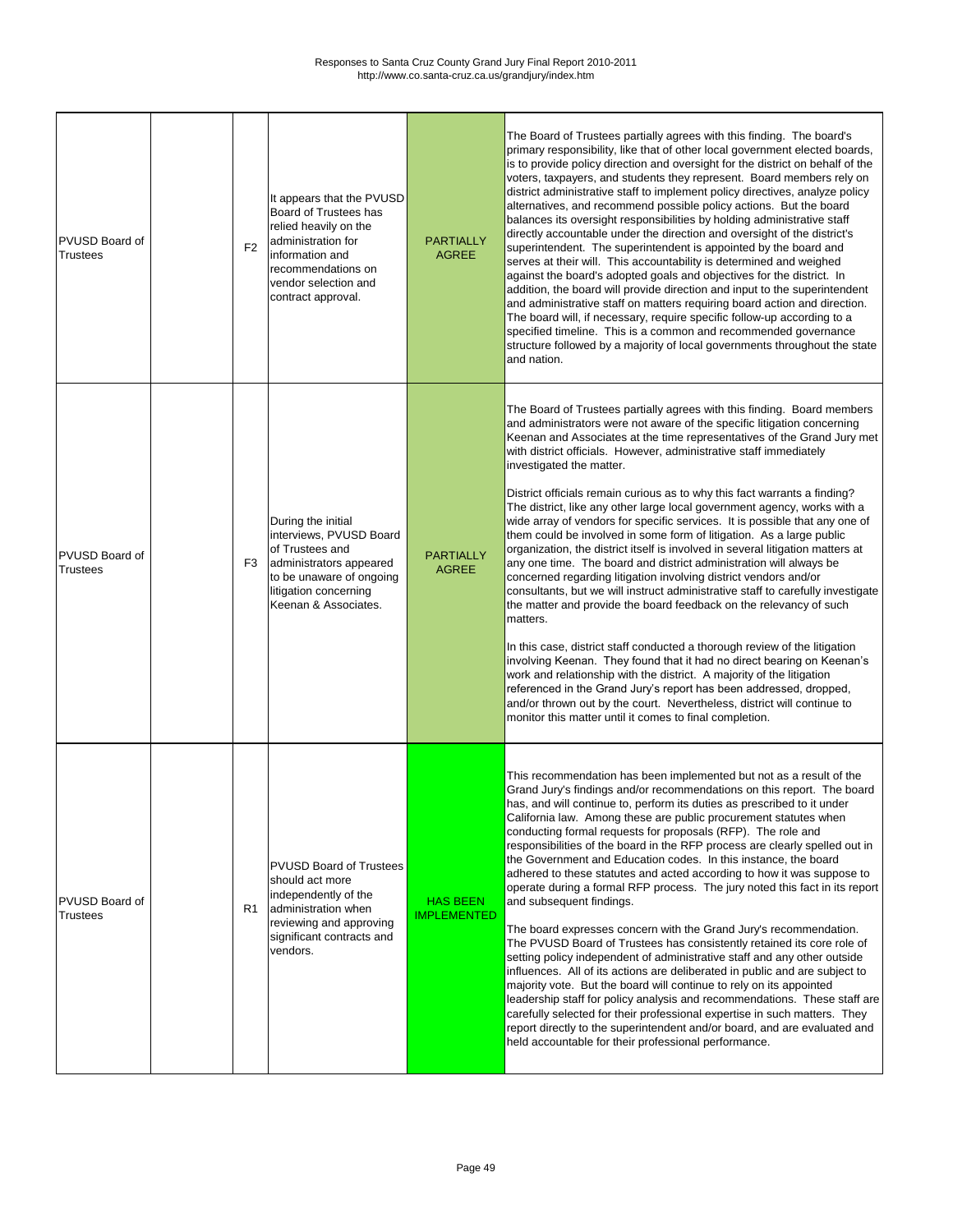| | | | | | |
|---|---|---|---|---|---|
| PVUSD Board of Trustees | | F2 | It appears that the PVUSD Board of Trustees has relied heavily on the administration for information and recommendations on vendor selection and contract approval. | PARTIALLY AGREE | The Board of Trustees partially agrees with this finding. The board's primary responsibility, like that of other local government elected boards, is to provide policy direction and oversight for the district on behalf of the voters, taxpayers, and students they represent. Board members rely on district administrative staff to implement policy directives, analyze policy alternatives, and recommend possible policy actions. But the board balances its oversight responsibilities by holding administrative staff directly accountable under the direction and oversight of the district's superintendent. The superintendent is appointed by the board and serves at their will. This accountability is determined and weighed against the board's adopted goals and objectives for the district. In addition, the board will provide direction and input to the superintendent and administrative staff on matters requiring board action and direction. The board will, if necessary, require specific follow-up according to a specified timeline. This is a common and recommended governance structure followed by a majority of local governments throughout the state and nation. |
| PVUSD Board of Trustees | | F3 | During the initial interviews, PVUSD Board of Trustees and administrators appeared to be unaware of ongoing litigation concerning Keenan & Associates. | PARTIALLY AGREE | The Board of Trustees partially agrees with this finding. Board members and administrators were not aware of the specific litigation concerning Keenan and Associates at the time representatives of the Grand Jury met with district officials. However, administrative staff immediately investigated the matter.<br><br>District officials remain curious as to why this fact warrants a finding? The district, like any other large local government agency, works with a wide array of vendors for specific services. It is possible that any one of them could be involved in some form of litigation. As a large public organization, the district itself is involved in several litigation matters at any one time. The board and district administration will always be concerned regarding litigation involving district vendors and/or consultants, but we will instruct administrative staff to carefully investigate the matter and provide the board feedback on the relevancy of such matters.<br><br>In this case, district staff conducted a thorough review of the litigation involving Keenan. They found that it had no direct bearing on Keenan's work and relationship with the district. A majority of the litigation referenced in the Grand Jury's report has been addressed, dropped, and/or thrown out by the court. Nevertheless, district will continue to monitor this matter until it comes to final completion. |
| PVUSD Board of Trustees | | R1 | PVUSD Board of Trustees should act more independently of the administration when reviewing and approving significant contracts and vendors. | HAS BEEN IMPLEMENTED | This recommendation has been implemented but not as a result of the Grand Jury's findings and/or recommendations on this report. The board has, and will continue to, perform its duties as prescribed to it under California law. Among these are public procurement statutes when conducting formal requests for proposals (RFP). The role and responsibilities of the board in the RFP process are clearly spelled out in the Government and Education codes. In this instance, the board adhered to these statutes and acted according to how it was suppose to operate during a formal RFP process. The jury noted this fact in its report and subsequent findings.<br><br>The board expresses concern with the Grand Jury's recommendation. The PVUSD Board of Trustees has consistently retained its core role of setting policy independent of administrative staff and any other outside influences. All of its actions are deliberated in public and are subject to majority vote. But the board will continue to rely on its appointed leadership staff for policy analysis and recommendations. These staff are carefully selected for their professional expertise in such matters. They report directly to the superintendent and/or board, and are evaluated and held accountable for their professional performance. |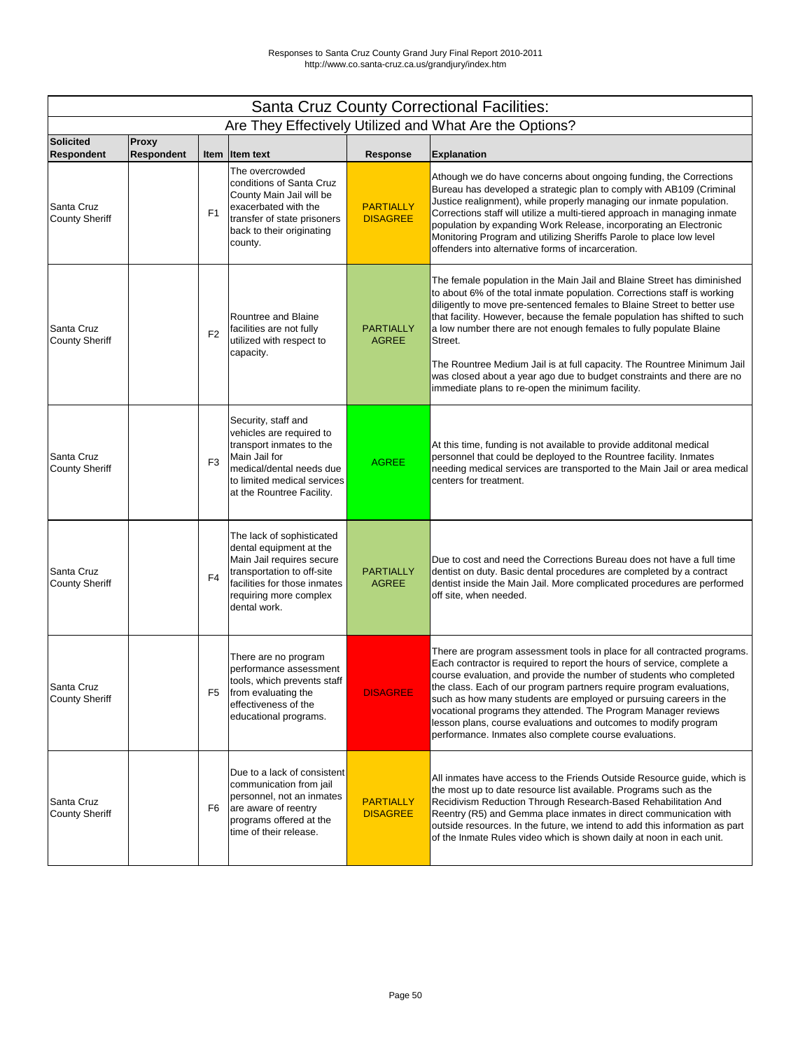Responses to Santa Cruz County Grand Jury Final Report 2010-2011
http://www.co.santa-cruz.ca.us/grandjury/index.htm

# Santa Cruz County Correctional Facilities:

## Are They Effectively Utilized and What Are the Options?

| Solicited Respondent | Proxy Respondent | Item | Item text | Response | Explanation |
|---|---|---|---|---|---|
| Santa Cruz County Sheriff | | F1 | The overcrowded conditions of Santa Cruz County Main Jail will be exacerbated with the transfer of state prisoners back to their originating county. | PARTIALLY DISAGREE | Athough we do have concerns about ongoing funding, the Corrections Bureau has developed a strategic plan to comply with AB109 (Criminal Justice realignment), while properly managing our inmate population. Corrections staff will utilize a multi-tiered approach in managing inmate population by expanding Work Release, incorporating an Electronic Monitoring Program and utilizing Sheriffs Parole to place low level offenders into alternative forms of incarceration. |
| Santa Cruz County Sheriff | | F2 | Rountree and Blaine facilities are not fully utilized with respect to capacity. | PARTIALLY AGREE | The female population in the Main Jail and Blaine Street has diminished to about 6% of the total inmate population. Corrections staff is working diligently to move pre-sentenced females to Blaine Street to better use that facility. However, because the female population has shifted to such a low number there are not enough females to fully populate Blaine Street.<br><br>The Rountree Medium Jail is at full capacity. The Rountree Minimum Jail was closed about a year ago due to budget constraints and there are no immediate plans to re-open the minimum facility. |
| Santa Cruz County Sheriff | | F3 | Security, staff and vehicles are required to transport inmates to the Main Jail for medical/dental needs due to limited medical services at the Rountree Facility. | AGREE | At this time, funding is not available to provide additonal medical personnel that could be deployed to the Rountree facility. Inmates needing medical services are transported to the Main Jail or area medical centers for treatment. |
| Santa Cruz County Sheriff | | F4 | The lack of sophisticated dental equipment at the Main Jail requires secure transportation to off-site facilities for those inmates requiring more complex dental work. | PARTIALLY AGREE | Due to cost and need the Corrections Bureau does not have a full time dentist on duty. Basic dental procedures are completed by a contract dentist inside the Main Jail. More complicated procedures are performed off site, when needed. |
| Santa Cruz County Sheriff | | F5 | There are no program performance assessment tools, which prevents staff from evaluating the effectiveness of the educational programs. | DISAGREE | There are program assessment tools in place for all contracted programs. Each contractor is required to report the hours of service, complete a course evaluation, and provide the number of students who completed the class. Each of our program partners require program evaluations, such as how many students are employed or pursuing careers in the vocational programs they attended. The Program Manager reviews lesson plans, course evaluations and outcomes to modify program performance. Inmates also complete course evaluations. |
| Santa Cruz County Sheriff | | F6 | Due to a lack of consistent communication from jail personnel, not an inmates are aware of reentry programs offered at the time of their release. | PARTIALLY DISAGREE | All inmates have access to the Friends Outside Resource guide, which is the most up to date resource list available. Programs such as the Recidivism Reduction Through Research-Based Rehabilitation And Reentry (R5) and Gemma place inmates in direct communication with outside resources. In the future, we intend to add this information as part of the Inmate Rules video which is shown daily at noon in each unit. |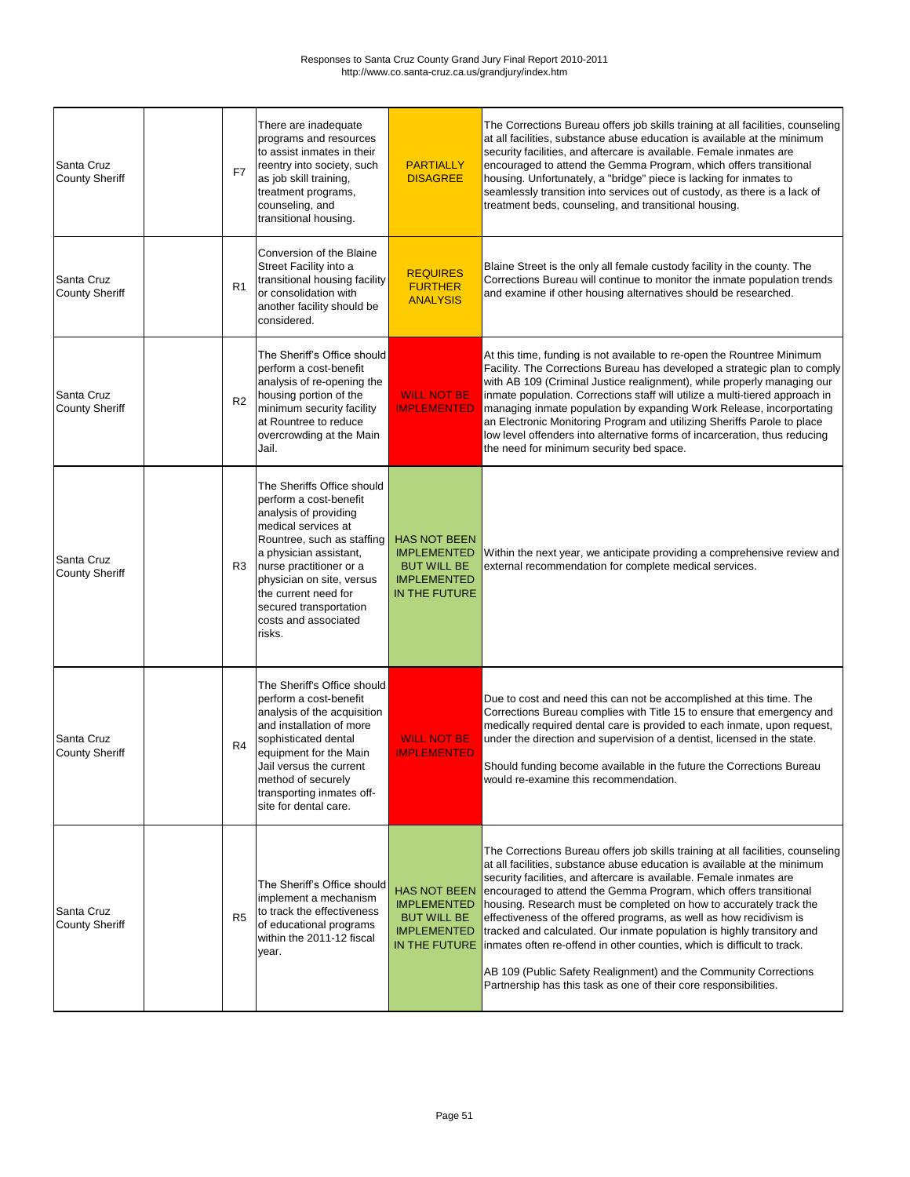Responses to Santa Cruz County Grand Jury Final Report 2010-2011
http://www.co.santa-cruz.ca.us/grandjury/index.htm

| | | | | | |
|---|---|---|---|---|---|
| Santa Cruz County Sheriff | | F7 | There are inadequate programs and resources to assist inmates in their reentry into society, such as job skill training, treatment programs, counseling, and transitional housing. | PARTIALLY DISAGREE | The Corrections Bureau offers job skills training at all facilities, counseling at all facilities, substance abuse education is available at the minimum security facilities, and aftercare is available. Female inmates are encouraged to attend the Gemma Program, which offers transitional housing. Unfortunately, a "bridge" piece is lacking for inmates to seamlessly transition into services out of custody, as there is a lack of treatment beds, counseling, and transitional housing. |
| Santa Cruz County Sheriff | | R1 | Conversion of the Blaine Street Facility into a transitional housing facility or consolidation with another facility should be considered. | REQUIRES FURTHER ANALYSIS | Blaine Street is the only all female custody facility in the county. The Corrections Bureau will continue to monitor the inmate population trends and examine if other housing alternatives should be researched. |
| Santa Cruz County Sheriff | | R2 | The Sheriff's Office should perform a cost-benefit analysis of re-opening the housing portion of the minimum security facility at Rountree to reduce overcrowding at the Main Jail. | WILL NOT BE IMPLEMENTED | At this time, funding is not available to re-open the Rountree Minimum Facility. The Corrections Bureau has developed a strategic plan to comply with AB 109 (Criminal Justice realignment), while properly managing our inmate population. Corrections staff will utilize a multi-tiered approach in managing inmate population by expanding Work Release, incorportating an Electronic Monitoring Program and utilizing Sheriffs Parole to place low level offenders into alternative forms of incarceration, thus reducing the need for minimum security bed space. |
| Santa Cruz County Sheriff | | R3 | The Sheriffs Office should perform a cost-benefit analysis of providing medical services at Rountree, such as staffing a physician assistant, nurse practitioner or a physician on site, versus the current need for secured transportation costs and associated risks. | HAS NOT BEEN IMPLEMENTED BUT WILL BE IMPLEMENTED IN THE FUTURE | Within the next year, we anticipate providing a comprehensive review and external recommendation for complete medical services. |
| Santa Cruz County Sheriff | | R4 | The Sheriff's Office should perform a cost-benefit analysis of the acquisition and installation of more sophisticated dental equipment for the Main Jail versus the current method of securely transporting inmates off-site for dental care. | WILL NOT BE IMPLEMENTED | Due to cost and need this can not be accomplished at this time. The Corrections Bureau complies with Title 15 to ensure that emergency and medically required dental care is provided to each inmate, upon request, under the direction and supervision of a dentist, licensed in the state.<br><br>Should funding become available in the future the Corrections Bureau would re-examine this recommendation. |
| Santa Cruz County Sheriff | | R5 | The Sheriff's Office should implement a mechanism to track the effectiveness of educational programs within the 2011-12 fiscal year. | HAS NOT BEEN IMPLEMENTED BUT WILL BE IMPLEMENTED IN THE FUTURE | The Corrections Bureau offers job skills training at all facilities, counseling at all facilities, substance abuse education is available at the minimum security facilities, and aftercare is available. Female inmates are encouraged to attend the Gemma Program, which offers transitional housing. Research must be completed on how to accurately track the effectiveness of the offered programs, as well as how recidivism is tracked and calculated. Our inmate population is highly transitory and inmates often re-offend in other counties, which is difficult to track.<br><br>AB 109 (Public Safety Realignment) and the Community Corrections Partnership has this task as one of their core responsibilities. |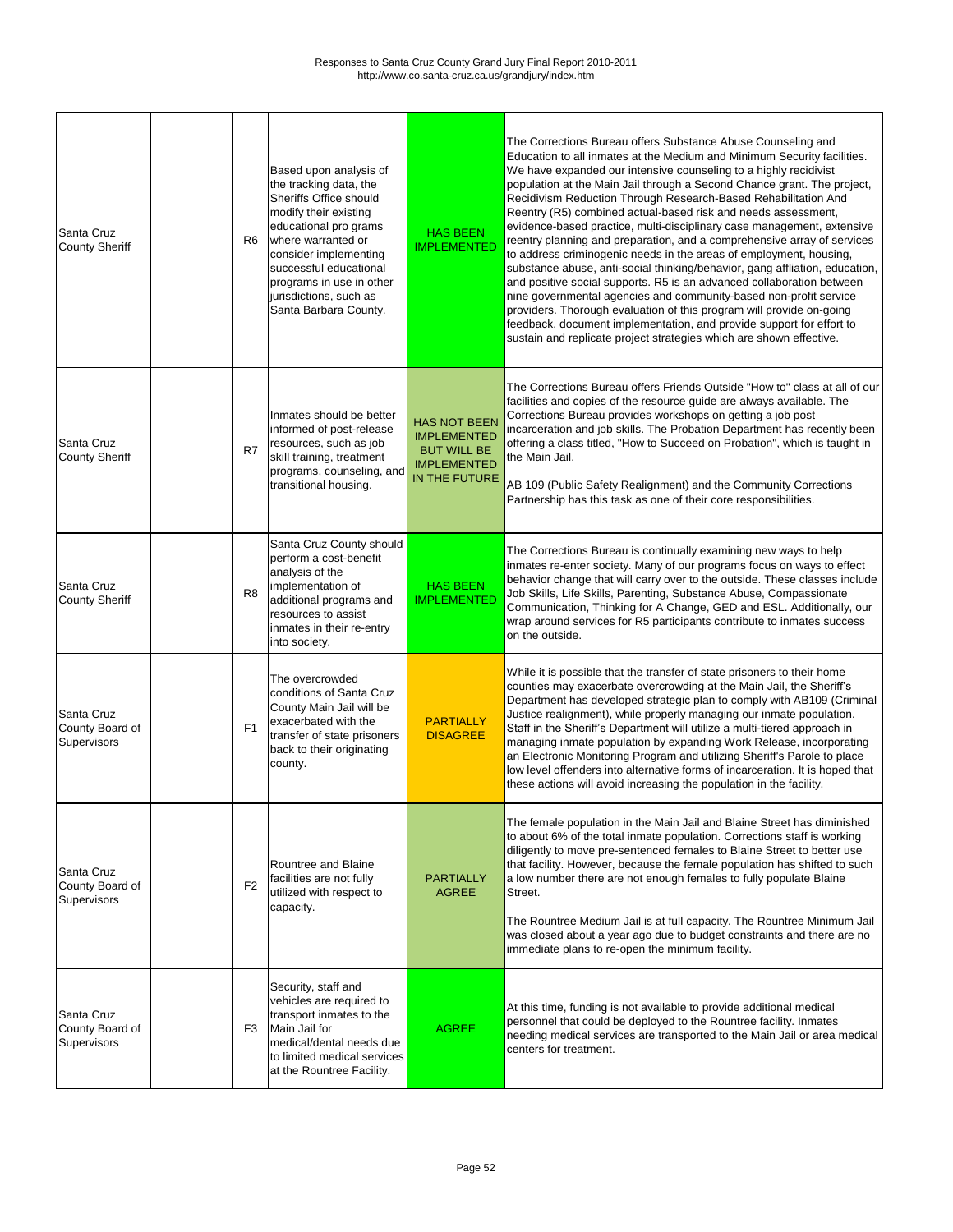| | | | | | |
|---|---|---|---|---|---|
| Santa Cruz County Sheriff | | R6 | Based upon analysis of the tracking data, the Sheriffs Office should modify their existing educational pro grams where warranted or consider implementing successful educational programs in use in other jurisdictions, such as Santa Barbara County. | HAS BEEN IMPLEMENTED | The Corrections Bureau offers Substance Abuse Counseling and Education to all inmates at the Medium and Minimum Security facilities. We have expanded our intensive counseling to a highly recidivist population at the Main Jail through a Second Chance grant. The project, Recidivism Reduction Through Research-Based Rehabilitation And Reentry (R5) combined actual-based risk and needs assessment, evidence-based practice, multi-disciplinary case management, extensive reentry planning and preparation, and a comprehensive array of services to address criminogenic needs in the areas of employment, housing, substance abuse, anti-social thinking/behavior, gang affliation, education, and positive social supports. R5 is an advanced collaboration between nine governmental agencies and community-based non-profit service providers. Thorough evaluation of this program will provide on-going feedback, document implementation, and provide support for effort to sustain and replicate project strategies which are shown effective. |
| Santa Cruz County Sheriff | | R7 | Inmates should be better informed of post-release resources, such as job skill training, treatment programs, counseling, and transitional housing. | HAS NOT BEEN IMPLEMENTED BUT WILL BE IMPLEMENTED IN THE FUTURE | The Corrections Bureau offers Friends Outside "How to" class at all of our facilities and copies of the resource guide are always available. The Corrections Bureau provides workshops on getting a job post incarceration and job skills. The Probation Department has recently been offering a class titled, "How to Succeed on Probation", which is taught in the Main Jail.<br><br>AB 109 (Public Safety Realignment) and the Community Corrections Partnership has this task as one of their core responsibilities. |
| Santa Cruz County Sheriff | | R8 | Santa Cruz County should perform a cost-benefit analysis of the implementation of additional programs and resources to assist inmates in their re-entry into society. | HAS BEEN IMPLEMENTED | The Corrections Bureau is continually examining new ways to help inmates re-enter society. Many of our programs focus on ways to effect behavior change that will carry over to the outside. These classes include Job Skills, Life Skills, Parenting, Substance Abuse, Compassionate Communication, Thinking for A Change, GED and ESL. Additionally, our wrap around services for R5 participants contribute to inmates success on the outside. |
| Santa Cruz County Board of Supervisors | | F1 | The overcrowded conditions of Santa Cruz County Main Jail will be exacerbated with the transfer of state prisoners back to their originating county. | PARTIALLY DISAGREE | While it is possible that the transfer of state prisoners to their home counties may exacerbate overcrowding at the Main Jail, the Sheriff's Department has developed strategic plan to comply with AB109 (Criminal Justice realignment), while properly managing our inmate population. Staff in the Sheriff's Department will utilize a multi-tiered approach in managing inmate population by expanding Work Release, incorporating an Electronic Monitoring Program and utilizing Sheriff's Parole to place low level offenders into alternative forms of incarceration. It is hoped that these actions will avoid increasing the population in the facility. |
| Santa Cruz County Board of Supervisors | | F2 | Rountree and Blaine facilities are not fully utilized with respect to capacity. | PARTIALLY AGREE | The female population in the Main Jail and Blaine Street has diminished to about 6% of the total inmate population. Corrections staff is working diligently to move pre-sentenced females to Blaine Street to better use that facility. However, because the female population has shifted to such a low number there are not enough females to fully populate Blaine Street.<br><br>The Rountree Medium Jail is at full capacity. The Rountree Minimum Jail was closed about a year ago due to budget constraints and there are no immediate plans to re-open the minimum facility. |
| Santa Cruz County Board of Supervisors | | F3 | Security, staff and vehicles are required to transport inmates to the Main Jail for medical/dental needs due to limited medical services at the Rountree Facility. | AGREE | At this time, funding is not available to provide additional medical personnel that could be deployed to the Rountree facility. Inmates needing medical services are transported to the Main Jail or area medical centers for treatment. |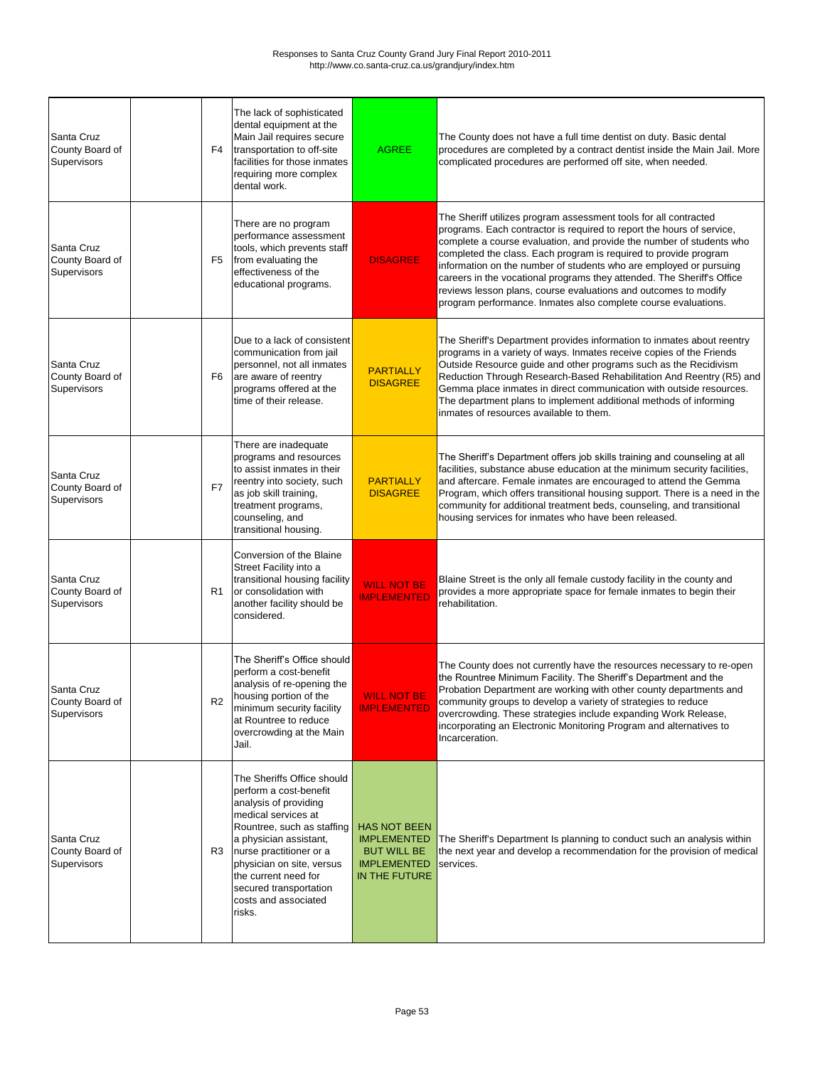Responses to Santa Cruz County Grand Jury Final Report 2010-2011
http://www.co.santa-cruz.ca.us/grandjury/index.htm

| | | | | | |
|---|---|---|---|---|---|
| Santa Cruz County Board of Supervisors | | F4 | The lack of sophisticated dental equipment at the Main Jail requires secure transportation to off-site facilities for those inmates requiring more complex dental work. | AGREE | The County does not have a full time dentist on duty. Basic dental procedures are completed by a contract dentist inside the Main Jail. More complicated procedures are performed off site, when needed. |
| Santa Cruz County Board of Supervisors | | F5 | There are no program performance assessment tools, which prevents staff from evaluating the effectiveness of the educational programs. | DISAGREE | The Sheriff utilizes program assessment tools for all contracted programs. Each contractor is required to report the hours of service, complete a course evaluation, and provide the number of students who completed the class. Each program is required to provide program information on the number of students who are employed or pursuing careers in the vocational programs they attended. The Sheriff's Office reviews lesson plans, course evaluations and outcomes to modify program performance. Inmates also complete course evaluations. |
| Santa Cruz County Board of Supervisors | | F6 | Due to a lack of consistent communication from jail personnel, not all inmates are aware of reentry programs offered at the time of their release. | PARTIALLY DISAGREE | The Sheriff's Department provides information to inmates about reentry programs in a variety of ways. Inmates receive copies of the Friends Outside Resource guide and other programs such as the Recidivism Reduction Through Research-Based Rehabilitation And Reentry (R5) and Gemma place inmates in direct communication with outside resources. The department plans to implement additional methods of informing inmates of resources available to them. |
| Santa Cruz County Board of Supervisors | | F7 | There are inadequate programs and resources to assist inmates in their reentry into society, such as job skill training, treatment programs, counseling, and transitional housing. | PARTIALLY DISAGREE | The Sheriff's Department offers job skills training and counseling at all facilities, substance abuse education at the minimum security facilities, and aftercare. Female inmates are encouraged to attend the Gemma Program, which offers transitional housing support. There is a need in the community for additional treatment beds, counseling, and transitional housing services for inmates who have been released. |
| Santa Cruz County Board of Supervisors | | R1 | Conversion of the Blaine Street Facility into a transitional housing facility or consolidation with another facility should be considered. | WILL NOT BE IMPLEMENTED | Blaine Street is the only all female custody facility in the county and provides a more appropriate space for female inmates to begin their rehabilitation. |
| Santa Cruz County Board of Supervisors | | R2 | The Sheriff's Office should perform a cost-benefit analysis of re-opening the housing portion of the minimum security facility at Rountree to reduce overcrowding at the Main Jail. | WILL NOT BE IMPLEMENTED | The County does not currently have the resources necessary to re-open the Rountree Minimum Facility. The Sheriff's Department and the Probation Department are working with other county departments and community groups to develop a variety of strategies to reduce overcrowding. These strategies include expanding Work Release, incorporating an Electronic Monitoring Program and alternatives to Incarceration. |
| Santa Cruz County Board of Supervisors | | R3 | The Sheriffs Office should perform a cost-benefit analysis of providing medical services at Rountree, such as staffing a physician assistant, nurse practitioner or a physician on site, versus the current need for secured transportation costs and associated risks. | HAS NOT BEEN IMPLEMENTED BUT WILL BE IMPLEMENTED IN THE FUTURE | The Sheriff's Department Is planning to conduct such an analysis within the next year and develop a recommendation for the provision of medical services. |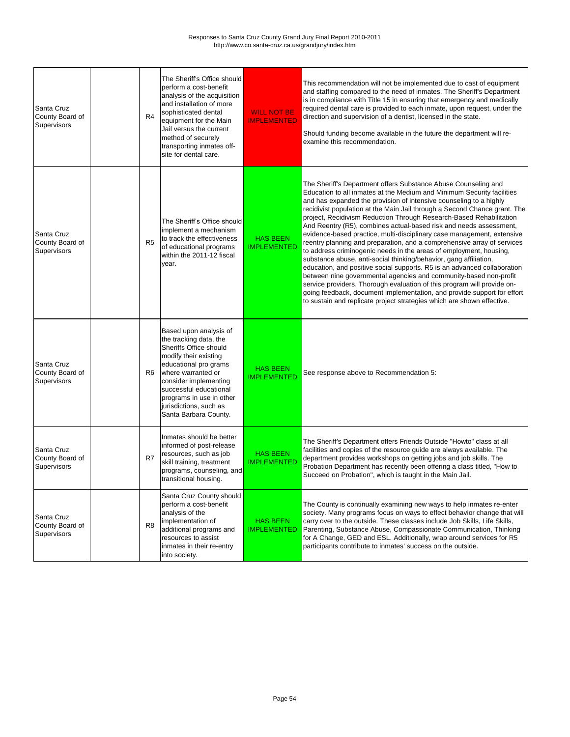| | | | | | |
|---|---|---|---|---|---|
| Santa Cruz County Board of Supervisors | | R4 | The Sheriff's Office should perform a cost-benefit analysis of the acquisition and installation of more sophisticated dental equipment for the Main Jail versus the current method of securely transporting inmates off-site for dental care. | WILL NOT BE IMPLEMENTED | This recommendation will not be implemented due to cast of equipment and staffing compared to the need of inmates. The Sheriff's Department is in compliance with Title 15 in ensuring that emergency and medically required dental care is provided to each inmate, upon request, under the direction and supervision of a dentist, licensed in the state.<br><br>Should funding become available in the future the department will re-examine this recommendation. |
| Santa Cruz County Board of Supervisors | | R5 | The Sheriff's Office should implement a mechanism to track the effectiveness of educational programs within the 2011-12 fiscal year. | HAS BEEN IMPLEMENTED | The Sheriff's Department offers Substance Abuse Counseling and Education to all inmates at the Medium and Minimum Security facilities and has expanded the provision of intensive counseling to a highly recidivist population at the Main Jail through a Second Chance grant. The project, Recidivism Reduction Through Research-Based Rehabilitation And Reentry (R5), combines actual-based risk and needs assessment, evidence-based practice, multi-disciplinary case management, extensive reentry planning and preparation, and a comprehensive array of services to address criminogenic needs in the areas of employment, housing, substance abuse, anti-social thinking/behavior, gang affiliation, education, and positive social supports. R5 is an advanced collaboration between nine governmental agencies and community-based non-profit service providers. Thorough evaluation of this program will provide on-going feedback, document implementation, and provide support for effort to sustain and replicate project strategies which are shown effective. |
| Santa Cruz County Board of Supervisors | | R6 | Based upon analysis of the tracking data, the Sheriffs Office should modify their existing educational pro grams where warranted or consider implementing successful educational programs in use in other jurisdictions, such as Santa Barbara County. | HAS BEEN IMPLEMENTED | See response above to Recommendation 5: |
| Santa Cruz County Board of Supervisors | | R7 | Inmates should be better informed of post-release resources, such as job skill training, treatment programs, counseling, and transitional housing. | HAS BEEN IMPLEMENTED | The Sheriff's Department offers Friends Outside "Howto" class at all facilities and copies of the resource guide are always available. The department provides workshops on getting jobs and job skills. The Probation Department has recently been offering a class titled, "How to Succeed on Probation", which is taught in the Main Jail. |
| Santa Cruz County Board of Supervisors | | R8 | Santa Cruz County should perform a cost-benefit analysis of the implementation of additional programs and resources to assist inmates in their re-entry into society. | HAS BEEN IMPLEMENTED | The County is continually examining new ways to help inmates re-enter society. Many programs focus on ways to effect behavior change that will carry over to the outside. These classes include Job Skills, Life Skills, Parenting, Substance Abuse, Compassionate Communication, Thinking for A Change, GED and ESL. Additionally, wrap around services for R5 participants contribute to inmates' success on the outside. |